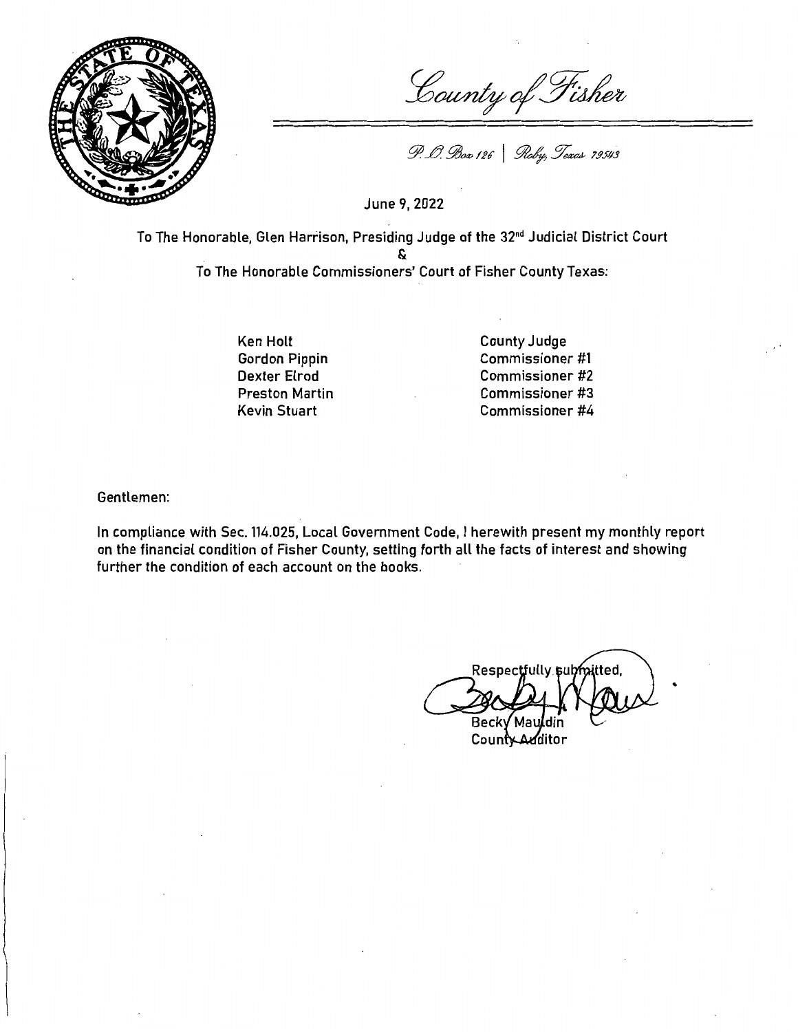*County of Fisher*

*P. O. Box 126 | Roby, Texas 79543*

June 9, 2022

To The Honorable, Glen Harrison, Presiding Judge of the 32nd Judicial District Court

&

To The Honorable Commissioners' Court of Fisher County Texas:

| | |
|---|---|
| Ken Holt | County Judge |
| Gordon Pippin | Commissioner #1 |
| Dexter Elrod | Commissioner #2 |
| Preston Martin | Commissioner #3 |
| Kevin Stuart | Commissioner #4 |

Gentlemen:

In compliance with Sec. 114.025, Local Government Code, I herewith present my monthly report on the financial condition of Fisher County, setting forth all the facts of interest and showing further the condition of each account on the books.

Respectfully submitted,

Becky Mauldin
County Auditor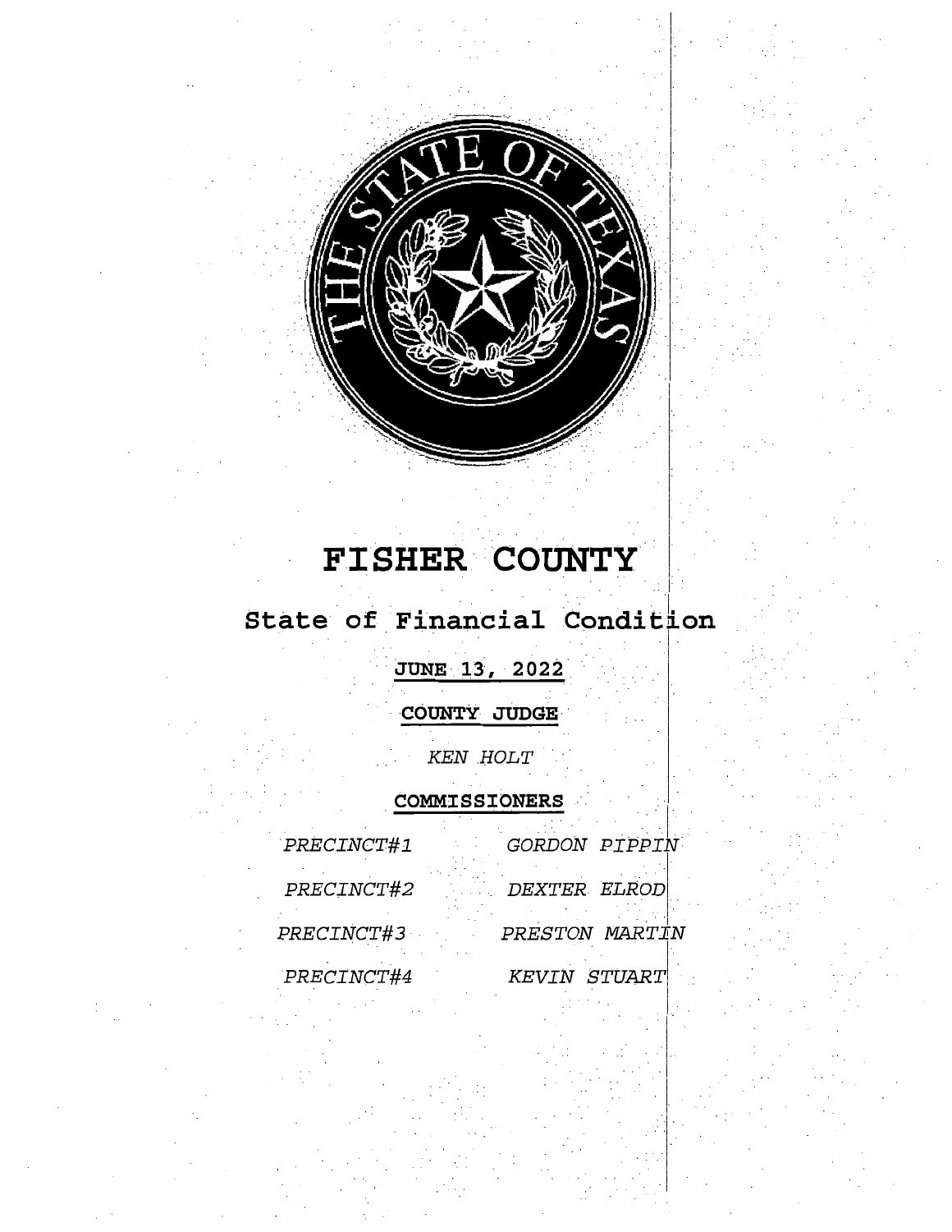# FISHER COUNTY

## State of Financial Condition

**JUNE 13, 2022**

**COUNTY JUDGE**

*KEN HOLT*

**COMMISSIONERS**

| | |
|---|---|
| *PRECINCT#1* | *GORDON PIPPIN* |
| *PRECINCT#2* | *DEXTER ELROD* |
| *PRECINCT#3* | *PRESTON MARTIN* |
| *PRECINCT#4* | *KEVIN STUART* |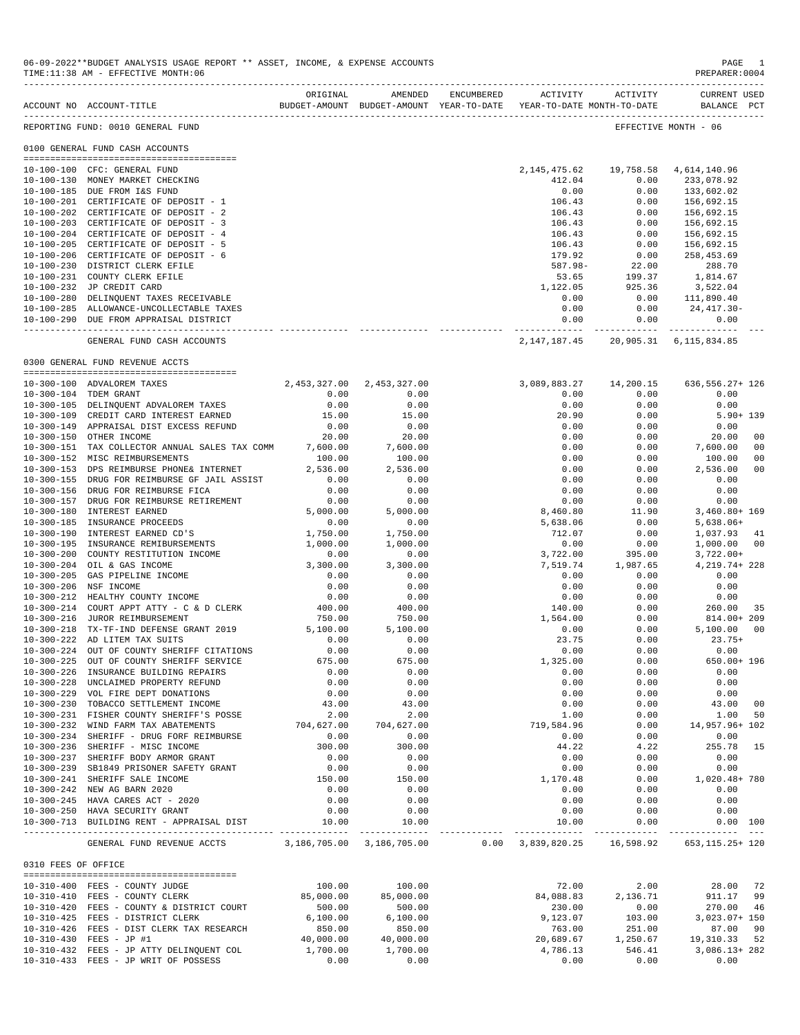06-09-2022**BUDGET ANALYSIS USAGE REPORT ** ASSET, INCOME, & EXPENSE ACCOUNTS
TIME:11:38 AM - EFFECTIVE MONTH:06

PREPARER:0004

| ACCOUNT NO | ACCOUNT-TITLE | ORIGINAL BUDGET-AMOUNT | AMENDED BUDGET-AMOUNT | ENCUMBERED YEAR-TO-DATE | ACTIVITY YEAR-TO-DATE | ACTIVITY MONTH-TO-DATE | CURRENT USED BALANCE | PCT |
|---|---|---|---|---|---|---|---|---|
| REPORTING FUND: 0010 GENERAL FUND | | | | | | | EFFECTIVE MONTH - 06 | |
| **0100 GENERAL FUND CASH ACCOUNTS** | | | | | | | | |
| 10-100-100 | CFC: GENERAL FUND | | | | 2,145,475.62 | 19,758.58 | 4,614,140.96 | |
| 10-100-130 | MONEY MARKET CHECKING | | | | 412.04 | 0.00 | 233,078.92 | |
| 10-100-185 | DUE FROM I&S FUND | | | | 0.00 | 0.00 | 133,602.02 | |
| 10-100-201 | CERTIFICATE OF DEPOSIT - 1 | | | | 106.43 | 0.00 | 156,692.15 | |
| 10-100-202 | CERTIFICATE OF DEPOSIT - 2 | | | | 106.43 | 0.00 | 156,692.15 | |
| 10-100-203 | CERTIFICATE OF DEPOSIT - 3 | | | | 106.43 | 0.00 | 156,692.15 | |
| 10-100-204 | CERTIFICATE OF DEPOSIT - 4 | | | | 106.43 | 0.00 | 156,692.15 | |
| 10-100-205 | CERTIFICATE OF DEPOSIT - 5 | | | | 106.43 | 0.00 | 156,692.15 | |
| 10-100-206 | CERTIFICATE OF DEPOSIT - 6 | | | | 179.92 | 0.00 | 258,453.69 | |
| 10-100-230 | DISTRICT CLERK EFILE | | | | 587.98- | 22.00 | 288.70 | |
| 10-100-231 | COUNTY CLERK EFILE | | | | 53.65 | 199.37 | 1,814.67 | |
| 10-100-232 | JP CREDIT CARD | | | | 1,122.05 | 925.36 | 3,522.04 | |
| 10-100-280 | DELINQUENT TAXES RECEIVABLE | | | | 0.00 | 0.00 | 111,890.40 | |
| 10-100-285 | ALLOWANCE-UNCOLLECTABLE TAXES | | | | 0.00 | 0.00 | 24,417.30- | |
| 10-100-290 | DUE FROM APPRAISAL DISTRICT | | | | 0.00 | 0.00 | 0.00 | |
| | GENERAL FUND CASH ACCOUNTS | | | | 2,147,187.45 | 20,905.31 | 6,115,834.85 | |
| **0300 GENERAL FUND REVENUE ACCTS** | | | | | | | | |
| 10-300-100 | ADVALOREM TAXES | 2,453,327.00 | 2,453,327.00 | | 3,089,883.27 | 14,200.15 | 636,556.27+ | 126 |
| 10-300-104 | TDEM GRANT | 0.00 | 0.00 | | 0.00 | 0.00 | 0.00 | |
| 10-300-105 | DELINQUENT ADVALOREM TAXES | 0.00 | 0.00 | | 0.00 | 0.00 | 0.00 | |
| 10-300-109 | CREDIT CARD INTEREST EARNED | 15.00 | 15.00 | | 20.90 | 0.00 | 5.90+ | 139 |
| 10-300-149 | APPRAISAL DIST EXCESS REFUND | 0.00 | 0.00 | | 0.00 | 0.00 | 0.00 | |
| 10-300-150 | OTHER INCOME | 20.00 | 20.00 | | 0.00 | 0.00 | 20.00 | 00 |
| 10-300-151 | TAX COLLECTOR ANNUAL SALES TAX COMM | 7,600.00 | 7,600.00 | | 0.00 | 0.00 | 7,600.00 | 00 |
| 10-300-152 | MISC REIMBURSEMENTS | 100.00 | 100.00 | | 0.00 | 0.00 | 100.00 | 00 |
| 10-300-153 | DPS REIMBURSE PHONE& INTERNET | 2,536.00 | 2,536.00 | | 0.00 | 0.00 | 2,536.00 | 00 |
| 10-300-155 | DRUG FOR REIMBURSE GF JAIL ASSIST | 0.00 | 0.00 | | 0.00 | 0.00 | 0.00 | |
| 10-300-156 | DRUG FOR REIMBURSE FICA | 0.00 | 0.00 | | 0.00 | 0.00 | 0.00 | |
| 10-300-157 | DRUG FOR REIMBURSE RETIREMENT | 0.00 | 0.00 | | 0.00 | 0.00 | 0.00 | |
| 10-300-180 | INTEREST EARNED | 5,000.00 | 5,000.00 | | 8,460.80 | 11.90 | 3,460.80+ | 169 |
| 10-300-185 | INSURANCE PROCEEDS | 0.00 | 0.00 | | 5,638.06 | 0.00 | 5,638.06+ | |
| 10-300-190 | INTEREST EARNED CD'S | 1,750.00 | 1,750.00 | | 712.07 | 0.00 | 1,037.93 | 41 |
| 10-300-195 | INSURANCE REMIBURSEMENTS | 1,000.00 | 1,000.00 | | 0.00 | 0.00 | 1,000.00 | 00 |
| 10-300-200 | COUNTY RESTITUTION INCOME | 0.00 | 0.00 | | 3,722.00 | 395.00 | 3,722.00+ | |
| 10-300-204 | OIL & GAS INCOME | 3,300.00 | 3,300.00 | | 7,519.74 | 1,987.65 | 4,219.74+ | 228 |
| 10-300-205 | GAS PIPELINE INCOME | 0.00 | 0.00 | | 0.00 | 0.00 | 0.00 | |
| 10-300-206 | NSF INCOME | 0.00 | 0.00 | | 0.00 | 0.00 | 0.00 | |
| 10-300-212 | HEALTHY COUNTY INCOME | 0.00 | 0.00 | | 0.00 | 0.00 | 0.00 | |
| 10-300-214 | COURT APPT ATTY - C & D CLERK | 400.00 | 400.00 | | 140.00 | 0.00 | 260.00 | 35 |
| 10-300-216 | JUROR REIMBURSEMENT | 750.00 | 750.00 | | 1,564.00 | 0.00 | 814.00+ | 209 |
| 10-300-218 | TX-TF-IND DEFENSE GRANT 2019 | 5,100.00 | 5,100.00 | | 0.00 | 0.00 | 5,100.00 | 00 |
| 10-300-222 | AD LITEM TAX SUITS | 0.00 | 0.00 | | 23.75 | 0.00 | 23.75+ | |
| 10-300-224 | OUT OF COUNTY SHERIFF CITATIONS | 0.00 | 0.00 | | 0.00 | 0.00 | 0.00 | |
| 10-300-225 | OUT OF COUNTY SHERIFF SERVICE | 675.00 | 675.00 | | 1,325.00 | 0.00 | 650.00+ | 196 |
| 10-300-226 | INSURANCE BUILDING REPAIRS | 0.00 | 0.00 | | 0.00 | 0.00 | 0.00 | |
| 10-300-228 | UNCLAIMED PROPERTY REFUND | 0.00 | 0.00 | | 0.00 | 0.00 | 0.00 | |
| 10-300-229 | VOL FIRE DEPT DONATIONS | 0.00 | 0.00 | | 0.00 | 0.00 | 0.00 | |
| 10-300-230 | TOBACCO SETTLEMENT INCOME | 43.00 | 43.00 | | 0.00 | 0.00 | 43.00 | 00 |
| 10-300-231 | FISHER COUNTY SHERIFF'S POSSE | 2.00 | 2.00 | | 1.00 | 0.00 | 1.00 | 50 |
| 10-300-232 | WIND FARM TAX ABATEMENTS | 704,627.00 | 704,627.00 | | 719,584.96 | 0.00 | 14,957.96+ | 102 |
| 10-300-234 | SHERIFF - DRUG FORF REIMBURSE | 0.00 | 0.00 | | 0.00 | 0.00 | 0.00 | |
| 10-300-236 | SHERIFF - MISC INCOME | 300.00 | 300.00 | | 44.22 | 4.22 | 255.78 | 15 |
| 10-300-237 | SHERIFF BODY ARMOR GRANT | 0.00 | 0.00 | | 0.00 | 0.00 | 0.00 | |
| 10-300-239 | SB1849 PRISONER SAFETY GRANT | 0.00 | 0.00 | | 0.00 | 0.00 | 0.00 | |
| 10-300-241 | SHERIFF SALE INCOME | 150.00 | 150.00 | | 1,170.48 | 0.00 | 1,020.48+ | 780 |
| 10-300-242 | NEW AG BARN 2020 | 0.00 | 0.00 | | 0.00 | 0.00 | 0.00 | |
| 10-300-245 | HAVA CARES ACT - 2020 | 0.00 | 0.00 | | 0.00 | 0.00 | 0.00 | |
| 10-300-250 | HAVA SECURITY GRANT | 0.00 | 0.00 | | 0.00 | 0.00 | 0.00 | |
| 10-300-713 | BUILDING RENT - APPRAISAL DIST | 10.00 | 10.00 | | 10.00 | 0.00 | 0.00 | 100 |
| | GENERAL FUND REVENUE ACCTS | 3,186,705.00 | 3,186,705.00 | 0.00 | 3,839,820.25 | 16,598.92 | 653,115.25+ | 120 |
| **0310 FEES OF OFFICE** | | | | | | | | |
| 10-310-400 | FEES - COUNTY JUDGE | 100.00 | 100.00 | | 72.00 | 2.00 | 28.00 | 72 |
| 10-310-410 | FEES - COUNTY CLERK | 85,000.00 | 85,000.00 | | 84,088.83 | 2,136.71 | 911.17 | 99 |
| 10-310-420 | FEES - COUNTY & DISTRICT COURT | 500.00 | 500.00 | | 230.00 | 0.00 | 270.00 | 46 |
| 10-310-425 | FEES - DISTRICT CLERK | 6,100.00 | 6,100.00 | | 9,123.07 | 103.00 | 3,023.07+ | 150 |
| 10-310-426 | FEES - DIST CLERK TAX RESEARCH | 850.00 | 850.00 | | 763.00 | 251.00 | 87.00 | 90 |
| 10-310-430 | FEES - JP #1 | 40,000.00 | 40,000.00 | | 20,689.67 | 1,250.67 | 19,310.33 | 52 |
| 10-310-432 | FEES - JP ATTY DELINQUENT COL | 1,700.00 | 1,700.00 | | 4,786.13 | 546.41 | 3,086.13+ | 282 |
| 10-310-433 | FEES - JP WRIT OF POSSESS | 0.00 | 0.00 | | 0.00 | 0.00 | 0.00 | |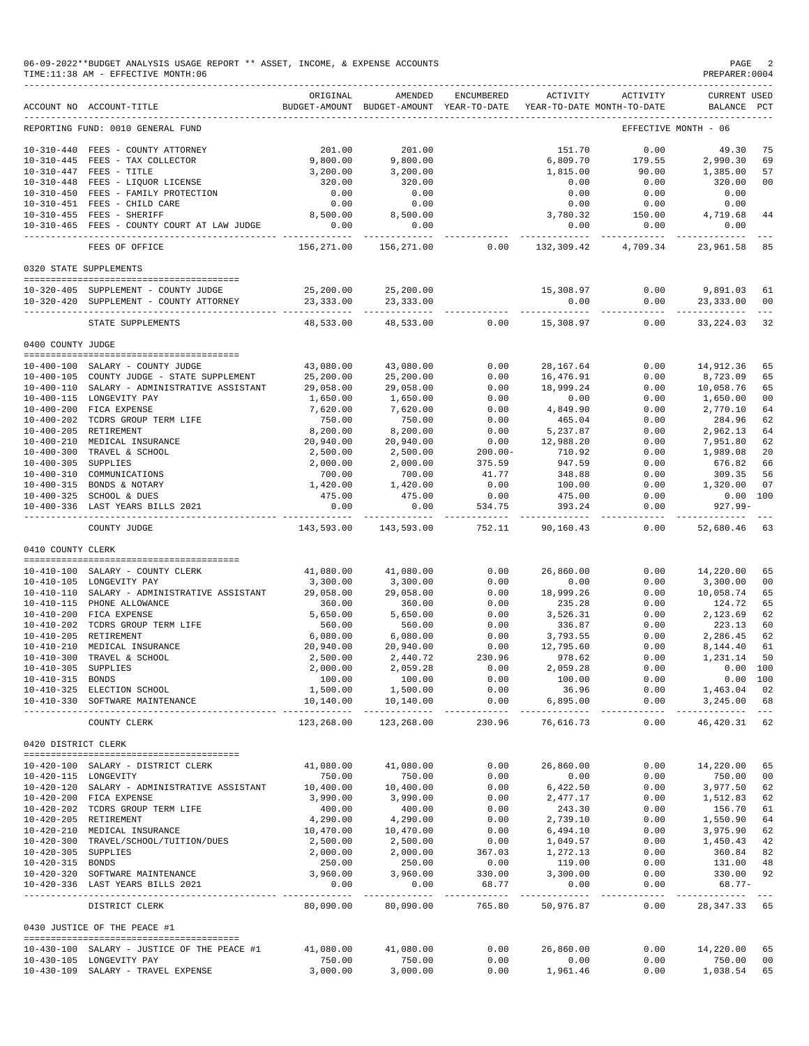06-09-2022**BUDGET ANALYSIS USAGE REPORT ** ASSET, INCOME, & EXPENSE ACCOUNTS
TIME:11:38 AM - EFFECTIVE MONTH:06
PREPARER:0004

| ACCOUNT NO | ACCOUNT-TITLE | ORIGINAL BUDGET-AMOUNT | AMENDED BUDGET-AMOUNT | ENCUMBERED YEAR-TO-DATE | ACTIVITY YEAR-TO-DATE | ACTIVITY MONTH-TO-DATE | CURRENT BALANCE | USED PCT |
|---|---|---|---|---|---|---|---|---|
| REPORTING FUND: 0010 GENERAL FUND | | | | | | EFFECTIVE MONTH - 06 | | |
| 10-310-440 | FEES - COUNTY ATTORNEY | 201.00 | 201.00 | | 151.70 | 0.00 | 49.30 | 75 |
| 10-310-445 | FEES - TAX COLLECTOR | 9,800.00 | 9,800.00 | | 6,809.70 | 179.55 | 2,990.30 | 69 |
| 10-310-447 | FEES - TITLE | 3,200.00 | 3,200.00 | | 1,815.00 | 90.00 | 1,385.00 | 57 |
| 10-310-448 | FEES - LIQUOR LICENSE | 320.00 | 320.00 | | 0.00 | 0.00 | 320.00 | 00 |
| 10-310-450 | FEES - FAMILY PROTECTION | 0.00 | 0.00 | | 0.00 | 0.00 | 0.00 | |
| 10-310-451 | FEES - CHILD CARE | 0.00 | 0.00 | | 0.00 | 0.00 | 0.00 | |
| 10-310-455 | FEES - SHERIFF | 8,500.00 | 8,500.00 | | 3,780.32 | 150.00 | 4,719.68 | 44 |
| 10-310-465 | FEES - COUNTY COURT AT LAW JUDGE | 0.00 | 0.00 | | 0.00 | 0.00 | 0.00 | |
| | FEES OF OFFICE | 156,271.00 | 156,271.00 | 0.00 | 132,309.42 | 4,709.34 | 23,961.58 | 85 |
| 0320 STATE SUPPLEMENTS | | | | | | | | |
| 10-320-405 | SUPPLEMENT - COUNTY JUDGE | 25,200.00 | 25,200.00 | | 15,308.97 | 0.00 | 9,891.03 | 61 |
| 10-320-420 | SUPPLEMENT - COUNTY ATTORNEY | 23,333.00 | 23,333.00 | | 0.00 | 0.00 | 23,333.00 | 00 |
| | STATE SUPPLEMENTS | 48,533.00 | 48,533.00 | 0.00 | 15,308.97 | 0.00 | 33,224.03 | 32 |
| 0400 COUNTY JUDGE | | | | | | | | |
| 10-400-100 | SALARY - COUNTY JUDGE | 43,080.00 | 43,080.00 | 0.00 | 28,167.64 | 0.00 | 14,912.36 | 65 |
| 10-400-105 | COUNTY JUDGE - STATE SUPPLEMENT | 25,200.00 | 25,200.00 | 0.00 | 16,476.91 | 0.00 | 8,723.09 | 65 |
| 10-400-110 | SALARY - ADMINISTRATIVE ASSISTANT | 29,058.00 | 29,058.00 | 0.00 | 18,999.24 | 0.00 | 10,058.76 | 65 |
| 10-400-115 | LONGEVITY PAY | 1,650.00 | 1,650.00 | 0.00 | 0.00 | 0.00 | 1,650.00 | 00 |
| 10-400-200 | FICA EXPENSE | 7,620.00 | 7,620.00 | 0.00 | 4,849.90 | 0.00 | 2,770.10 | 64 |
| 10-400-202 | TCDRS GROUP TERM LIFE | 750.00 | 750.00 | 0.00 | 465.04 | 0.00 | 284.96 | 62 |
| 10-400-205 | RETIREMENT | 8,200.00 | 8,200.00 | 0.00 | 5,237.87 | 0.00 | 2,962.13 | 64 |
| 10-400-210 | MEDICAL INSURANCE | 20,940.00 | 20,940.00 | 0.00 | 12,988.20 | 0.00 | 7,951.80 | 62 |
| 10-400-300 | TRAVEL & SCHOOL | 2,500.00 | 2,500.00 | 200.00- | 710.92 | 0.00 | 1,989.08 | 20 |
| 10-400-305 | SUPPLIES | 2,000.00 | 2,000.00 | 375.59 | 947.59 | 0.00 | 676.82 | 66 |
| 10-400-310 | COMMUNICATIONS | 700.00 | 700.00 | 41.77 | 348.88 | 0.00 | 309.35 | 56 |
| 10-400-315 | BONDS & NOTARY | 1,420.00 | 1,420.00 | 0.00 | 100.00 | 0.00 | 1,320.00 | 07 |
| 10-400-325 | SCHOOL & DUES | 475.00 | 475.00 | 0.00 | 475.00 | 0.00 | 0.00 | 100 |
| 10-400-336 | LAST YEARS BILLS 2021 | 0.00 | 0.00 | 534.75 | 393.24 | 0.00 | 927.99- | |
| | COUNTY JUDGE | 143,593.00 | 143,593.00 | 752.11 | 90,160.43 | 0.00 | 52,680.46 | 63 |
| 0410 COUNTY CLERK | | | | | | | | |
| 10-410-100 | SALARY - COUNTY CLERK | 41,080.00 | 41,080.00 | 0.00 | 26,860.00 | 0.00 | 14,220.00 | 65 |
| 10-410-105 | LONGEVITY PAY | 3,300.00 | 3,300.00 | 0.00 | 0.00 | 0.00 | 3,300.00 | 00 |
| 10-410-110 | SALARY - ADMINISTRATIVE ASSISTANT | 29,058.00 | 29,058.00 | 0.00 | 18,999.26 | 0.00 | 10,058.74 | 65 |
| 10-410-115 | PHONE ALLOWANCE | 360.00 | 360.00 | 0.00 | 235.28 | 0.00 | 124.72 | 65 |
| 10-410-200 | FICA EXPENSE | 5,650.00 | 5,650.00 | 0.00 | 3,526.31 | 0.00 | 2,123.69 | 62 |
| 10-410-202 | TCDRS GROUP TERM LIFE | 560.00 | 560.00 | 0.00 | 336.87 | 0.00 | 223.13 | 60 |
| 10-410-205 | RETIREMENT | 6,080.00 | 6,080.00 | 0.00 | 3,793.55 | 0.00 | 2,286.45 | 62 |
| 10-410-210 | MEDICAL INSURANCE | 20,940.00 | 20,940.00 | 0.00 | 12,795.60 | 0.00 | 8,144.40 | 61 |
| 10-410-300 | TRAVEL & SCHOOL | 2,500.00 | 2,440.72 | 230.96 | 978.62 | 0.00 | 1,231.14 | 50 |
| 10-410-305 | SUPPLIES | 2,000.00 | 2,059.28 | 0.00 | 2,059.28 | 0.00 | 0.00 | 100 |
| 10-410-315 | BONDS | 100.00 | 100.00 | 0.00 | 100.00 | 0.00 | 0.00 | 100 |
| 10-410-325 | ELECTION SCHOOL | 1,500.00 | 1,500.00 | 0.00 | 36.96 | 0.00 | 1,463.04 | 02 |
| 10-410-330 | SOFTWARE MAINTENANCE | 10,140.00 | 10,140.00 | 0.00 | 6,895.00 | 0.00 | 3,245.00 | 68 |
| | COUNTY CLERK | 123,268.00 | 123,268.00 | 230.96 | 76,616.73 | 0.00 | 46,420.31 | 62 |
| 0420 DISTRICT CLERK | | | | | | | | |
| 10-420-100 | SALARY - DISTRICT CLERK | 41,080.00 | 41,080.00 | 0.00 | 26,860.00 | 0.00 | 14,220.00 | 65 |
| 10-420-115 | LONGEVITY | 750.00 | 750.00 | 0.00 | 0.00 | 0.00 | 750.00 | 00 |
| 10-420-120 | SALARY - ADMINISTRATIVE ASSISTANT | 10,400.00 | 10,400.00 | 0.00 | 6,422.50 | 0.00 | 3,977.50 | 62 |
| 10-420-200 | FICA EXPENSE | 3,990.00 | 3,990.00 | 0.00 | 2,477.17 | 0.00 | 1,512.83 | 62 |
| 10-420-202 | TCDRS GROUP TERM LIFE | 400.00 | 400.00 | 0.00 | 243.30 | 0.00 | 156.70 | 61 |
| 10-420-205 | RETIREMENT | 4,290.00 | 4,290.00 | 0.00 | 2,739.10 | 0.00 | 1,550.90 | 64 |
| 10-420-210 | MEDICAL INSURANCE | 10,470.00 | 10,470.00 | 0.00 | 6,494.10 | 0.00 | 3,975.90 | 62 |
| 10-420-300 | TRAVEL/SCHOOL/TUITION/DUES | 2,500.00 | 2,500.00 | 0.00 | 1,049.57 | 0.00 | 1,450.43 | 42 |
| 10-420-305 | SUPPLIES | 2,000.00 | 2,000.00 | 367.03 | 1,272.13 | 0.00 | 360.84 | 82 |
| 10-420-315 | BONDS | 250.00 | 250.00 | 0.00 | 119.00 | 0.00 | 131.00 | 48 |
| 10-420-320 | SOFTWARE MAINTENANCE | 3,960.00 | 3,960.00 | 330.00 | 3,300.00 | 0.00 | 330.00 | 92 |
| 10-420-336 | LAST YEARS BILLS 2021 | 0.00 | 0.00 | 68.77 | 0.00 | 0.00 | 68.77- | |
| | DISTRICT CLERK | 80,090.00 | 80,090.00 | 765.80 | 50,976.87 | 0.00 | 28,347.33 | 65 |
| 0430 JUSTICE OF THE PEACE #1 | | | | | | | | |
| 10-430-100 | SALARY - JUSTICE OF THE PEACE #1 | 41,080.00 | 41,080.00 | 0.00 | 26,860.00 | 0.00 | 14,220.00 | 65 |
| 10-430-105 | LONGEVITY PAY | 750.00 | 750.00 | 0.00 | 0.00 | 0.00 | 750.00 | 00 |
| 10-430-109 | SALARY - TRAVEL EXPENSE | 3,000.00 | 3,000.00 | 0.00 | 1,961.46 | 0.00 | 1,038.54 | 65 |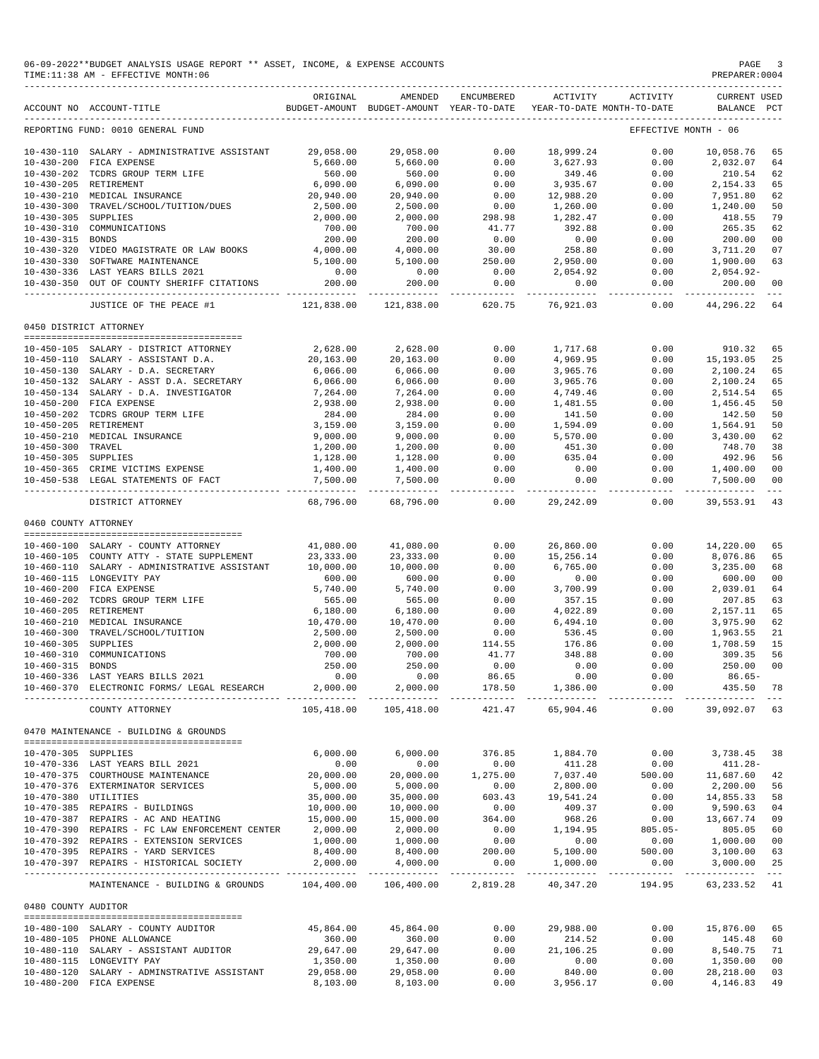06-09-2022**BUDGET ANALYSIS USAGE REPORT ** ASSET, INCOME, & EXPENSE ACCOUNTS
TIME:11:38 AM - EFFECTIVE MONTH:06
PREPARER:0004

| ACCOUNT NO | ACCOUNT-TITLE | ORIGINAL BUDGET-AMOUNT | AMENDED BUDGET-AMOUNT | ENCUMBERED YEAR-TO-DATE | ACTIVITY YEAR-TO-DATE | ACTIVITY MONTH-TO-DATE | CURRENT BALANCE | USED PCT |
|---|---|---|---|---|---|---|---|---|
| REPORTING FUND: 0010 GENERAL FUND | | | | | | EFFECTIVE MONTH - 06 | | |
| 10-430-110 | SALARY - ADMINISTRATIVE ASSISTANT | 29,058.00 | 29,058.00 | 0.00 | 18,999.24 | 0.00 | 10,058.76 | 65 |
| 10-430-200 | FICA EXPENSE | 5,660.00 | 5,660.00 | 0.00 | 3,627.93 | 0.00 | 2,032.07 | 64 |
| 10-430-202 | TCDRS GROUP TERM LIFE | 560.00 | 560.00 | 0.00 | 349.46 | 0.00 | 210.54 | 62 |
| 10-430-205 | RETIREMENT | 6,090.00 | 6,090.00 | 0.00 | 3,935.67 | 0.00 | 2,154.33 | 65 |
| 10-430-210 | MEDICAL INSURANCE | 20,940.00 | 20,940.00 | 0.00 | 12,988.20 | 0.00 | 7,951.80 | 62 |
| 10-430-300 | TRAVEL/SCHOOL/TUITION/DUES | 2,500.00 | 2,500.00 | 0.00 | 1,260.00 | 0.00 | 1,240.00 | 50 |
| 10-430-305 | SUPPLIES | 2,000.00 | 2,000.00 | 298.98 | 1,282.47 | 0.00 | 418.55 | 79 |
| 10-430-310 | COMMUNICATIONS | 700.00 | 700.00 | 41.77 | 392.88 | 0.00 | 265.35 | 62 |
| 10-430-315 | BONDS | 200.00 | 200.00 | 0.00 | 0.00 | 0.00 | 200.00 | 00 |
| 10-430-320 | VIDEO MAGISTRATE OR LAW BOOKS | 4,000.00 | 4,000.00 | 30.00 | 258.80 | 0.00 | 3,711.20 | 07 |
| 10-430-330 | SOFTWARE MAINTENANCE | 5,100.00 | 5,100.00 | 250.00 | 2,950.00 | 0.00 | 1,900.00 | 63 |
| 10-430-336 | LAST YEARS BILLS 2021 | 0.00 | 0.00 | 0.00 | 2,054.92 | 0.00 | 2,054.92- | |
| 10-430-350 | OUT OF COUNTY SHERIFF CITATIONS | 200.00 | 200.00 | 0.00 | 0.00 | 0.00 | 200.00 | 00 |
| | JUSTICE OF THE PEACE #1 | 121,838.00 | 121,838.00 | 620.75 | 76,921.03 | 0.00 | 44,296.22 | 64 |
| 0450 DISTRICT ATTORNEY | | | | | | | | |
| 10-450-105 | SALARY - DISTRICT ATTORNEY | 2,628.00 | 2,628.00 | 0.00 | 1,717.68 | 0.00 | 910.32 | 65 |
| 10-450-110 | SALARY - ASSISTANT D.A. | 20,163.00 | 20,163.00 | 0.00 | 4,969.95 | 0.00 | 15,193.05 | 25 |
| 10-450-130 | SALARY - D.A. SECRETARY | 6,066.00 | 6,066.00 | 0.00 | 3,965.76 | 0.00 | 2,100.24 | 65 |
| 10-450-132 | SALARY - ASST D.A. SECRETARY | 6,066.00 | 6,066.00 | 0.00 | 3,965.76 | 0.00 | 2,100.24 | 65 |
| 10-450-134 | SALARY - D.A. INVESTIGATOR | 7,264.00 | 7,264.00 | 0.00 | 4,749.46 | 0.00 | 2,514.54 | 65 |
| 10-450-200 | FICA EXPENSE | 2,938.00 | 2,938.00 | 0.00 | 1,481.55 | 0.00 | 1,456.45 | 50 |
| 10-450-202 | TCDRS GROUP TERM LIFE | 284.00 | 284.00 | 0.00 | 141.50 | 0.00 | 142.50 | 50 |
| 10-450-205 | RETIREMENT | 3,159.00 | 3,159.00 | 0.00 | 1,594.09 | 0.00 | 1,564.91 | 50 |
| 10-450-210 | MEDICAL INSURANCE | 9,000.00 | 9,000.00 | 0.00 | 5,570.00 | 0.00 | 3,430.00 | 62 |
| 10-450-300 | TRAVEL | 1,200.00 | 1,200.00 | 0.00 | 451.30 | 0.00 | 748.70 | 38 |
| 10-450-305 | SUPPLIES | 1,128.00 | 1,128.00 | 0.00 | 635.04 | 0.00 | 492.96 | 56 |
| 10-450-365 | CRIME VICTIMS EXPENSE | 1,400.00 | 1,400.00 | 0.00 | 0.00 | 0.00 | 1,400.00 | 00 |
| 10-450-538 | LEGAL STATEMENTS OF FACT | 7,500.00 | 7,500.00 | 0.00 | 0.00 | 0.00 | 7,500.00 | 00 |
| | DISTRICT ATTORNEY | 68,796.00 | 68,796.00 | 0.00 | 29,242.09 | 0.00 | 39,553.91 | 43 |
| 0460 COUNTY ATTORNEY | | | | | | | | |
| 10-460-100 | SALARY - COUNTY ATTORNEY | 41,080.00 | 41,080.00 | 0.00 | 26,860.00 | 0.00 | 14,220.00 | 65 |
| 10-460-105 | COUNTY ATTY - STATE SUPPLEMENT | 23,333.00 | 23,333.00 | 0.00 | 15,256.14 | 0.00 | 8,076.86 | 65 |
| 10-460-110 | SALARY - ADMINISTRATIVE ASSISTANT | 10,000.00 | 10,000.00 | 0.00 | 6,765.00 | 0.00 | 3,235.00 | 68 |
| 10-460-115 | LONGEVITY PAY | 600.00 | 600.00 | 0.00 | 0.00 | 0.00 | 600.00 | 00 |
| 10-460-200 | FICA EXPENSE | 5,740.00 | 5,740.00 | 0.00 | 3,700.99 | 0.00 | 2,039.01 | 64 |
| 10-460-202 | TCDRS GROUP TERM LIFE | 565.00 | 565.00 | 0.00 | 357.15 | 0.00 | 207.85 | 63 |
| 10-460-205 | RETIREMENT | 6,180.00 | 6,180.00 | 0.00 | 4,022.89 | 0.00 | 2,157.11 | 65 |
| 10-460-210 | MEDICAL INSURANCE | 10,470.00 | 10,470.00 | 0.00 | 6,494.10 | 0.00 | 3,975.90 | 62 |
| 10-460-300 | TRAVEL/SCHOOL/TUITION | 2,500.00 | 2,500.00 | 0.00 | 536.45 | 0.00 | 1,963.55 | 21 |
| 10-460-305 | SUPPLIES | 2,000.00 | 2,000.00 | 114.55 | 176.86 | 0.00 | 1,708.59 | 15 |
| 10-460-310 | COMMUNICATIONS | 700.00 | 700.00 | 41.77 | 348.88 | 0.00 | 309.35 | 56 |
| 10-460-315 | BONDS | 250.00 | 250.00 | 0.00 | 0.00 | 0.00 | 250.00 | 00 |
| 10-460-336 | LAST YEARS BILLS 2021 | 0.00 | 0.00 | 86.65 | 0.00 | 0.00 | 86.65- | |
| 10-460-370 | ELECTRONIC FORMS/ LEGAL RESEARCH | 2,000.00 | 2,000.00 | 178.50 | 1,386.00 | 0.00 | 435.50 | 78 |
| | COUNTY ATTORNEY | 105,418.00 | 105,418.00 | 421.47 | 65,904.46 | 0.00 | 39,092.07 | 63 |
| 0470 MAINTENANCE - BUILDING & GROUNDS | | | | | | | | |
| 10-470-305 | SUPPLIES | 6,000.00 | 6,000.00 | 376.85 | 1,884.70 | 0.00 | 3,738.45 | 38 |
| 10-470-336 | LAST YEARS BILL 2021 | 0.00 | 0.00 | 0.00 | 411.28 | 0.00 | 411.28- | |
| 10-470-375 | COURTHOUSE MAINTENANCE | 20,000.00 | 20,000.00 | 1,275.00 | 7,037.40 | 500.00 | 11,687.60 | 42 |
| 10-470-376 | EXTERMINATOR SERVICES | 5,000.00 | 5,000.00 | 0.00 | 2,800.00 | 0.00 | 2,200.00 | 56 |
| 10-470-380 | UTILITIES | 35,000.00 | 35,000.00 | 603.43 | 19,541.24 | 0.00 | 14,855.33 | 58 |
| 10-470-385 | REPAIRS - BUILDINGS | 10,000.00 | 10,000.00 | 0.00 | 409.37 | 0.00 | 9,590.63 | 04 |
| 10-470-387 | REPAIRS - AC AND HEATING | 15,000.00 | 15,000.00 | 364.00 | 968.26 | 0.00 | 13,667.74 | 09 |
| 10-470-390 | REPAIRS - FC LAW ENFORCEMENT CENTER | 2,000.00 | 2,000.00 | 0.00 | 1,194.95 | 805.05- | 805.05 | 60 |
| 10-470-392 | REPAIRS - EXTENSION SERVICES | 1,000.00 | 1,000.00 | 0.00 | 0.00 | 0.00 | 1,000.00 | 00 |
| 10-470-395 | REPAIRS - YARD SERVICES | 8,400.00 | 8,400.00 | 200.00 | 5,100.00 | 500.00 | 3,100.00 | 63 |
| 10-470-397 | REPAIRS - HISTORICAL SOCIETY | 2,000.00 | 4,000.00 | 0.00 | 1,000.00 | 0.00 | 3,000.00 | 25 |
| | MAINTENANCE - BUILDING & GROUNDS | 104,400.00 | 106,400.00 | 2,819.28 | 40,347.20 | 194.95 | 63,233.52 | 41 |
| 0480 COUNTY AUDITOR | | | | | | | | |
| 10-480-100 | SALARY - COUNTY AUDITOR | 45,864.00 | 45,864.00 | 0.00 | 29,988.00 | 0.00 | 15,876.00 | 65 |
| 10-480-105 | PHONE ALLOWANCE | 360.00 | 360.00 | 0.00 | 214.52 | 0.00 | 145.48 | 60 |
| 10-480-110 | SALARY - ASSISTANT AUDITOR | 29,647.00 | 29,647.00 | 0.00 | 21,106.25 | 0.00 | 8,540.75 | 71 |
| 10-480-115 | LONGEVITY PAY | 1,350.00 | 1,350.00 | 0.00 | 0.00 | 0.00 | 1,350.00 | 00 |
| 10-480-120 | SALARY - ADMINSTRATIVE ASSISTANT | 29,058.00 | 29,058.00 | 0.00 | 840.00 | 0.00 | 28,218.00 | 03 |
| 10-480-200 | FICA EXPENSE | 8,103.00 | 8,103.00 | 0.00 | 3,956.17 | 0.00 | 4,146.83 | 49 |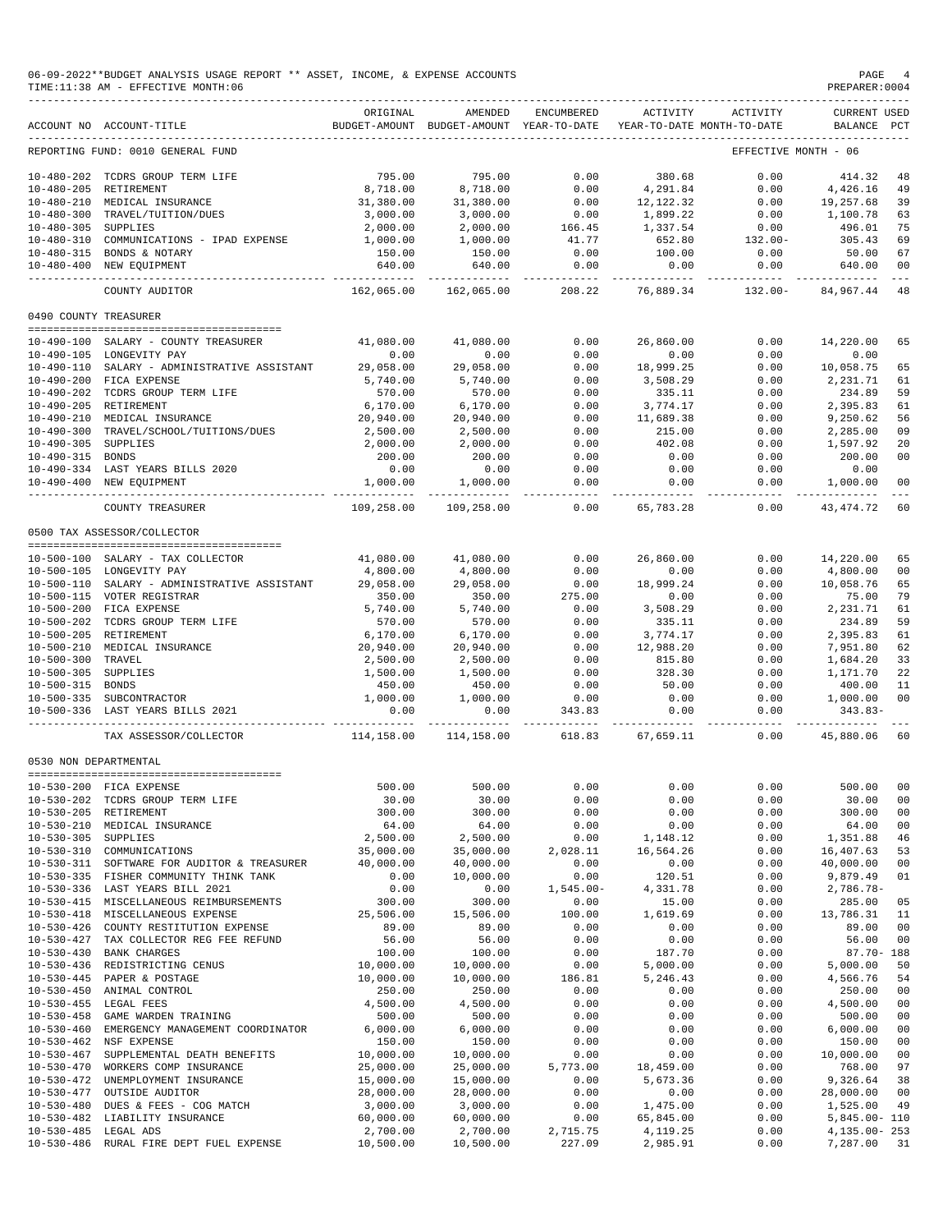06-09-2022**BUDGET ANALYSIS USAGE REPORT ** ASSET, INCOME, & EXPENSE ACCOUNTS
TIME:11:38 AM - EFFECTIVE MONTH:06

PREPARER:0004

| ACCOUNT NO | ACCOUNT-TITLE | ORIGINAL BUDGET-AMOUNT | AMENDED BUDGET-AMOUNT | ENCUMBERED YEAR-TO-DATE | ACTIVITY YEAR-TO-DATE | ACTIVITY MONTH-TO-DATE | CURRENT BALANCE | USED PCT |
|---|---|---|---|---|---|---|---|---|
| REPORTING FUND: 0010 GENERAL FUND | | | | | | EFFECTIVE MONTH - 06 | | |
| 10-480-202 | TCDRS GROUP TERM LIFE | 795.00 | 795.00 | 0.00 | 380.68 | 0.00 | 414.32 | 48 |
| 10-480-205 | RETIREMENT | 8,718.00 | 8,718.00 | 0.00 | 4,291.84 | 0.00 | 4,426.16 | 49 |
| 10-480-210 | MEDICAL INSURANCE | 31,380.00 | 31,380.00 | 0.00 | 12,122.32 | 0.00 | 19,257.68 | 39 |
| 10-480-300 | TRAVEL/TUITION/DUES | 3,000.00 | 3,000.00 | 0.00 | 1,899.22 | 0.00 | 1,100.78 | 63 |
| 10-480-305 | SUPPLIES | 2,000.00 | 2,000.00 | 166.45 | 1,337.54 | 0.00 | 496.01 | 75 |
| 10-480-310 | COMMUNICATIONS - IPAD EXPENSE | 1,000.00 | 1,000.00 | 41.77 | 652.80 | 132.00- | 305.43 | 69 |
| 10-480-315 | BONDS & NOTARY | 150.00 | 150.00 | 0.00 | 100.00 | 0.00 | 50.00 | 67 |
| 10-480-400 | NEW EQUIPMENT | 640.00 | 640.00 | 0.00 | 0.00 | 0.00 | 640.00 | 00 |
| | COUNTY AUDITOR | 162,065.00 | 162,065.00 | 208.22 | 76,889.34 | 132.00- | 84,967.44 | 48 |
| 0490 COUNTY TREASURER | | | | | | | | |
| 10-490-100 | SALARY - COUNTY TREASURER | 41,080.00 | 41,080.00 | 0.00 | 26,860.00 | 0.00 | 14,220.00 | 65 |
| 10-490-105 | LONGEVITY PAY | 0.00 | 0.00 | 0.00 | 0.00 | 0.00 | 0.00 | |
| 10-490-110 | SALARY - ADMINISTRATIVE ASSISTANT | 29,058.00 | 29,058.00 | 0.00 | 18,999.25 | 0.00 | 10,058.75 | 65 |
| 10-490-200 | FICA EXPENSE | 5,740.00 | 5,740.00 | 0.00 | 3,508.29 | 0.00 | 2,231.71 | 61 |
| 10-490-202 | TCDRS GROUP TERM LIFE | 570.00 | 570.00 | 0.00 | 335.11 | 0.00 | 234.89 | 59 |
| 10-490-205 | RETIREMENT | 6,170.00 | 6,170.00 | 0.00 | 3,774.17 | 0.00 | 2,395.83 | 61 |
| 10-490-210 | MEDICAL INSURANCE | 20,940.00 | 20,940.00 | 0.00 | 11,689.38 | 0.00 | 9,250.62 | 56 |
| 10-490-300 | TRAVEL/SCHOOL/TUITIONS/DUES | 2,500.00 | 2,500.00 | 0.00 | 215.00 | 0.00 | 2,285.00 | 09 |
| 10-490-305 | SUPPLIES | 2,000.00 | 2,000.00 | 0.00 | 402.08 | 0.00 | 1,597.92 | 20 |
| 10-490-315 | BONDS | 200.00 | 200.00 | 0.00 | 0.00 | 0.00 | 200.00 | 00 |
| 10-490-334 | LAST YEARS BILLS 2020 | 0.00 | 0.00 | 0.00 | 0.00 | 0.00 | 0.00 | |
| 10-490-400 | NEW EQUIPMENT | 1,000.00 | 1,000.00 | 0.00 | 0.00 | 0.00 | 1,000.00 | 00 |
| | COUNTY TREASURER | 109,258.00 | 109,258.00 | 0.00 | 65,783.28 | 0.00 | 43,474.72 | 60 |
| 0500 TAX ASSESSOR/COLLECTOR | | | | | | | | |
| 10-500-100 | SALARY - TAX COLLECTOR | 41,080.00 | 41,080.00 | 0.00 | 26,860.00 | 0.00 | 14,220.00 | 65 |
| 10-500-105 | LONGEVITY PAY | 4,800.00 | 4,800.00 | 0.00 | 0.00 | 0.00 | 4,800.00 | 00 |
| 10-500-110 | SALARY - ADMINISTRATIVE ASSISTANT | 29,058.00 | 29,058.00 | 0.00 | 18,999.24 | 0.00 | 10,058.76 | 65 |
| 10-500-115 | VOTER REGISTRAR | 350.00 | 350.00 | 275.00 | 0.00 | 0.00 | 75.00 | 79 |
| 10-500-200 | FICA EXPENSE | 5,740.00 | 5,740.00 | 0.00 | 3,508.29 | 0.00 | 2,231.71 | 61 |
| 10-500-202 | TCDRS GROUP TERM LIFE | 570.00 | 570.00 | 0.00 | 335.11 | 0.00 | 234.89 | 59 |
| 10-500-205 | RETIREMENT | 6,170.00 | 6,170.00 | 0.00 | 3,774.17 | 0.00 | 2,395.83 | 61 |
| 10-500-210 | MEDICAL INSURANCE | 20,940.00 | 20,940.00 | 0.00 | 12,988.20 | 0.00 | 7,951.80 | 62 |
| 10-500-300 | TRAVEL | 2,500.00 | 2,500.00 | 0.00 | 815.80 | 0.00 | 1,684.20 | 33 |
| 10-500-305 | SUPPLIES | 1,500.00 | 1,500.00 | 0.00 | 328.30 | 0.00 | 1,171.70 | 22 |
| 10-500-315 | BONDS | 450.00 | 450.00 | 0.00 | 50.00 | 0.00 | 400.00 | 11 |
| 10-500-335 | SUBCONTRACTOR | 1,000.00 | 1,000.00 | 0.00 | 0.00 | 0.00 | 1,000.00 | 00 |
| 10-500-336 | LAST YEARS BILLS 2021 | 0.00 | 0.00 | 343.83 | 0.00 | 0.00 | 343.83- | |
| | TAX ASSESSOR/COLLECTOR | 114,158.00 | 114,158.00 | 618.83 | 67,659.11 | 0.00 | 45,880.06 | 60 |
| 0530 NON DEPARTMENTAL | | | | | | | | |
| 10-530-200 | FICA EXPENSE | 500.00 | 500.00 | 0.00 | 0.00 | 0.00 | 500.00 | 00 |
| 10-530-202 | TCDRS GROUP TERM LIFE | 30.00 | 30.00 | 0.00 | 0.00 | 0.00 | 30.00 | 00 |
| 10-530-205 | RETIREMENT | 300.00 | 300.00 | 0.00 | 0.00 | 0.00 | 300.00 | 00 |
| 10-530-210 | MEDICAL INSURANCE | 64.00 | 64.00 | 0.00 | 0.00 | 0.00 | 64.00 | 00 |
| 10-530-305 | SUPPLIES | 2,500.00 | 2,500.00 | 0.00 | 1,148.12 | 0.00 | 1,351.88 | 46 |
| 10-530-310 | COMMUNICATIONS | 35,000.00 | 35,000.00 | 2,028.11 | 16,564.26 | 0.00 | 16,407.63 | 53 |
| 10-530-311 | SOFTWARE FOR AUDITOR & TREASURER | 40,000.00 | 40,000.00 | 0.00 | 0.00 | 0.00 | 40,000.00 | 00 |
| 10-530-335 | FISHER COMMUNITY THINK TANK | 0.00 | 10,000.00 | 0.00 | 120.51 | 0.00 | 9,879.49 | 01 |
| 10-530-336 | LAST YEARS BILL 2021 | 0.00 | 0.00 | 1,545.00- | 4,331.78 | 0.00 | 2,786.78- | |
| 10-530-415 | MISCELLANEOUS REIMBURSEMENTS | 300.00 | 300.00 | 0.00 | 15.00 | 0.00 | 285.00 | 05 |
| 10-530-418 | MISCELLANEOUS EXPENSE | 25,506.00 | 15,506.00 | 100.00 | 1,619.69 | 0.00 | 13,786.31 | 11 |
| 10-530-426 | COUNTY RESTITUTION EXPENSE | 89.00 | 89.00 | 0.00 | 0.00 | 0.00 | 89.00 | 00 |
| 10-530-427 | TAX COLLECTOR REG FEE REFUND | 56.00 | 56.00 | 0.00 | 0.00 | 0.00 | 56.00 | 00 |
| 10-530-430 | BANK CHARGES | 100.00 | 100.00 | 0.00 | 187.70 | 0.00 | 87.70- | 188 |
| 10-530-436 | REDISTRICTING CENUS | 10,000.00 | 10,000.00 | 0.00 | 5,000.00 | 0.00 | 5,000.00 | 50 |
| 10-530-445 | PAPER & POSTAGE | 10,000.00 | 10,000.00 | 186.81 | 5,246.43 | 0.00 | 4,566.76 | 54 |
| 10-530-450 | ANIMAL CONTROL | 250.00 | 250.00 | 0.00 | 0.00 | 0.00 | 250.00 | 00 |
| 10-530-455 | LEGAL FEES | 4,500.00 | 4,500.00 | 0.00 | 0.00 | 0.00 | 4,500.00 | 00 |
| 10-530-458 | GAME WARDEN TRAINING | 500.00 | 500.00 | 0.00 | 0.00 | 0.00 | 500.00 | 00 |
| 10-530-460 | EMERGENCY MANAGEMENT COORDINATOR | 6,000.00 | 6,000.00 | 0.00 | 0.00 | 0.00 | 6,000.00 | 00 |
| 10-530-462 | NSF EXPENSE | 150.00 | 150.00 | 0.00 | 0.00 | 0.00 | 150.00 | 00 |
| 10-530-467 | SUPPLEMENTAL DEATH BENEFITS | 10,000.00 | 10,000.00 | 0.00 | 0.00 | 0.00 | 10,000.00 | 00 |
| 10-530-470 | WORKERS COMP INSURANCE | 25,000.00 | 25,000.00 | 5,773.00 | 18,459.00 | 0.00 | 768.00 | 97 |
| 10-530-472 | UNEMPLOYMENT INSURANCE | 15,000.00 | 15,000.00 | 0.00 | 5,673.36 | 0.00 | 9,326.64 | 38 |
| 10-530-477 | OUTSIDE AUDITOR | 28,000.00 | 28,000.00 | 0.00 | 0.00 | 0.00 | 28,000.00 | 00 |
| 10-530-480 | DUES & FEES - COG MATCH | 3,000.00 | 3,000.00 | 0.00 | 1,475.00 | 0.00 | 1,525.00 | 49 |
| 10-530-482 | LIABILITY INSURANCE | 60,000.00 | 60,000.00 | 0.00 | 65,845.00 | 0.00 | 5,845.00- | 110 |
| 10-530-485 | LEGAL ADS | 2,700.00 | 2,700.00 | 2,715.75 | 4,119.25 | 0.00 | 4,135.00- | 253 |
| 10-530-486 | RURAL FIRE DEPT FUEL EXPENSE | 10,500.00 | 10,500.00 | 227.09 | 2,985.91 | 0.00 | 7,287.00 | 31 |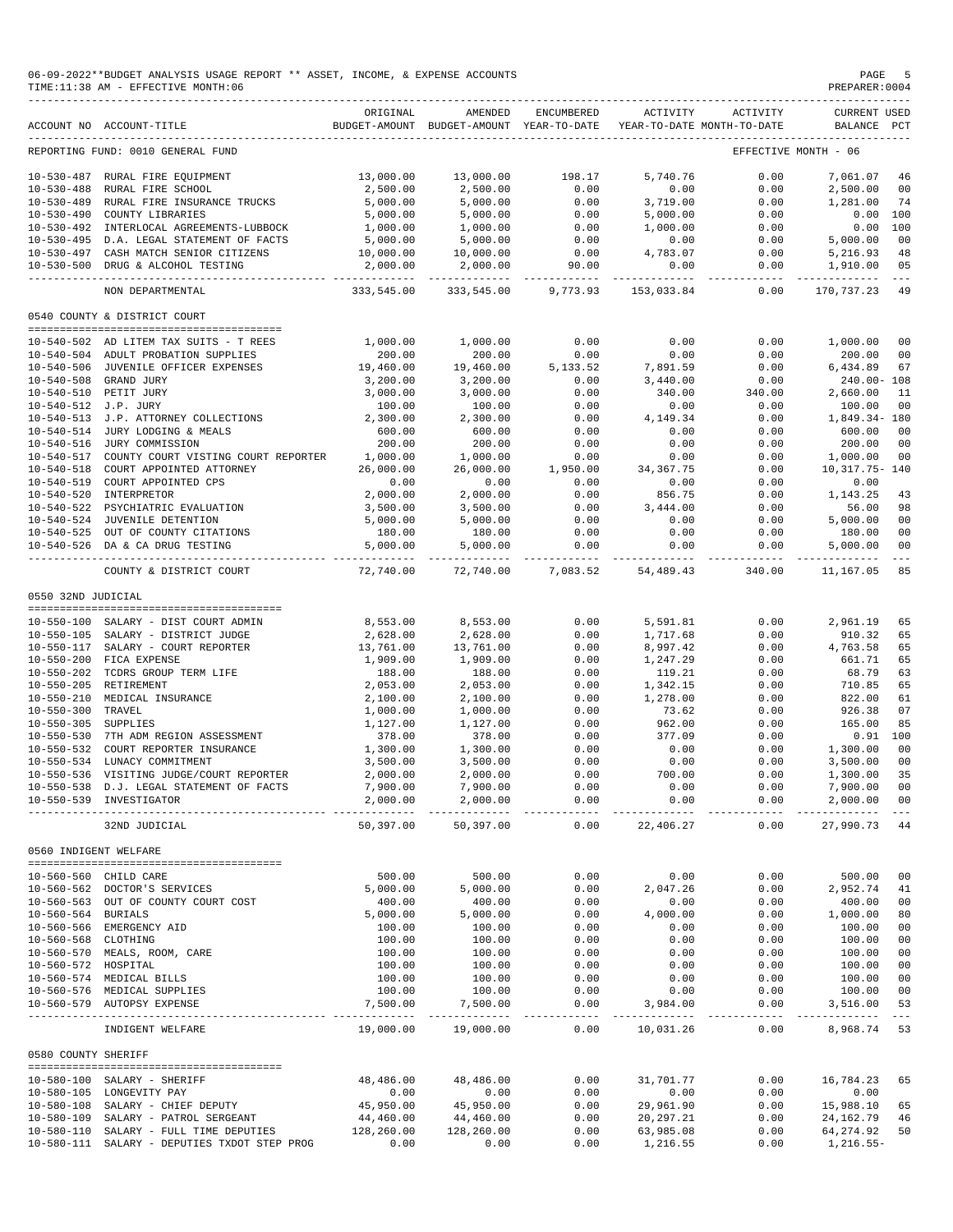06-09-2022**BUDGET ANALYSIS USAGE REPORT ** ASSET, INCOME, & EXPENSE ACCOUNTS
TIME:11:38 AM - EFFECTIVE MONTH:06

PREPARER:0004

| ACCOUNT NO | ACCOUNT-TITLE | ORIGINAL BUDGET-AMOUNT | AMENDED BUDGET-AMOUNT | ENCUMBERED YEAR-TO-DATE | ACTIVITY YEAR-TO-DATE | ACTIVITY MONTH-TO-DATE | CURRENT BALANCE | USED PCT |
|---|---|---|---|---|---|---|---|---|
| REPORTING FUND: 0010 GENERAL FUND | | | | | | EFFECTIVE MONTH - 06 | | |
| 10-530-487 | RURAL FIRE EQUIPMENT | 13,000.00 | 13,000.00 | 198.17 | 5,740.76 | 0.00 | 7,061.07 | 46 |
| 10-530-488 | RURAL FIRE SCHOOL | 2,500.00 | 2,500.00 | 0.00 | 0.00 | 0.00 | 2,500.00 | 00 |
| 10-530-489 | RURAL FIRE INSURANCE TRUCKS | 5,000.00 | 5,000.00 | 0.00 | 3,719.00 | 0.00 | 1,281.00 | 74 |
| 10-530-490 | COUNTY LIBRARIES | 5,000.00 | 5,000.00 | 0.00 | 5,000.00 | 0.00 | 0.00 | 100 |
| 10-530-492 | INTERLOCAL AGREEMENTS-LUBBOCK | 1,000.00 | 1,000.00 | 0.00 | 1,000.00 | 0.00 | 0.00 | 100 |
| 10-530-495 | D.A. LEGAL STATEMENT OF FACTS | 5,000.00 | 5,000.00 | 0.00 | 0.00 | 0.00 | 5,000.00 | 00 |
| 10-530-497 | CASH MATCH SENIOR CITIZENS | 10,000.00 | 10,000.00 | 0.00 | 4,783.07 | 0.00 | 5,216.93 | 48 |
| 10-530-500 | DRUG & ALCOHOL TESTING | 2,000.00 | 2,000.00 | 90.00 | 0.00 | 0.00 | 1,910.00 | 05 |
| | NON DEPARTMENTAL | 333,545.00 | 333,545.00 | 9,773.93 | 153,033.84 | 0.00 | 170,737.23 | 49 |
| 0540 COUNTY & DISTRICT COURT | | | | | | | | |
| 10-540-502 | AD LITEM TAX SUITS - T REES | 1,000.00 | 1,000.00 | 0.00 | 0.00 | 0.00 | 1,000.00 | 00 |
| 10-540-504 | ADULT PROBATION SUPPLIES | 200.00 | 200.00 | 0.00 | 0.00 | 0.00 | 200.00 | 00 |
| 10-540-506 | JUVENILE OFFICER EXPENSES | 19,460.00 | 19,460.00 | 5,133.52 | 7,891.59 | 0.00 | 6,434.89 | 67 |
| 10-540-508 | GRAND JURY | 3,200.00 | 3,200.00 | 0.00 | 3,440.00 | 0.00 | 240.00- | 108 |
| 10-540-510 | PETIT JURY | 3,000.00 | 3,000.00 | 0.00 | 340.00 | 340.00 | 2,660.00 | 11 |
| 10-540-512 | J.P. JURY | 100.00 | 100.00 | 0.00 | 0.00 | 0.00 | 100.00 | 00 |
| 10-540-513 | J.P. ATTORNEY COLLECTIONS | 2,300.00 | 2,300.00 | 0.00 | 4,149.34 | 0.00 | 1,849.34- | 180 |
| 10-540-514 | JURY LODGING & MEALS | 600.00 | 600.00 | 0.00 | 0.00 | 0.00 | 600.00 | 00 |
| 10-540-516 | JURY COMMISSION | 200.00 | 200.00 | 0.00 | 0.00 | 0.00 | 200.00 | 00 |
| 10-540-517 | COUNTY COURT VISTING COURT REPORTER | 1,000.00 | 1,000.00 | 0.00 | 0.00 | 0.00 | 1,000.00 | 00 |
| 10-540-518 | COURT APPOINTED ATTORNEY | 26,000.00 | 26,000.00 | 1,950.00 | 34,367.75 | 0.00 | 10,317.75- | 140 |
| 10-540-519 | COURT APPOINTED CPS | 0.00 | 0.00 | 0.00 | 0.00 | 0.00 | 0.00 | |
| 10-540-520 | INTERPRETOR | 2,000.00 | 2,000.00 | 0.00 | 856.75 | 0.00 | 1,143.25 | 43 |
| 10-540-522 | PSYCHIATRIC EVALUATION | 3,500.00 | 3,500.00 | 0.00 | 3,444.00 | 0.00 | 56.00 | 98 |
| 10-540-524 | JUVENILE DETENTION | 5,000.00 | 5,000.00 | 0.00 | 0.00 | 0.00 | 5,000.00 | 00 |
| 10-540-525 | OUT OF COUNTY CITATIONS | 180.00 | 180.00 | 0.00 | 0.00 | 0.00 | 180.00 | 00 |
| 10-540-526 | DA & CA DRUG TESTING | 5,000.00 | 5,000.00 | 0.00 | 0.00 | 0.00 | 5,000.00 | 00 |
| | COUNTY & DISTRICT COURT | 72,740.00 | 72,740.00 | 7,083.52 | 54,489.43 | 340.00 | 11,167.05 | 85 |
| 0550 32ND JUDICIAL | | | | | | | | |
| 10-550-100 | SALARY - DIST COURT ADMIN | 8,553.00 | 8,553.00 | 0.00 | 5,591.81 | 0.00 | 2,961.19 | 65 |
| 10-550-105 | SALARY - DISTRICT JUDGE | 2,628.00 | 2,628.00 | 0.00 | 1,717.68 | 0.00 | 910.32 | 65 |
| 10-550-117 | SALARY - COURT REPORTER | 13,761.00 | 13,761.00 | 0.00 | 8,997.42 | 0.00 | 4,763.58 | 65 |
| 10-550-200 | FICA EXPENSE | 1,909.00 | 1,909.00 | 0.00 | 1,247.29 | 0.00 | 661.71 | 65 |
| 10-550-202 | TCDRS GROUP TERM LIFE | 188.00 | 188.00 | 0.00 | 119.21 | 0.00 | 68.79 | 63 |
| 10-550-205 | RETIREMENT | 2,053.00 | 2,053.00 | 0.00 | 1,342.15 | 0.00 | 710.85 | 65 |
| 10-550-210 | MEDICAL INSURANCE | 2,100.00 | 2,100.00 | 0.00 | 1,278.00 | 0.00 | 822.00 | 61 |
| 10-550-300 | TRAVEL | 1,000.00 | 1,000.00 | 0.00 | 73.62 | 0.00 | 926.38 | 07 |
| 10-550-305 | SUPPLIES | 1,127.00 | 1,127.00 | 0.00 | 962.00 | 0.00 | 165.00 | 85 |
| 10-550-530 | 7TH ADM REGION ASSESSMENT | 378.00 | 378.00 | 0.00 | 377.09 | 0.00 | 0.91 | 100 |
| 10-550-532 | COURT REPORTER INSURANCE | 1,300.00 | 1,300.00 | 0.00 | 0.00 | 0.00 | 1,300.00 | 00 |
| 10-550-534 | LUNACY COMMITMENT | 3,500.00 | 3,500.00 | 0.00 | 0.00 | 0.00 | 3,500.00 | 00 |
| 10-550-536 | VISITING JUDGE/COURT REPORTER | 2,000.00 | 2,000.00 | 0.00 | 700.00 | 0.00 | 1,300.00 | 35 |
| 10-550-538 | D.J. LEGAL STATEMENT OF FACTS | 7,900.00 | 7,900.00 | 0.00 | 0.00 | 0.00 | 7,900.00 | 00 |
| 10-550-539 | INVESTIGATOR | 2,000.00 | 2,000.00 | 0.00 | 0.00 | 0.00 | 2,000.00 | 00 |
| | 32ND JUDICIAL | 50,397.00 | 50,397.00 | 0.00 | 22,406.27 | 0.00 | 27,990.73 | 44 |
| 0560 INDIGENT WELFARE | | | | | | | | |
| 10-560-560 | CHILD CARE | 500.00 | 500.00 | 0.00 | 0.00 | 0.00 | 500.00 | 00 |
| 10-560-562 | DOCTOR'S SERVICES | 5,000.00 | 5,000.00 | 0.00 | 2,047.26 | 0.00 | 2,952.74 | 41 |
| 10-560-563 | OUT OF COUNTY COURT COST | 400.00 | 400.00 | 0.00 | 0.00 | 0.00 | 400.00 | 00 |
| 10-560-564 | BURIALS | 5,000.00 | 5,000.00 | 0.00 | 4,000.00 | 0.00 | 1,000.00 | 80 |
| 10-560-566 | EMERGENCY AID | 100.00 | 100.00 | 0.00 | 0.00 | 0.00 | 100.00 | 00 |
| 10-560-568 | CLOTHING | 100.00 | 100.00 | 0.00 | 0.00 | 0.00 | 100.00 | 00 |
| 10-560-570 | MEALS, ROOM, CARE | 100.00 | 100.00 | 0.00 | 0.00 | 0.00 | 100.00 | 00 |
| 10-560-572 | HOSPITAL | 100.00 | 100.00 | 0.00 | 0.00 | 0.00 | 100.00 | 00 |
| 10-560-574 | MEDICAL BILLS | 100.00 | 100.00 | 0.00 | 0.00 | 0.00 | 100.00 | 00 |
| 10-560-576 | MEDICAL SUPPLIES | 100.00 | 100.00 | 0.00 | 0.00 | 0.00 | 100.00 | 00 |
| 10-560-579 | AUTOPSY EXPENSE | 7,500.00 | 7,500.00 | 0.00 | 3,984.00 | 0.00 | 3,516.00 | 53 |
| | INDIGENT WELFARE | 19,000.00 | 19,000.00 | 0.00 | 10,031.26 | 0.00 | 8,968.74 | 53 |
| 0580 COUNTY SHERIFF | | | | | | | | |
| 10-580-100 | SALARY - SHERIFF | 48,486.00 | 48,486.00 | 0.00 | 31,701.77 | 0.00 | 16,784.23 | 65 |
| 10-580-105 | LONGEVITY PAY | 0.00 | 0.00 | 0.00 | 0.00 | 0.00 | 0.00 | |
| 10-580-108 | SALARY - CHIEF DEPUTY | 45,950.00 | 45,950.00 | 0.00 | 29,961.90 | 0.00 | 15,988.10 | 65 |
| 10-580-109 | SALARY - PATROL SERGEANT | 44,460.00 | 44,460.00 | 0.00 | 20,297.21 | 0.00 | 24,162.79 | 46 |
| 10-580-110 | SALARY - FULL TIME DEPUTIES | 128,260.00 | 128,260.00 | 0.00 | 63,985.08 | 0.00 | 64,274.92 | 50 |
| 10-580-111 | SALARY - DEPUTIES TXDOT STEP PROG | 0.00 | 0.00 | 0.00 | 1,216.55 | 0.00 | 1,216.55- | |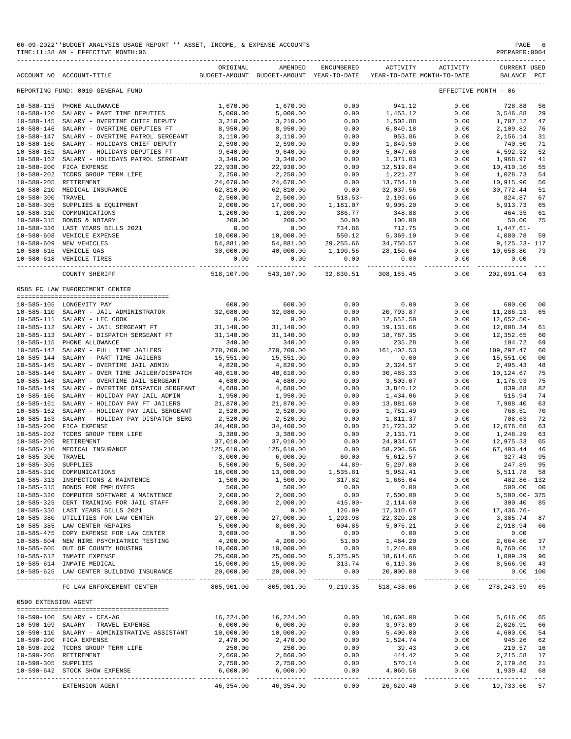06-09-2022**BUDGET ANALYSIS USAGE REPORT ** ASSET, INCOME, & EXPENSE ACCOUNTS
TIME:11:38 AM - EFFECTIVE MONTH:06
PREPARER:0004

REPORTING FUND: 0010 GENERAL FUND — EFFECTIVE MONTH - 06

| ACCOUNT NO | ACCOUNT-TITLE | ORIGINAL BUDGET-AMOUNT | AMENDED BUDGET-AMOUNT | ENCUMBERED YEAR-TO-DATE | ACTIVITY YEAR-TO-DATE | ACTIVITY MONTH-TO-DATE | CURRENT BALANCE | USED PCT |
|---|---|---|---|---|---|---|---|---|
| 10-580-115 | PHONE ALLOWANCE | 1,670.00 | 1,670.00 | 0.00 | 941.12 | 0.00 | 728.88 | 56 |
| 10-580-120 | SALARY - PART TIME DEPUTIES | 5,000.00 | 5,000.00 | 0.00 | 1,453.12 | 0.00 | 3,546.88 | 29 |
| 10-580-145 | SALARY - OVERTIME CHIEF DEPUTY | 3,210.00 | 3,210.00 | 0.00 | 1,502.88 | 0.00 | 1,707.12 | 47 |
| 10-580-146 | SALARY - OVERTIME DEPUTIES FT | 8,950.00 | 8,950.00 | 0.00 | 6,840.18 | 0.00 | 2,109.82 | 76 |
| 10-580-147 | SALARY - OVERTIME PATROL SERGEANT | 3,110.00 | 3,110.00 | 0.00 | 953.86 | 0.00 | 2,156.14 | 31 |
| 10-580-160 | SALARY - HOLIDAYS CHIEF DEPUTY | 2,590.00 | 2,590.00 | 0.00 | 1,849.50 | 0.00 | 740.50 | 71 |
| 10-580-161 | SALARY - HOLIDAYS DEPUTIES FT | 9,640.00 | 9,640.00 | 0.00 | 5,047.68 | 0.00 | 4,592.32 | 52 |
| 10-580-162 | SALARY - HOLIDAYS PATROL SERGEANT | 3,340.00 | 3,340.00 | 0.00 | 1,371.03 | 0.00 | 1,968.97 | 41 |
| 10-580-200 | FICA EXPENSE | 22,930.00 | 22,930.00 | 0.00 | 12,519.84 | 0.00 | 10,410.16 | 55 |
| 10-580-202 | TCDRS GROUP TERM LIFE | 2,250.00 | 2,250.00 | 0.00 | 1,221.27 | 0.00 | 1,028.73 | 54 |
| 10-580-205 | RETIREMENT | 24,670.00 | 24,670.00 | 0.00 | 13,754.10 | 0.00 | 10,915.90 | 56 |
| 10-580-210 | MEDICAL INSURANCE | 62,810.00 | 62,810.00 | 0.00 | 32,037.56 | 0.00 | 30,772.44 | 51 |
| 10-580-300 | TRAVEL | 2,500.00 | 2,500.00 | 518.53- | 2,193.66 | 0.00 | 824.87 | 67 |
| 10-580-305 | SUPPLIES & EQUIPMENT | 2,000.00 | 17,000.00 | 1,181.07 | 9,905.20 | 0.00 | 5,913.73 | 65 |
| 10-580-310 | COMMUNICATIONS | 1,200.00 | 1,200.00 | 386.77 | 348.88 | 0.00 | 464.35 | 61 |
| 10-580-315 | BONDS & NOTARY | 200.00 | 200.00 | 50.00 | 100.00 | 0.00 | 50.00 | 75 |
| 10-580-336 | LAST YEARS BILLS 2021 | 0.00 | 0.00 | 734.86 | 712.75 | 0.00 | 1,447.61- | |
| 10-580-608 | VEHICLE EXPENSE | 10,000.00 | 10,000.00 | 550.12 | 5,369.10 | 0.00 | 4,080.78 | 59 |
| 10-580-609 | NEW VEHICLES | 54,881.00 | 54,881.00 | 29,255.66 | 34,750.57 | 0.00 | 9,125.23- | 117 |
| 10-580-616 | VEHICLE GAS | 30,000.00 | 40,000.00 | 1,190.56 | 28,150.64 | 0.00 | 10,658.80 | 73 |
| 10-580-618 | VEHICLE TIRES | 0.00 | 0.00 | 0.00 | 0.00 | 0.00 | 0.00 | |
| | COUNTY SHERIFF | 518,107.00 | 543,107.00 | 32,830.51 | 308,185.45 | 0.00 | 202,091.04 | 63 |

## 0585 FC LAW ENFORCEMENT CENTER

| ACCOUNT NO | ACCOUNT-TITLE | ORIGINAL BUDGET-AMOUNT | AMENDED BUDGET-AMOUNT | ENCUMBERED YEAR-TO-DATE | ACTIVITY YEAR-TO-DATE | ACTIVITY MONTH-TO-DATE | CURRENT BALANCE | USED PCT |
|---|---|---|---|---|---|---|---|---|
| 10-585-105 | LONGEVITY PAY | 600.00 | 600.00 | 0.00 | 0.00 | 0.00 | 600.00 | 00 |
| 10-585-110 | SALARY - JAIL ADMINISTRATOR | 32,080.00 | 32,080.00 | 0.00 | 20,793.87 | 0.00 | 11,286.13 | 65 |
| 10-585-111 | SALARY - LEC COOK | 0.00 | 0.00 | 0.00 | 12,652.50 | 0.00 | 12,652.50- | |
| 10-585-112 | SALARY - JAIL SERGEANT FT | 31,140.00 | 31,140.00 | 0.00 | 19,131.66 | 0.00 | 12,008.34 | 61 |
| 10-585-113 | SALARY - DISPATCH SERGEANT FT | 31,140.00 | 31,140.00 | 0.00 | 18,787.35 | 0.00 | 12,352.65 | 60 |
| 10-585-115 | PHONE ALLOWANCE | 340.00 | 340.00 | 0.00 | 235.28 | 0.00 | 104.72 | 69 |
| 10-585-142 | SALARY - FULL TIME JAILERS | 270,700.00 | 270,700.00 | 0.00 | 161,402.53 | 0.00 | 109,297.47 | 60 |
| 10-585-144 | SALARY - PART TIME JAILERS | 15,551.00 | 15,551.00 | 0.00 | 0.00 | 0.00 | 15,551.00 | 00 |
| 10-585-145 | SALARY - OVERTIME JAIL ADMIN | 4,820.00 | 4,820.00 | 0.00 | 2,324.57 | 0.00 | 2,495.43 | 48 |
| 10-585-146 | SALARY - OVER TIME JAILER/DISPATCH | 40,610.00 | 40,610.00 | 0.00 | 30,485.33 | 0.00 | 10,124.67 | 75 |
| 10-585-148 | SALARY - OVERTIME JAIL SERGEANT | 4,680.00 | 4,680.00 | 0.00 | 3,503.07 | 0.00 | 1,176.93 | 75 |
| 10-585-149 | SALARY - OVERTIME DISPATCH SERGEANT | 4,680.00 | 4,680.00 | 0.00 | 3,840.12 | 0.00 | 839.88 | 82 |
| 10-585-160 | SALARY - HOLIDAY PAY JAIL ADMIN | 1,950.00 | 1,950.00 | 0.00 | 1,434.06 | 0.00 | 515.94 | 74 |
| 10-585-161 | SALARY - HOLIDAY PAY FT JAILERS | 21,870.00 | 21,870.00 | 0.00 | 13,881.60 | 0.00 | 7,988.40 | 63 |
| 10-585-162 | SALARY - HOLIDAY PAY JAIL SERGEANT | 2,520.00 | 2,520.00 | 0.00 | 1,751.49 | 0.00 | 768.51 | 70 |
| 10-585-163 | SALARY - HOLIDAY PAY DISPATCH SERG | 2,520.00 | 2,520.00 | 0.00 | 1,811.37 | 0.00 | 708.63 | 72 |
| 10-585-200 | FICA EXPENSE | 34,400.00 | 34,400.00 | 0.00 | 21,723.32 | 0.00 | 12,676.68 | 63 |
| 10-585-202 | TCDRS GROUP TERM LIFE | 3,380.00 | 3,380.00 | 0.00 | 2,131.71 | 0.00 | 1,248.29 | 63 |
| 10-585-205 | RETIREMENT | 37,010.00 | 37,010.00 | 0.00 | 24,034.67 | 0.00 | 12,975.33 | 65 |
| 10-585-210 | MEDICAL INSURANCE | 125,610.00 | 125,610.00 | 0.00 | 58,206.56 | 0.00 | 67,403.44 | 46 |
| 10-585-300 | TRAVEL | 3,000.00 | 6,000.00 | 60.00 | 5,612.57 | 0.00 | 327.43 | 95 |
| 10-585-305 | SUPPLIES | 5,500.00 | 5,500.00 | 44.89- | 5,297.00 | 0.00 | 247.89 | 95 |
| 10-585-310 | COMMUNICATIONS | 16,000.00 | 13,000.00 | 1,535.81 | 5,952.41 | 0.00 | 5,511.78 | 58 |
| 10-585-313 | INSPECTIONS & MAINTENCE | 1,500.00 | 1,500.00 | 317.82 | 1,665.04 | 0.00 | 482.86- | 132 |
| 10-585-315 | BONDS FOR EMPLOYEES | 500.00 | 500.00 | 0.00 | 0.00 | 0.00 | 500.00 | 00 |
| 10-585-320 | COMPUTER SOFTWARE & MAINTENCE | 2,000.00 | 2,000.00 | 0.00 | 7,500.00 | 0.00 | 5,500.00- | 375 |
| 10-585-325 | CERT TRAINING FOR JAIL STAFF | 2,000.00 | 2,000.00 | 415.00- | 2,114.60 | 0.00 | 300.40 | 85 |
| 10-585-336 | LAST YEARS BILLS 2021 | 0.00 | 0.00 | 126.09 | 17,310.67 | 0.00 | 17,436.76- | |
| 10-585-380 | UTILITIES FOR LAW CENTER | 27,000.00 | 27,000.00 | 1,293.98 | 22,320.28 | 0.00 | 3,385.74 | 87 |
| 10-585-385 | LAW CENTER REPAIRS | 5,000.00 | 8,600.00 | 604.85 | 5,076.21 | 0.00 | 2,918.94 | 66 |
| 10-585-475 | COPY EXPENSE FOR LAW CENTER | 3,600.00 | 0.00 | 0.00 | 0.00 | 0.00 | 0.00 | |
| 10-585-604 | NEW HIRE PSYCHIATRIC TESTING | 4,200.00 | 4,200.00 | 51.00 | 1,484.20 | 0.00 | 2,664.80 | 37 |
| 10-585-605 | OUT OF COUNTY HOUSING | 10,000.00 | 10,000.00 | 0.00 | 1,240.00 | 0.00 | 8,760.00 | 12 |
| 10-585-612 | INMATE EXPENSE | 25,000.00 | 25,000.00 | 5,375.95 | 18,614.66 | 0.00 | 1,009.39 | 96 |
| 10-585-614 | INMATE MEDICAL | 15,000.00 | 15,000.00 | 313.74 | 6,119.36 | 0.00 | 8,566.90 | 43 |
| 10-585-625 | LAW CENTER BUILDING INSURANCE | 20,000.00 | 20,000.00 | 0.00 | 20,000.00 | 0.00 | 0.00 | 100 |
| | FC LAW ENFORCEMENT CENTER | 805,901.00 | 805,901.00 | 9,219.35 | 518,438.06 | 0.00 | 278,243.59 | 65 |

## 0590 EXTENSION AGENT

| ACCOUNT NO | ACCOUNT-TITLE | ORIGINAL BUDGET-AMOUNT | AMENDED BUDGET-AMOUNT | ENCUMBERED YEAR-TO-DATE | ACTIVITY YEAR-TO-DATE | ACTIVITY MONTH-TO-DATE | CURRENT BALANCE | USED PCT |
|---|---|---|---|---|---|---|---|---|
| 10-590-100 | SALARY - CEA-AG | 16,224.00 | 16,224.00 | 0.00 | 10,608.00 | 0.00 | 5,616.00 | 65 |
| 10-590-109 | SALARY - TRAVEL EXPENSE | 6,000.00 | 6,000.00 | 0.00 | 3,973.09 | 0.00 | 2,026.91 | 66 |
| 10-590-110 | SALARY - ADMINISTRATIVE ASSISTANT | 10,000.00 | 10,000.00 | 0.00 | 5,400.00 | 0.00 | 4,600.00 | 54 |
| 10-590-200 | FICA EXPENSE | 2,470.00 | 2,470.00 | 0.00 | 1,524.74 | 0.00 | 945.26 | 62 |
| 10-590-202 | TCDRS GROUP TERM LIFE | 250.00 | 250.00 | 0.00 | 39.43 | 0.00 | 210.57 | 16 |
| 10-590-205 | RETIREMENT | 2,660.00 | 2,660.00 | 0.00 | 444.42 | 0.00 | 2,215.58 | 17 |
| 10-590-305 | SUPPLIES | 2,750.00 | 2,750.00 | 0.00 | 570.14 | 0.00 | 2,179.86 | 21 |
| 10-590-642 | STOCK SHOW EXPENSE | 6,000.00 | 6,000.00 | 0.00 | 4,060.58 | 0.00 | 1,939.42 | 68 |
| | EXTENSION AGENT | 46,354.00 | 46,354.00 | 0.00 | 26,620.40 | 0.00 | 19,733.60 | 57 |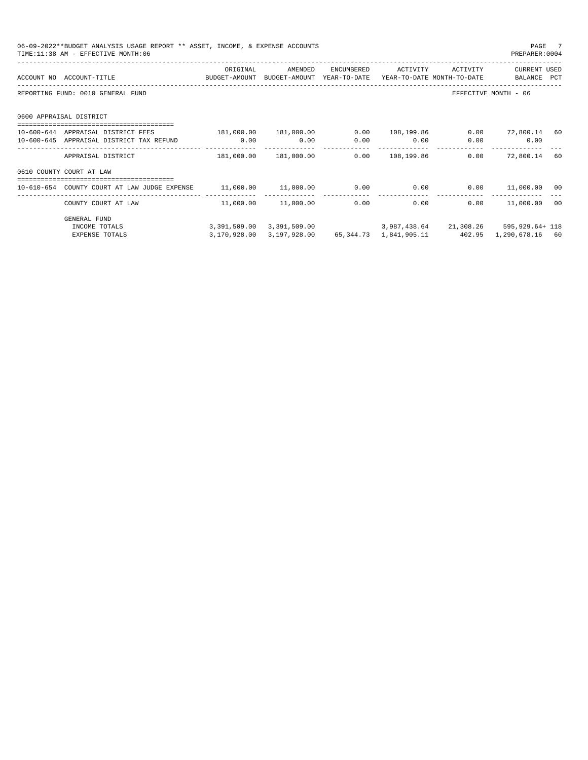06-09-2022**BUDGET ANALYSIS USAGE REPORT ** ASSET, INCOME, & EXPENSE ACCOUNTS
TIME:11:38 AM - EFFECTIVE MONTH:06
PREPARER:0004

| ACCOUNT NO | ACCOUNT-TITLE | ORIGINAL BUDGET-AMOUNT | AMENDED BUDGET-AMOUNT | ENCUMBERED YEAR-TO-DATE | ACTIVITY YEAR-TO-DATE | ACTIVITY MONTH-TO-DATE | CURRENT BALANCE | USED PCT |
|---|---|---|---|---|---|---|---|---|
| REPORTING FUND: 0010 GENERAL FUND | | | | | | | EFFECTIVE MONTH - 06 | |
| 0600 APPRAISAL DISTRICT | | | | | | | | |
| 10-600-644 | APPRAISAL DISTRICT FEES | 181,000.00 | 181,000.00 | 0.00 | 108,199.86 | 0.00 | 72,800.14 | 60 |
| 10-600-645 | APPRAISAL DISTRICT TAX REFUND | 0.00 | 0.00 | 0.00 | 0.00 | 0.00 | 0.00 | |
| | APPRAISAL DISTRICT | 181,000.00 | 181,000.00 | 0.00 | 108,199.86 | 0.00 | 72,800.14 | 60 |
| 0610 COUNTY COURT AT LAW | | | | | | | | |
| 10-610-654 | COUNTY COURT AT LAW JUDGE EXPENSE | 11,000.00 | 11,000.00 | 0.00 | 0.00 | 0.00 | 11,000.00 | 00 |
| | COUNTY COURT AT LAW | 11,000.00 | 11,000.00 | 0.00 | 0.00 | 0.00 | 11,000.00 | 00 |
| | GENERAL FUND | | | | | | | |
| | INCOME TOTALS | 3,391,509.00 | 3,391,509.00 | | 3,987,438.64 | 21,308.26 | 595,929.64+ | 118 |
| | EXPENSE TOTALS | 3,170,928.00 | 3,197,928.00 | 65,344.73 | 1,841,905.11 | 402.95 | 1,290,678.16 | 60 |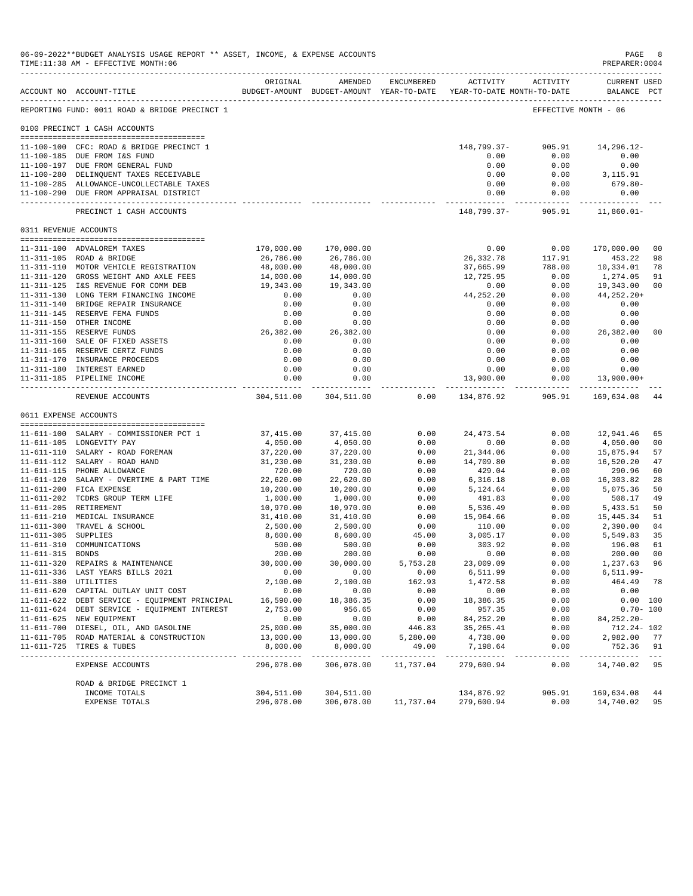06-09-2022**BUDGET ANALYSIS USAGE REPORT ** ASSET, INCOME, & EXPENSE ACCOUNTS
TIME:11:38 AM - EFFECTIVE MONTH:06
PREPARER:0004

REPORTING FUND: 0011 ROAD & BRIDGE PRECINCT 1 — EFFECTIVE MONTH - 06

| ACCOUNT NO | ACCOUNT-TITLE | ORIGINAL BUDGET-AMOUNT | AMENDED BUDGET-AMOUNT | ENCUMBERED YEAR-TO-DATE | ACTIVITY YEAR-TO-DATE | ACTIVITY MONTH-TO-DATE | CURRENT USED BALANCE | PCT |
|---|---|---|---|---|---|---|---|---|
| **0100 PRECINCT 1 CASH ACCOUNTS** | | | | | | | | |
| 11-100-100 | CFC: ROAD & BRIDGE PRECINCT 1 | | | | 148,799.37- | 905.91 | 14,296.12- | |
| 11-100-185 | DUE FROM I&S FUND | | | | 0.00 | 0.00 | 0.00 | |
| 11-100-197 | DUE FROM GENERAL FUND | | | | 0.00 | 0.00 | 0.00 | |
| 11-100-280 | DELINQUENT TAXES RECEIVABLE | | | | 0.00 | 0.00 | 3,115.91 | |
| 11-100-285 | ALLOWANCE-UNCOLLECTABLE TAXES | | | | 0.00 | 0.00 | 679.80- | |
| 11-100-290 | DUE FROM APPRAISAL DISTRICT | | | | 0.00 | 0.00 | 0.00 | |
| | PRECINCT 1 CASH ACCOUNTS | | | | 148,799.37- | 905.91 | 11,860.01- | |
| **0311 REVENUE ACCOUNTS** | | | | | | | | |
| 11-311-100 | ADVALOREM TAXES | 170,000.00 | 170,000.00 | | 0.00 | 0.00 | 170,000.00 | 00 |
| 11-311-105 | ROAD & BRIDGE | 26,786.00 | 26,786.00 | | 26,332.78 | 117.91 | 453.22 | 98 |
| 11-311-110 | MOTOR VEHICLE REGISTRATION | 48,000.00 | 48,000.00 | | 37,665.99 | 788.00 | 10,334.01 | 78 |
| 11-311-120 | GROSS WEIGHT AND AXLE FEES | 14,000.00 | 14,000.00 | | 12,725.95 | 0.00 | 1,274.05 | 91 |
| 11-311-125 | I&S REVENUE FOR COMM DEB | 19,343.00 | 19,343.00 | | 0.00 | 0.00 | 19,343.00 | 00 |
| 11-311-130 | LONG TERM FINANCING INCOME | 0.00 | 0.00 | | 44,252.20 | 0.00 | 44,252.20+ | |
| 11-311-140 | BRIDGE REPAIR INSURANCE | 0.00 | 0.00 | | 0.00 | 0.00 | 0.00 | |
| 11-311-145 | RESERVE FEMA FUNDS | 0.00 | 0.00 | | 0.00 | 0.00 | 0.00 | |
| 11-311-150 | OTHER INCOME | 0.00 | 0.00 | | 0.00 | 0.00 | 0.00 | |
| 11-311-155 | RESERVE FUNDS | 26,382.00 | 26,382.00 | | 0.00 | 0.00 | 26,382.00 | 00 |
| 11-311-160 | SALE OF FIXED ASSETS | 0.00 | 0.00 | | 0.00 | 0.00 | 0.00 | |
| 11-311-165 | RESERVE CERTZ FUNDS | 0.00 | 0.00 | | 0.00 | 0.00 | 0.00 | |
| 11-311-170 | INSURANCE PROCEEDS | 0.00 | 0.00 | | 0.00 | 0.00 | 0.00 | |
| 11-311-180 | INTEREST EARNED | 0.00 | 0.00 | | 0.00 | 0.00 | 0.00 | |
| 11-311-185 | PIPELINE INCOME | 0.00 | 0.00 | | 13,900.00 | 0.00 | 13,900.00+ | |
| | REVENUE ACCOUNTS | 304,511.00 | 304,511.00 | 0.00 | 134,876.92 | 905.91 | 169,634.08 | 44 |
| **0611 EXPENSE ACCOUNTS** | | | | | | | | |
| 11-611-100 | SALARY - COMMISSIONER PCT 1 | 37,415.00 | 37,415.00 | 0.00 | 24,473.54 | 0.00 | 12,941.46 | 65 |
| 11-611-105 | LONGEVITY PAY | 4,050.00 | 4,050.00 | 0.00 | 0.00 | 0.00 | 4,050.00 | 00 |
| 11-611-110 | SALARY - ROAD FOREMAN | 37,220.00 | 37,220.00 | 0.00 | 21,344.06 | 0.00 | 15,875.94 | 57 |
| 11-611-112 | SALARY - ROAD HAND | 31,230.00 | 31,230.00 | 0.00 | 14,709.80 | 0.00 | 16,520.20 | 47 |
| 11-611-115 | PHONE ALLOWANCE | 720.00 | 720.00 | 0.00 | 429.04 | 0.00 | 290.96 | 60 |
| 11-611-120 | SALARY - OVERTIME & PART TIME | 22,620.00 | 22,620.00 | 0.00 | 6,316.18 | 0.00 | 16,303.82 | 28 |
| 11-611-200 | FICA EXPENSE | 10,200.00 | 10,200.00 | 0.00 | 5,124.64 | 0.00 | 5,075.36 | 50 |
| 11-611-202 | TCDRS GROUP TERM LIFE | 1,000.00 | 1,000.00 | 0.00 | 491.83 | 0.00 | 508.17 | 49 |
| 11-611-205 | RETIREMENT | 10,970.00 | 10,970.00 | 0.00 | 5,536.49 | 0.00 | 5,433.51 | 50 |
| 11-611-210 | MEDICAL INSURANCE | 31,410.00 | 31,410.00 | 0.00 | 15,964.66 | 0.00 | 15,445.34 | 51 |
| 11-611-300 | TRAVEL & SCHOOL | 2,500.00 | 2,500.00 | 0.00 | 110.00 | 0.00 | 2,390.00 | 04 |
| 11-611-305 | SUPPLIES | 8,600.00 | 8,600.00 | 45.00 | 3,005.17 | 0.00 | 5,549.83 | 35 |
| 11-611-310 | COMMUNICATIONS | 500.00 | 500.00 | 0.00 | 303.92 | 0.00 | 196.08 | 61 |
| 11-611-315 | BONDS | 200.00 | 200.00 | 0.00 | 0.00 | 0.00 | 200.00 | 00 |
| 11-611-320 | REPAIRS & MAINTENANCE | 30,000.00 | 30,000.00 | 5,753.28 | 23,009.09 | 0.00 | 1,237.63 | 96 |
| 11-611-336 | LAST YEARS BILLS 2021 | 0.00 | 0.00 | 0.00 | 6,511.99 | 0.00 | 6,511.99- | |
| 11-611-380 | UTILITIES | 2,100.00 | 2,100.00 | 162.93 | 1,472.58 | 0.00 | 464.49 | 78 |
| 11-611-620 | CAPITAL OUTLAY UNIT COST | 0.00 | 0.00 | 0.00 | 0.00 | 0.00 | 0.00 | |
| 11-611-622 | DEBT SERVICE - EQUIPMENT PRINCIPAL | 16,590.00 | 18,386.35 | 0.00 | 18,386.35 | 0.00 | 0.00 | 100 |
| 11-611-624 | DEBT SERVICE - EQUIPMENT INTEREST | 2,753.00 | 956.65 | 0.00 | 957.35 | 0.00 | 0.70- | 100 |
| 11-611-625 | NEW EQUIPMENT | 0.00 | 0.00 | 0.00 | 84,252.20 | 0.00 | 84,252.20- | |
| 11-611-700 | DIESEL, OIL, AND GASOLINE | 25,000.00 | 35,000.00 | 446.83 | 35,265.41 | 0.00 | 712.24- | 102 |
| 11-611-705 | ROAD MATERIAL & CONSTRUCTION | 13,000.00 | 13,000.00 | 5,280.00 | 4,738.00 | 0.00 | 2,982.00 | 77 |
| 11-611-725 | TIRES & TUBES | 8,000.00 | 8,000.00 | 49.00 | 7,198.64 | 0.00 | 752.36 | 91 |
| | EXPENSE ACCOUNTS | 296,078.00 | 306,078.00 | 11,737.04 | 279,600.94 | 0.00 | 14,740.02 | 95 |
| | **ROAD & BRIDGE PRECINCT 1** | | | | | | | |
| | INCOME TOTALS | 304,511.00 | 304,511.00 | | 134,876.92 | 905.91 | 169,634.08 | 44 |
| | EXPENSE TOTALS | 296,078.00 | 306,078.00 | 11,737.04 | 279,600.94 | 0.00 | 14,740.02 | 95 |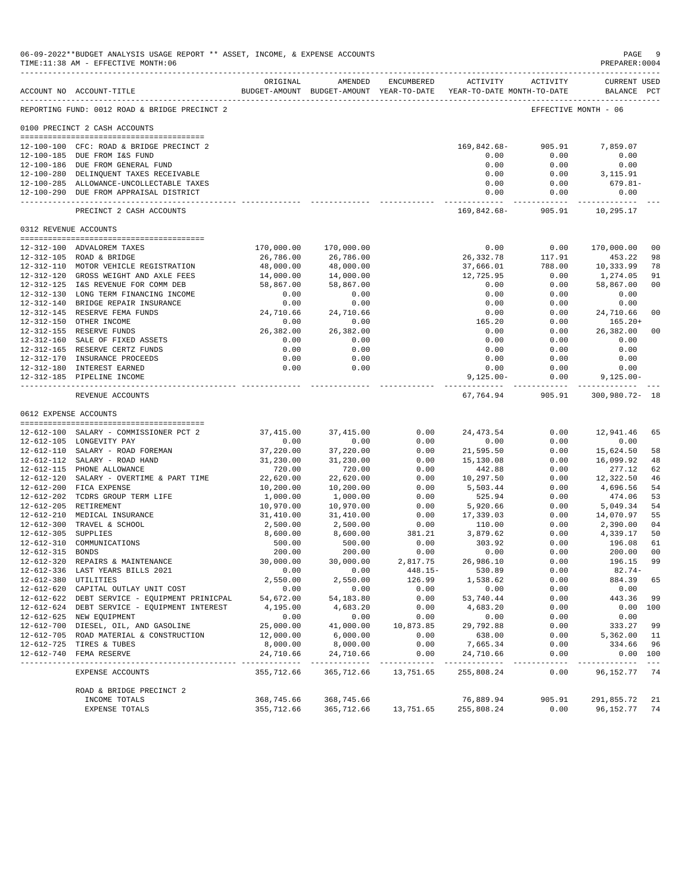06-09-2022**BUDGET ANALYSIS USAGE REPORT ** ASSET, INCOME, & EXPENSE ACCOUNTS
TIME:11:38 AM - EFFECTIVE MONTH:06

PREPARER:0004

REPORTING FUND: 0012 ROAD & BRIDGE PRECINCT 2 — EFFECTIVE MONTH - 06

| ACCOUNT NO | ACCOUNT-TITLE | ORIGINAL BUDGET-AMOUNT | AMENDED BUDGET-AMOUNT | ENCUMBERED YEAR-TO-DATE | ACTIVITY YEAR-TO-DATE | ACTIVITY MONTH-TO-DATE | CURRENT USED BALANCE | PCT |
|---|---|---|---|---|---|---|---|---|
| **0100 PRECINCT 2 CASH ACCOUNTS** | | | | | | | | |
| 12-100-100 | CFC: ROAD & BRIDGE PRECINCT 2 | | | | 169,842.68- | 905.91 | 7,859.07 | |
| 12-100-185 | DUE FROM I&S FUND | | | | 0.00 | 0.00 | 0.00 | |
| 12-100-186 | DUE FROM GENERAL FUND | | | | 0.00 | 0.00 | 0.00 | |
| 12-100-280 | DELINQUENT TAXES RECEIVABLE | | | | 0.00 | 0.00 | 3,115.91 | |
| 12-100-285 | ALLOWANCE-UNCOLLECTABLE TAXES | | | | 0.00 | 0.00 | 679.81- | |
| 12-100-290 | DUE FROM APPRAISAL DISTRICT | | | | 0.00 | 0.00 | 0.00 | |
| | PRECINCT 2 CASH ACCOUNTS | | | | 169,842.68- | 905.91 | 10,295.17 | |
| **0312 REVENUE ACCOUNTS** | | | | | | | | |
| 12-312-100 | ADVALOREM TAXES | 170,000.00 | 170,000.00 | | 0.00 | 0.00 | 170,000.00 | 00 |
| 12-312-105 | ROAD & BRIDGE | 26,786.00 | 26,786.00 | | 26,332.78 | 117.91 | 453.22 | 98 |
| 12-312-110 | MOTOR VEHICLE REGISTRATION | 48,000.00 | 48,000.00 | | 37,666.01 | 788.00 | 10,333.99 | 78 |
| 12-312-120 | GROSS WEIGHT AND AXLE FEES | 14,000.00 | 14,000.00 | | 12,725.95 | 0.00 | 1,274.05 | 91 |
| 12-312-125 | I&S REVENUE FOR COMM DEB | 58,867.00 | 58,867.00 | | 0.00 | 0.00 | 58,867.00 | 00 |
| 12-312-130 | LONG TERM FINANCING INCOME | 0.00 | 0.00 | | 0.00 | 0.00 | 0.00 | |
| 12-312-140 | BRIDGE REPAIR INSURANCE | 0.00 | 0.00 | | 0.00 | 0.00 | 0.00 | |
| 12-312-145 | RESERVE FEMA FUNDS | 24,710.66 | 24,710.66 | | 0.00 | 0.00 | 24,710.66 | 00 |
| 12-312-150 | OTHER INCOME | 0.00 | 0.00 | | 165.20 | 0.00 | 165.20+ | |
| 12-312-155 | RESERVE FUNDS | 26,382.00 | 26,382.00 | | 0.00 | 0.00 | 26,382.00 | 00 |
| 12-312-160 | SALE OF FIXED ASSETS | 0.00 | 0.00 | | 0.00 | 0.00 | 0.00 | |
| 12-312-165 | RESERVE CERTZ FUNDS | 0.00 | 0.00 | | 0.00 | 0.00 | 0.00 | |
| 12-312-170 | INSURANCE PROCEEDS | 0.00 | 0.00 | | 0.00 | 0.00 | 0.00 | |
| 12-312-180 | INTEREST EARNED | 0.00 | 0.00 | | 0.00 | 0.00 | 0.00 | |
| 12-312-185 | PIPELINE INCOME | | | | 9,125.00- | 0.00 | 9,125.00- | |
| | REVENUE ACCOUNTS | | | | 67,764.94 | 905.91 | 300,980.72- | 18 |
| **0612 EXPENSE ACCOUNTS** | | | | | | | | |
| 12-612-100 | SALARY - COMMISSIONER PCT 2 | 37,415.00 | 37,415.00 | 0.00 | 24,473.54 | 0.00 | 12,941.46 | 65 |
| 12-612-105 | LONGEVITY PAY | 0.00 | 0.00 | 0.00 | 0.00 | 0.00 | 0.00 | |
| 12-612-110 | SALARY - ROAD FOREMAN | 37,220.00 | 37,220.00 | 0.00 | 21,595.50 | 0.00 | 15,624.50 | 58 |
| 12-612-112 | SALARY - ROAD HAND | 31,230.00 | 31,230.00 | 0.00 | 15,130.08 | 0.00 | 16,099.92 | 48 |
| 12-612-115 | PHONE ALLOWANCE | 720.00 | 720.00 | 0.00 | 442.88 | 0.00 | 277.12 | 62 |
| 12-612-120 | SALARY - OVERTIME & PART TIME | 22,620.00 | 22,620.00 | 0.00 | 10,297.50 | 0.00 | 12,322.50 | 46 |
| 12-612-200 | FICA EXPENSE | 10,200.00 | 10,200.00 | 0.00 | 5,503.44 | 0.00 | 4,696.56 | 54 |
| 12-612-202 | TCDRS GROUP TERM LIFE | 1,000.00 | 1,000.00 | 0.00 | 525.94 | 0.00 | 474.06 | 53 |
| 12-612-205 | RETIREMENT | 10,970.00 | 10,970.00 | 0.00 | 5,920.66 | 0.00 | 5,049.34 | 54 |
| 12-612-210 | MEDICAL INSURANCE | 31,410.00 | 31,410.00 | 0.00 | 17,339.03 | 0.00 | 14,070.97 | 55 |
| 12-612-300 | TRAVEL & SCHOOL | 2,500.00 | 2,500.00 | 0.00 | 110.00 | 0.00 | 2,390.00 | 04 |
| 12-612-305 | SUPPLIES | 8,600.00 | 8,600.00 | 381.21 | 3,879.62 | 0.00 | 4,339.17 | 50 |
| 12-612-310 | COMMUNICATIONS | 500.00 | 500.00 | 0.00 | 303.92 | 0.00 | 196.08 | 61 |
| 12-612-315 | BONDS | 200.00 | 200.00 | 0.00 | 0.00 | 0.00 | 200.00 | 00 |
| 12-612-320 | REPAIRS & MAINTENANCE | 30,000.00 | 30,000.00 | 2,817.75 | 26,986.10 | 0.00 | 196.15 | 99 |
| 12-612-336 | LAST YEARS BILLS 2021 | 0.00 | 0.00 | 448.15- | 530.89 | 0.00 | 82.74- | |
| 12-612-380 | UTILITIES | 2,550.00 | 2,550.00 | 126.99 | 1,538.62 | 0.00 | 884.39 | 65 |
| 12-612-620 | CAPITAL OUTLAY UNIT COST | 0.00 | 0.00 | 0.00 | 0.00 | 0.00 | 0.00 | |
| 12-612-622 | DEBT SERVICE - EQUIPMENT PRINICPAL | 54,672.00 | 54,183.80 | 0.00 | 53,740.44 | 0.00 | 443.36 | 99 |
| 12-612-624 | DEBT SERVICE - EQUIPMENT INTEREST | 4,195.00 | 4,683.20 | 0.00 | 4,683.20 | 0.00 | 0.00 | 100 |
| 12-612-625 | NEW EQUIPMENT | 0.00 | 0.00 | 0.00 | 0.00 | 0.00 | 0.00 | |
| 12-612-700 | DIESEL, OIL, AND GASOLINE | 25,000.00 | 41,000.00 | 10,873.85 | 29,792.88 | 0.00 | 333.27 | 99 |
| 12-612-705 | ROAD MATERIAL & CONSTRUCTION | 12,000.00 | 6,000.00 | 0.00 | 638.00 | 0.00 | 5,362.00 | 11 |
| 12-612-725 | TIRES & TUBES | 8,000.00 | 8,000.00 | 0.00 | 7,665.34 | 0.00 | 334.66 | 96 |
| 12-612-740 | FEMA RESERVE | 24,710.66 | 24,710.66 | 0.00 | 24,710.66 | 0.00 | 0.00 | 100 |
| | EXPENSE ACCOUNTS | 355,712.66 | 365,712.66 | 13,751.65 | 255,808.24 | 0.00 | 96,152.77 | 74 |
| | ROAD & BRIDGE PRECINCT 2 | | | | | | | |
| | INCOME TOTALS | 368,745.66 | 368,745.66 | | 76,889.94 | 905.91 | 291,855.72 | 21 |
| | EXPENSE TOTALS | 355,712.66 | 365,712.66 | 13,751.65 | 255,808.24 | 0.00 | 96,152.77 | 74 |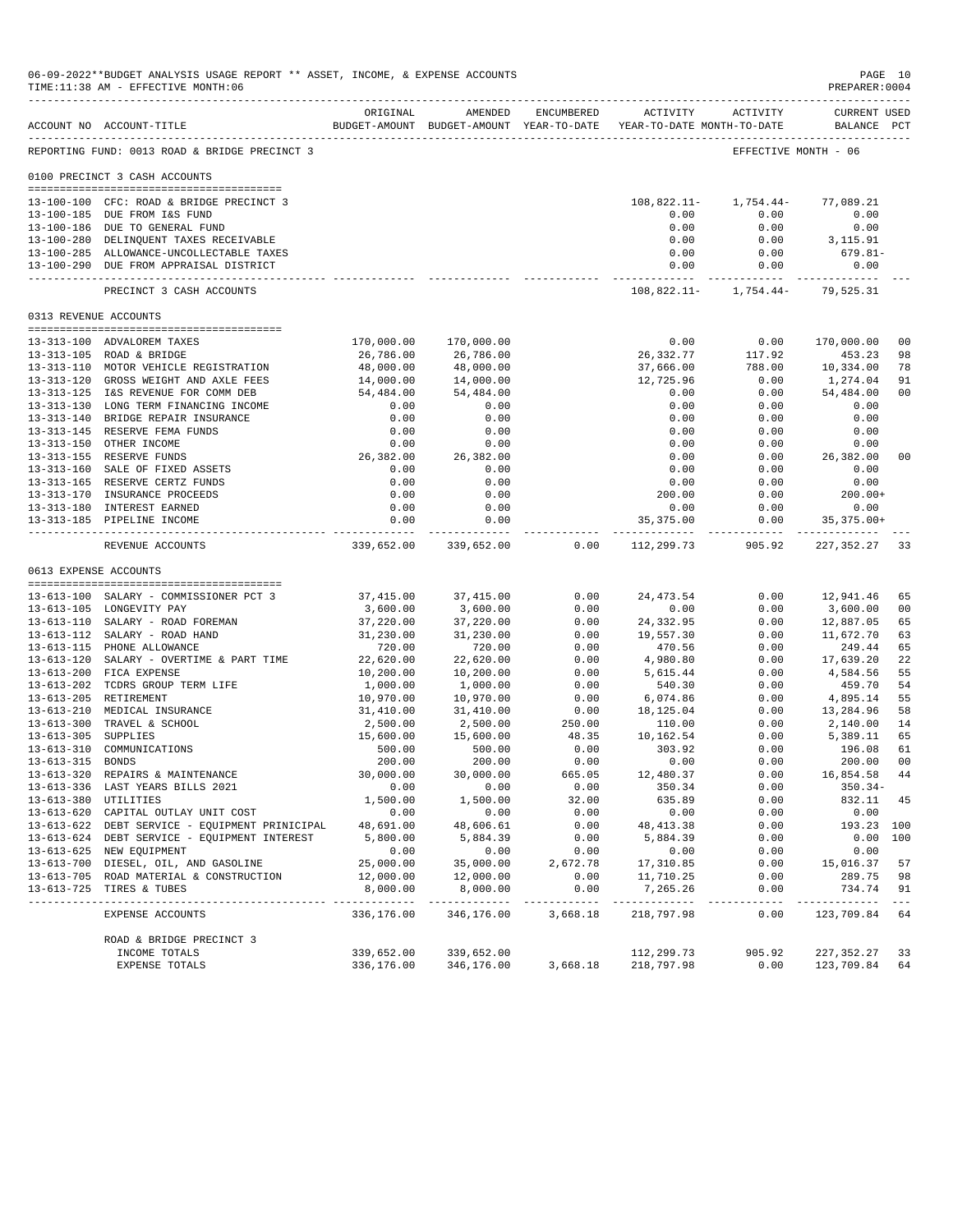06-09-2022**BUDGET ANALYSIS USAGE REPORT ** ASSET, INCOME, & EXPENSE ACCOUNTS
TIME:11:38 AM - EFFECTIVE MONTH:06
PREPARER:0004

| ACCOUNT NO | ACCOUNT-TITLE | ORIGINAL BUDGET-AMOUNT | AMENDED BUDGET-AMOUNT | ENCUMBERED YEAR-TO-DATE | ACTIVITY YEAR-TO-DATE | ACTIVITY MONTH-TO-DATE | CURRENT USED BALANCE | PCT |
|---|---|---|---|---|---|---|---|---|
| REPORTING FUND: 0013 ROAD & BRIDGE PRECINCT 3 | | | | | | EFFECTIVE MONTH - 06 | | |
| 0100 PRECINCT 3 CASH ACCOUNTS | | | | | | | | |
| 13-100-100 | CFC: ROAD & BRIDGE PRECINCT 3 | | | | 108,822.11- | 1,754.44- | 77,089.21 | |
| 13-100-185 | DUE FROM I&S FUND | | | | 0.00 | 0.00 | 0.00 | |
| 13-100-186 | DUE TO GENERAL FUND | | | | 0.00 | 0.00 | 0.00 | |
| 13-100-280 | DELINQUENT TAXES RECEIVABLE | | | | 0.00 | 0.00 | 3,115.91 | |
| 13-100-285 | ALLOWANCE-UNCOLLECTABLE TAXES | | | | 0.00 | 0.00 | 679.81- | |
| 13-100-290 | DUE FROM APPRAISAL DISTRICT | | | | 0.00 | 0.00 | 0.00 | |
| | PRECINCT 3 CASH ACCOUNTS | | | | 108,822.11- | 1,754.44- | 79,525.31 | |
| 0313 REVENUE ACCOUNTS | | | | | | | | |
| 13-313-100 | ADVALOREM TAXES | 170,000.00 | 170,000.00 | | 0.00 | 0.00 | 170,000.00 | 00 |
| 13-313-105 | ROAD & BRIDGE | 26,786.00 | 26,786.00 | | 26,332.77 | 117.92 | 453.23 | 98 |
| 13-313-110 | MOTOR VEHICLE REGISTRATION | 48,000.00 | 48,000.00 | | 37,666.00 | 788.00 | 10,334.00 | 78 |
| 13-313-120 | GROSS WEIGHT AND AXLE FEES | 14,000.00 | 14,000.00 | | 12,725.96 | 0.00 | 1,274.04 | 91 |
| 13-313-125 | I&S REVENUE FOR COMM DEB | 54,484.00 | 54,484.00 | | 0.00 | 0.00 | 54,484.00 | 00 |
| 13-313-130 | LONG TERM FINANCING INCOME | 0.00 | 0.00 | | 0.00 | 0.00 | 0.00 | |
| 13-313-140 | BRIDGE REPAIR INSURANCE | 0.00 | 0.00 | | 0.00 | 0.00 | 0.00 | |
| 13-313-145 | RESERVE FEMA FUNDS | 0.00 | 0.00 | | 0.00 | 0.00 | 0.00 | |
| 13-313-150 | OTHER INCOME | 0.00 | 0.00 | | 0.00 | 0.00 | 0.00 | |
| 13-313-155 | RESERVE FUNDS | 26,382.00 | 26,382.00 | | 0.00 | 0.00 | 26,382.00 | 00 |
| 13-313-160 | SALE OF FIXED ASSETS | 0.00 | 0.00 | | 0.00 | 0.00 | 0.00 | |
| 13-313-165 | RESERVE CERTZ FUNDS | 0.00 | 0.00 | | 0.00 | 0.00 | 0.00 | |
| 13-313-170 | INSURANCE PROCEEDS | 0.00 | 0.00 | | 200.00 | 0.00 | 200.00+ | |
| 13-313-180 | INTEREST EARNED | 0.00 | 0.00 | | 0.00 | 0.00 | 0.00 | |
| 13-313-185 | PIPELINE INCOME | 0.00 | 0.00 | | 35,375.00 | 0.00 | 35,375.00+ | |
| | REVENUE ACCOUNTS | 339,652.00 | 339,652.00 | 0.00 | 112,299.73 | 905.92 | 227,352.27 | 33 |
| 0613 EXPENSE ACCOUNTS | | | | | | | | |
| 13-613-100 | SALARY - COMMISSIONER PCT 3 | 37,415.00 | 37,415.00 | 0.00 | 24,473.54 | 0.00 | 12,941.46 | 65 |
| 13-613-105 | LONGEVITY PAY | 3,600.00 | 3,600.00 | 0.00 | 0.00 | 0.00 | 3,600.00 | 00 |
| 13-613-110 | SALARY - ROAD FOREMAN | 37,220.00 | 37,220.00 | 0.00 | 24,332.95 | 0.00 | 12,887.05 | 65 |
| 13-613-112 | SALARY - ROAD HAND | 31,230.00 | 31,230.00 | 0.00 | 19,557.30 | 0.00 | 11,672.70 | 63 |
| 13-613-115 | PHONE ALLOWANCE | 720.00 | 720.00 | 0.00 | 470.56 | 0.00 | 249.44 | 65 |
| 13-613-120 | SALARY - OVERTIME & PART TIME | 22,620.00 | 22,620.00 | 0.00 | 4,980.80 | 0.00 | 17,639.20 | 22 |
| 13-613-200 | FICA EXPENSE | 10,200.00 | 10,200.00 | 0.00 | 5,615.44 | 0.00 | 4,584.56 | 55 |
| 13-613-202 | TCDRS GROUP TERM LIFE | 1,000.00 | 1,000.00 | 0.00 | 540.30 | 0.00 | 459.70 | 54 |
| 13-613-205 | RETIREMENT | 10,970.00 | 10,970.00 | 0.00 | 6,074.86 | 0.00 | 4,895.14 | 55 |
| 13-613-210 | MEDICAL INSURANCE | 31,410.00 | 31,410.00 | 0.00 | 18,125.04 | 0.00 | 13,284.96 | 58 |
| 13-613-300 | TRAVEL & SCHOOL | 2,500.00 | 2,500.00 | 250.00 | 110.00 | 0.00 | 2,140.00 | 14 |
| 13-613-305 | SUPPLIES | 15,600.00 | 15,600.00 | 48.35 | 10,162.54 | 0.00 | 5,389.11 | 65 |
| 13-613-310 | COMMUNICATIONS | 500.00 | 500.00 | 0.00 | 303.92 | 0.00 | 196.08 | 61 |
| 13-613-315 | BONDS | 200.00 | 200.00 | 0.00 | 0.00 | 0.00 | 200.00 | 00 |
| 13-613-320 | REPAIRS & MAINTENANCE | 30,000.00 | 30,000.00 | 665.05 | 12,480.37 | 0.00 | 16,854.58 | 44 |
| 13-613-336 | LAST YEARS BILLS 2021 | 0.00 | 0.00 | 0.00 | 350.34 | 0.00 | 350.34- | |
| 13-613-380 | UTILITIES | 1,500.00 | 1,500.00 | 32.00 | 635.89 | 0.00 | 832.11 | 45 |
| 13-613-620 | CAPITAL OUTLAY UNIT COST | 0.00 | 0.00 | 0.00 | 0.00 | 0.00 | 0.00 | |
| 13-613-622 | DEBT SERVICE - EQUIPMENT PRINICIPAL | 48,691.00 | 48,606.61 | 0.00 | 48,413.38 | 0.00 | 193.23 | 100 |
| 13-613-624 | DEBT SERVICE - EQUIPMENT INTEREST | 5,800.00 | 5,884.39 | 0.00 | 5,884.39 | 0.00 | 0.00 | 100 |
| 13-613-625 | NEW EQUIPMENT | 0.00 | 0.00 | 0.00 | 0.00 | 0.00 | 0.00 | |
| 13-613-700 | DIESEL, OIL, AND GASOLINE | 25,000.00 | 35,000.00 | 2,672.78 | 17,310.85 | 0.00 | 15,016.37 | 57 |
| 13-613-705 | ROAD MATERIAL & CONSTRUCTION | 12,000.00 | 12,000.00 | 0.00 | 11,710.25 | 0.00 | 289.75 | 98 |
| 13-613-725 | TIRES & TUBES | 8,000.00 | 8,000.00 | 0.00 | 7,265.26 | 0.00 | 734.74 | 91 |
| | EXPENSE ACCOUNTS | 336,176.00 | 346,176.00 | 3,668.18 | 218,797.98 | 0.00 | 123,709.84 | 64 |
| | ROAD & BRIDGE PRECINCT 3 | | | | | | | |
| | INCOME TOTALS | 339,652.00 | 339,652.00 | | 112,299.73 | 905.92 | 227,352.27 | 33 |
| | EXPENSE TOTALS | 336,176.00 | 346,176.00 | 3,668.18 | 218,797.98 | 0.00 | 123,709.84 | 64 |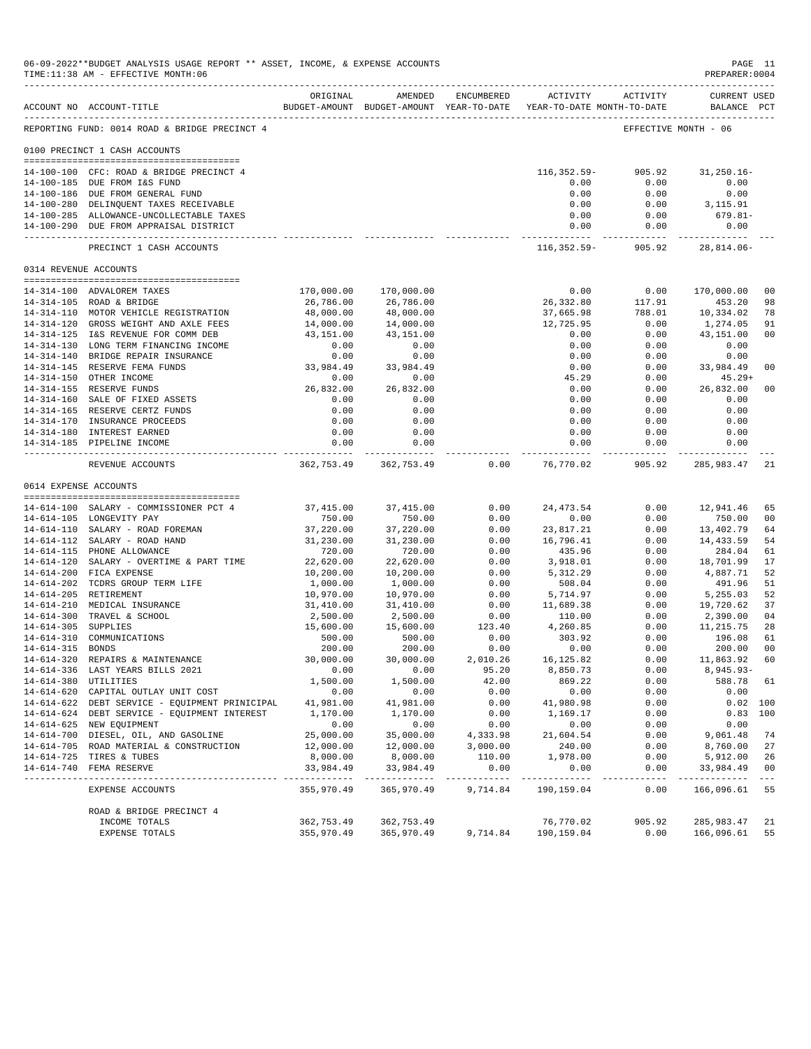06-09-2022**BUDGET ANALYSIS USAGE REPORT ** ASSET, INCOME, & EXPENSE ACCOUNTS
TIME:11:38 AM - EFFECTIVE MONTH:06

PREPARER:0004

| ACCOUNT NO | ACCOUNT-TITLE | ORIGINAL BUDGET-AMOUNT | AMENDED BUDGET-AMOUNT | ENCUMBERED YEAR-TO-DATE | ACTIVITY YEAR-TO-DATE | ACTIVITY MONTH-TO-DATE | CURRENT BALANCE | USED PCT |
|---|---|---|---|---|---|---|---|---|
| REPORTING FUND: 0014 ROAD & BRIDGE PRECINCT 4 | | | | | | | EFFECTIVE MONTH - 06 | |
| 0100 PRECINCT 1 CASH ACCOUNTS | | | | | | | | |
| 14-100-100 | CFC: ROAD & BRIDGE PRECINCT 4 | | | | 116,352.59- | 905.92 | 31,250.16- | |
| 14-100-185 | DUE FROM I&S FUND | | | | 0.00 | 0.00 | 0.00 | |
| 14-100-186 | DUE FROM GENERAL FUND | | | | 0.00 | 0.00 | 0.00 | |
| 14-100-280 | DELINQUENT TAXES RECEIVABLE | | | | 0.00 | 0.00 | 3,115.91 | |
| 14-100-285 | ALLOWANCE-UNCOLLECTABLE TAXES | | | | 0.00 | 0.00 | 679.81- | |
| 14-100-290 | DUE FROM APPRAISAL DISTRICT | | | | 0.00 | 0.00 | 0.00 | |
| | PRECINCT 1 CASH ACCOUNTS | | | | 116,352.59- | 905.92 | 28,814.06- | |
| 0314 REVENUE ACCOUNTS | | | | | | | | |
| 14-314-100 | ADVALOREM TAXES | 170,000.00 | 170,000.00 | | 0.00 | 0.00 | 170,000.00 | 00 |
| 14-314-105 | ROAD & BRIDGE | 26,786.00 | 26,786.00 | | 26,332.80 | 117.91 | 453.20 | 98 |
| 14-314-110 | MOTOR VEHICLE REGISTRATION | 48,000.00 | 48,000.00 | | 37,665.98 | 788.01 | 10,334.02 | 78 |
| 14-314-120 | GROSS WEIGHT AND AXLE FEES | 14,000.00 | 14,000.00 | | 12,725.95 | 0.00 | 1,274.05 | 91 |
| 14-314-125 | I&S REVENUE FOR COMM DEB | 43,151.00 | 43,151.00 | | 0.00 | 0.00 | 43,151.00 | 00 |
| 14-314-130 | LONG TERM FINANCING INCOME | 0.00 | 0.00 | | 0.00 | 0.00 | 0.00 | |
| 14-314-140 | BRIDGE REPAIR INSURANCE | 0.00 | 0.00 | | 0.00 | 0.00 | 0.00 | |
| 14-314-145 | RESERVE FEMA FUNDS | 33,984.49 | 33,984.49 | | 0.00 | 0.00 | 33,984.49 | 00 |
| 14-314-150 | OTHER INCOME | 0.00 | 0.00 | | 45.29 | 0.00 | 45.29+ | |
| 14-314-155 | RESERVE FUNDS | 26,832.00 | 26,832.00 | | 0.00 | 0.00 | 26,832.00 | 00 |
| 14-314-160 | SALE OF FIXED ASSETS | 0.00 | 0.00 | | 0.00 | 0.00 | 0.00 | |
| 14-314-165 | RESERVE CERTZ FUNDS | 0.00 | 0.00 | | 0.00 | 0.00 | 0.00 | |
| 14-314-170 | INSURANCE PROCEEDS | 0.00 | 0.00 | | 0.00 | 0.00 | 0.00 | |
| 14-314-180 | INTEREST EARNED | 0.00 | 0.00 | | 0.00 | 0.00 | 0.00 | |
| 14-314-185 | PIPELINE INCOME | 0.00 | 0.00 | | 0.00 | 0.00 | 0.00 | |
| | REVENUE ACCOUNTS | 362,753.49 | 362,753.49 | 0.00 | 76,770.02 | 905.92 | 285,983.47 | 21 |
| 0614 EXPENSE ACCOUNTS | | | | | | | | |
| 14-614-100 | SALARY - COMMISSIONER PCT 4 | 37,415.00 | 37,415.00 | 0.00 | 24,473.54 | 0.00 | 12,941.46 | 65 |
| 14-614-105 | LONGEVITY PAY | 750.00 | 750.00 | 0.00 | 0.00 | 0.00 | 750.00 | 00 |
| 14-614-110 | SALARY - ROAD FOREMAN | 37,220.00 | 37,220.00 | 0.00 | 23,817.21 | 0.00 | 13,402.79 | 64 |
| 14-614-112 | SALARY - ROAD HAND | 31,230.00 | 31,230.00 | 0.00 | 16,796.41 | 0.00 | 14,433.59 | 54 |
| 14-614-115 | PHONE ALLOWANCE | 720.00 | 720.00 | 0.00 | 435.96 | 0.00 | 284.04 | 61 |
| 14-614-120 | SALARY - OVERTIME & PART TIME | 22,620.00 | 22,620.00 | 0.00 | 3,918.01 | 0.00 | 18,701.99 | 17 |
| 14-614-200 | FICA EXPENSE | 10,200.00 | 10,200.00 | 0.00 | 5,312.29 | 0.00 | 4,887.71 | 52 |
| 14-614-202 | TCDRS GROUP TERM LIFE | 1,000.00 | 1,000.00 | 0.00 | 508.04 | 0.00 | 491.96 | 51 |
| 14-614-205 | RETIREMENT | 10,970.00 | 10,970.00 | 0.00 | 5,714.97 | 0.00 | 5,255.03 | 52 |
| 14-614-210 | MEDICAL INSURANCE | 31,410.00 | 31,410.00 | 0.00 | 11,689.38 | 0.00 | 19,720.62 | 37 |
| 14-614-300 | TRAVEL & SCHOOL | 2,500.00 | 2,500.00 | 0.00 | 110.00 | 0.00 | 2,390.00 | 04 |
| 14-614-305 | SUPPLIES | 15,600.00 | 15,600.00 | 123.40 | 4,260.85 | 0.00 | 11,215.75 | 28 |
| 14-614-310 | COMMUNICATIONS | 500.00 | 500.00 | 0.00 | 303.92 | 0.00 | 196.08 | 61 |
| 14-614-315 | BONDS | 200.00 | 200.00 | 0.00 | 0.00 | 0.00 | 200.00 | 00 |
| 14-614-320 | REPAIRS & MAINTENANCE | 30,000.00 | 30,000.00 | 2,010.26 | 16,125.82 | 0.00 | 11,863.92 | 60 |
| 14-614-336 | LAST YEARS BILLS 2021 | 0.00 | 0.00 | 95.20 | 8,850.73 | 0.00 | 8,945.93- | |
| 14-614-380 | UTILITIES | 1,500.00 | 1,500.00 | 42.00 | 869.22 | 0.00 | 588.78 | 61 |
| 14-614-620 | CAPITAL OUTLAY UNIT COST | 0.00 | 0.00 | 0.00 | 0.00 | 0.00 | 0.00 | |
| 14-614-622 | DEBT SERVICE - EQUIPMENT PRINICIPAL | 41,981.00 | 41,981.00 | 0.00 | 41,980.98 | 0.00 | 0.02 | 100 |
| 14-614-624 | DEBT SERVICE - EQUIPMENT INTEREST | 1,170.00 | 1,170.00 | 0.00 | 1,169.17 | 0.00 | 0.83 | 100 |
| 14-614-625 | NEW EQUIPMENT | 0.00 | 0.00 | 0.00 | 0.00 | 0.00 | 0.00 | |
| 14-614-700 | DIESEL, OIL, AND GASOLINE | 25,000.00 | 35,000.00 | 4,333.98 | 21,604.54 | 0.00 | 9,061.48 | 74 |
| 14-614-705 | ROAD MATERIAL & CONSTRUCTION | 12,000.00 | 12,000.00 | 3,000.00 | 240.00 | 0.00 | 8,760.00 | 27 |
| 14-614-725 | TIRES & TUBES | 8,000.00 | 8,000.00 | 110.00 | 1,978.00 | 0.00 | 5,912.00 | 26 |
| 14-614-740 | FEMA RESERVE | 33,984.49 | 33,984.49 | 0.00 | 0.00 | 0.00 | 33,984.49 | 00 |
| | EXPENSE ACCOUNTS | 355,970.49 | 365,970.49 | 9,714.84 | 190,159.04 | 0.00 | 166,096.61 | 55 |
| | ROAD & BRIDGE PRECINCT 4 | | | | | | | |
| | INCOME TOTALS | 362,753.49 | 362,753.49 | | 76,770.02 | 905.92 | 285,983.47 | 21 |
| | EXPENSE TOTALS | 355,970.49 | 365,970.49 | 9,714.84 | 190,159.04 | 0.00 | 166,096.61 | 55 |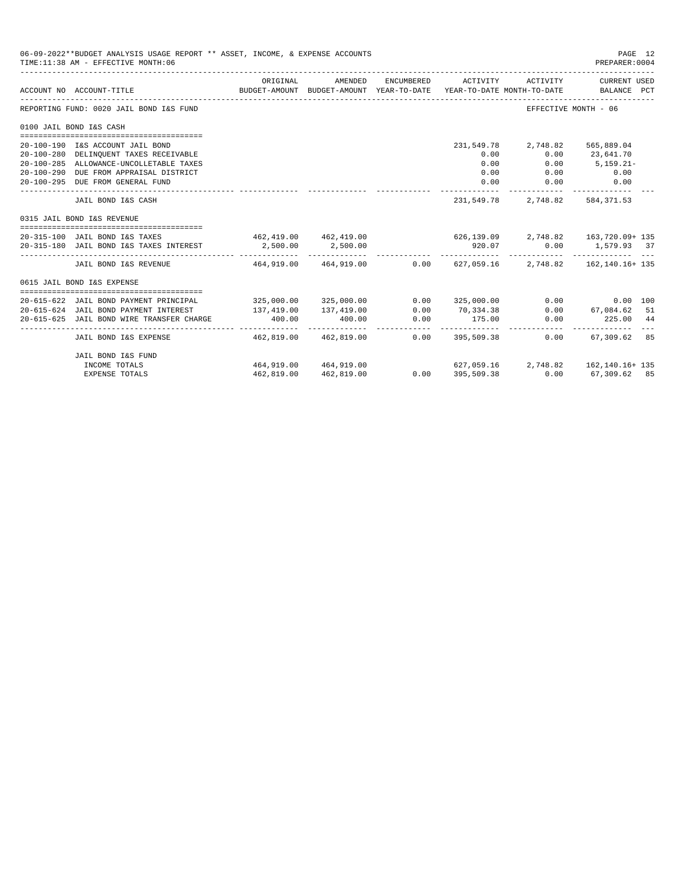06-09-2022**BUDGET ANALYSIS USAGE REPORT ** ASSET, INCOME, & EXPENSE ACCOUNTS
TIME:11:38 AM - EFFECTIVE MONTH:06

PREPARER:0004

| ACCOUNT NO | ACCOUNT-TITLE | ORIGINAL BUDGET-AMOUNT | AMENDED BUDGET-AMOUNT | ENCUMBERED YEAR-TO-DATE | ACTIVITY YEAR-TO-DATE | ACTIVITY MONTH-TO-DATE | CURRENT USED BALANCE | PCT |
|---|---|---|---|---|---|---|---|---|
| REPORTING FUND: 0020 JAIL BOND I&S FUND | | | | | | EFFECTIVE MONTH - 06 | | |
| 0100 JAIL BOND I&S CASH | | | | | | | | |
| 20-100-190 | I&S ACCOUNT JAIL BOND | | | | 231,549.78 | 2,748.82 | 565,889.04 | |
| 20-100-280 | DELINQUENT TAXES RECEIVABLE | | | | 0.00 | 0.00 | 23,641.70 | |
| 20-100-285 | ALLOWANCE-UNCOLLETABLE TAXES | | | | 0.00 | 0.00 | 5,159.21- | |
| 20-100-290 | DUE FROM APPRAISAL DISTRICT | | | | 0.00 | 0.00 | 0.00 | |
| 20-100-295 | DUE FROM GENERAL FUND | | | | 0.00 | 0.00 | 0.00 | |
| | JAIL BOND I&S CASH | | | | 231,549.78 | 2,748.82 | 584,371.53 | |
| 0315 JAIL BOND I&S REVENUE | | | | | | | | |
| 20-315-100 | JAIL BOND I&S TAXES | 462,419.00 | 462,419.00 | | 626,139.09 | 2,748.82 | 163,720.09+ | 135 |
| 20-315-180 | JAIL BOND I&S TAXES INTEREST | 2,500.00 | 2,500.00 | | 920.07 | 0.00 | 1,579.93 | 37 |
| | JAIL BOND I&S REVENUE | 464,919.00 | 464,919.00 | 0.00 | 627,059.16 | 2,748.82 | 162,140.16+ | 135 |
| 0615 JAIL BOND I&S EXPENSE | | | | | | | | |
| 20-615-622 | JAIL BOND PAYMENT PRINCIPAL | 325,000.00 | 325,000.00 | 0.00 | 325,000.00 | 0.00 | 0.00 | 100 |
| 20-615-624 | JAIL BOND PAYMENT INTEREST | 137,419.00 | 137,419.00 | 0.00 | 70,334.38 | 0.00 | 67,084.62 | 51 |
| 20-615-625 | JAIL BOND WIRE TRANSFER CHARGE | 400.00 | 400.00 | 0.00 | 175.00 | 0.00 | 225.00 | 44 |
| | JAIL BOND I&S EXPENSE | 462,819.00 | 462,819.00 | 0.00 | 395,509.38 | 0.00 | 67,309.62 | 85 |
| | JAIL BOND I&S FUND | | | | | | | |
| | INCOME TOTALS | 464,919.00 | 464,919.00 | | 627,059.16 | 2,748.82 | 162,140.16+ | 135 |
| | EXPENSE TOTALS | 462,819.00 | 462,819.00 | 0.00 | 395,509.38 | 0.00 | 67,309.62 | 85 |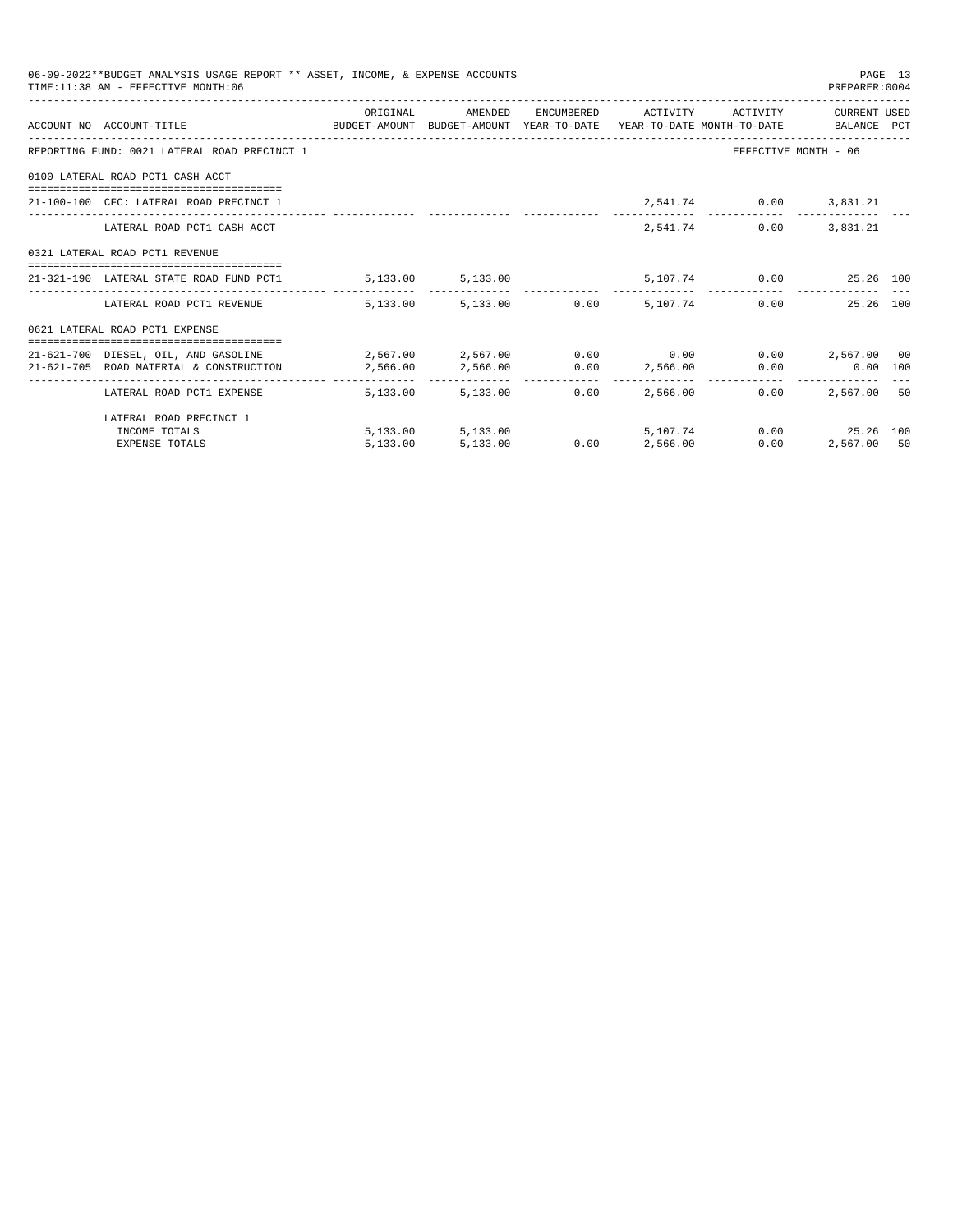06-09-2022**BUDGET ANALYSIS USAGE REPORT ** ASSET, INCOME, & EXPENSE ACCOUNTS
TIME:11:38 AM - EFFECTIVE MONTH:06
PREPARER:0004

| ACCOUNT NO ACCOUNT-TITLE | ORIGINAL BUDGET-AMOUNT | AMENDED BUDGET-AMOUNT | ENCUMBERED YEAR-TO-DATE | ACTIVITY YEAR-TO-DATE | ACTIVITY MONTH-TO-DATE | CURRENT BALANCE | USED PCT |
|---|---|---|---|---|---|---|---|
| REPORTING FUND: 0021 LATERAL ROAD PRECINCT 1 | | | | | EFFECTIVE MONTH - 06 | | |
| 0100 LATERAL ROAD PCT1 CASH ACCT | | | | | | | |
| 21-100-100 CFC: LATERAL ROAD PRECINCT 1 | | | | 2,541.74 | 0.00 | 3,831.21 | |
| LATERAL ROAD PCT1 CASH ACCT | | | | 2,541.74 | 0.00 | 3,831.21 | |
| 0321 LATERAL ROAD PCT1 REVENUE | | | | | | | |
| 21-321-190 LATERAL STATE ROAD FUND PCT1 | 5,133.00 | 5,133.00 | | 5,107.74 | 0.00 | 25.26 | 100 |
| LATERAL ROAD PCT1 REVENUE | 5,133.00 | 5,133.00 | 0.00 | 5,107.74 | 0.00 | 25.26 | 100 |
| 0621 LATERAL ROAD PCT1 EXPENSE | | | | | | | |
| 21-621-700 DIESEL, OIL, AND GASOLINE | 2,567.00 | 2,567.00 | 0.00 | 0.00 | 0.00 | 2,567.00 | 00 |
| 21-621-705 ROAD MATERIAL & CONSTRUCTION | 2,566.00 | 2,566.00 | 0.00 | 2,566.00 | 0.00 | 0.00 | 100 |
| LATERAL ROAD PCT1 EXPENSE | 5,133.00 | 5,133.00 | 0.00 | 2,566.00 | 0.00 | 2,567.00 | 50 |
| LATERAL ROAD PRECINCT 1 | | | | | | | |
| INCOME TOTALS | 5,133.00 | 5,133.00 | | 5,107.74 | 0.00 | 25.26 | 100 |
| EXPENSE TOTALS | 5,133.00 | 5,133.00 | 0.00 | 2,566.00 | 0.00 | 2,567.00 | 50 |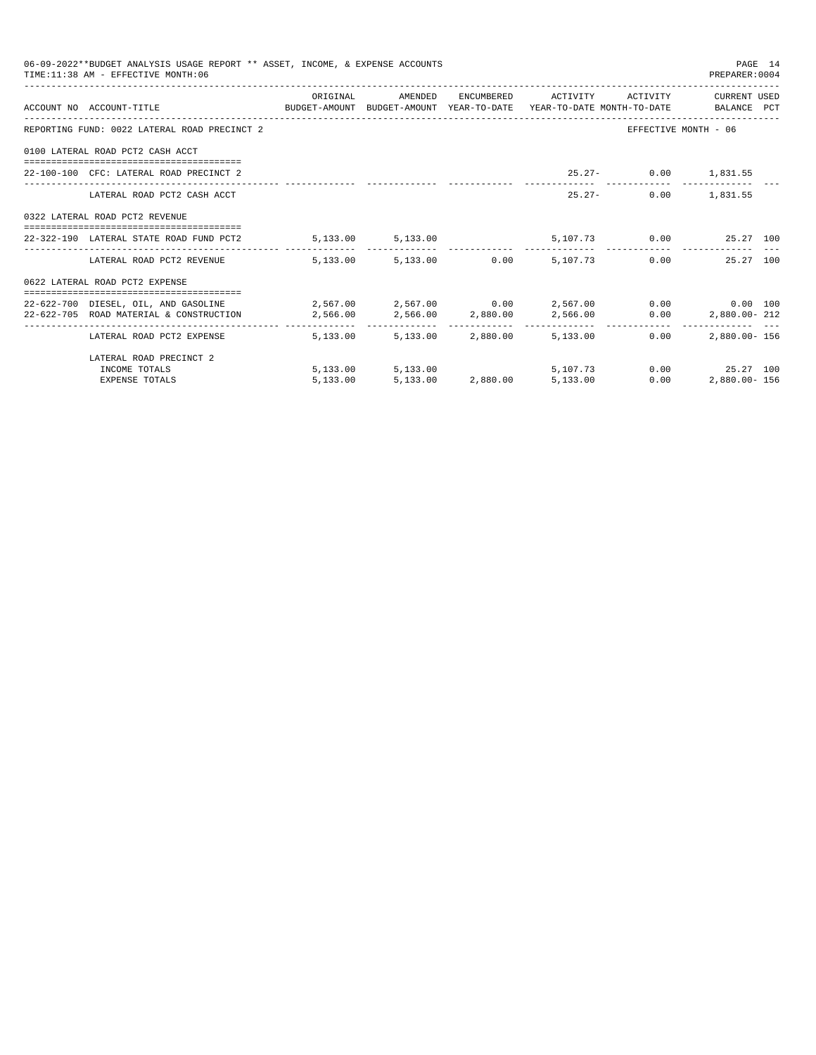06-09-2022**BUDGET ANALYSIS USAGE REPORT ** ASSET, INCOME, & EXPENSE ACCOUNTS
TIME:11:38 AM - EFFECTIVE MONTH:06

PREPARER:0004

| ACCOUNT NO | ACCOUNT-TITLE | ORIGINAL BUDGET-AMOUNT | AMENDED BUDGET-AMOUNT | ENCUMBERED YEAR-TO-DATE | ACTIVITY YEAR-TO-DATE | ACTIVITY MONTH-TO-DATE | CURRENT BALANCE | USED PCT |
|---|---|---|---|---|---|---|---|---|
| REPORTING FUND: 0022 LATERAL ROAD PRECINCT 2 | | | | | | EFFECTIVE MONTH - 06 | | |
| 0100 LATERAL ROAD PCT2 CASH ACCT | | | | | | | | |
| 22-100-100 | CFC: LATERAL ROAD PRECINCT 2 | | | | 25.27- | 0.00 | 1,831.55 | |
| | LATERAL ROAD PCT2 CASH ACCT | | | | 25.27- | 0.00 | 1,831.55 | |
| 0322 LATERAL ROAD PCT2 REVENUE | | | | | | | | |
| 22-322-190 | LATERAL STATE ROAD FUND PCT2 | 5,133.00 | 5,133.00 | | 5,107.73 | 0.00 | 25.27 | 100 |
| | LATERAL ROAD PCT2 REVENUE | 5,133.00 | 5,133.00 | 0.00 | 5,107.73 | 0.00 | 25.27 | 100 |
| 0622 LATERAL ROAD PCT2 EXPENSE | | | | | | | | |
| 22-622-700 | DIESEL, OIL, AND GASOLINE | 2,567.00 | 2,567.00 | 0.00 | 2,567.00 | 0.00 | 0.00 | 100 |
| 22-622-705 | ROAD MATERIAL & CONSTRUCTION | 2,566.00 | 2,566.00 | 2,880.00 | 2,566.00 | 0.00 | 2,880.00- | 212 |
| | LATERAL ROAD PCT2 EXPENSE | 5,133.00 | 5,133.00 | 2,880.00 | 5,133.00 | 0.00 | 2,880.00- | 156 |
| | LATERAL ROAD PRECINCT 2 | | | | | | | |
| | INCOME TOTALS | 5,133.00 | 5,133.00 | | 5,107.73 | 0.00 | 25.27 | 100 |
| | EXPENSE TOTALS | 5,133.00 | 5,133.00 | 2,880.00 | 5,133.00 | 0.00 | 2,880.00- | 156 |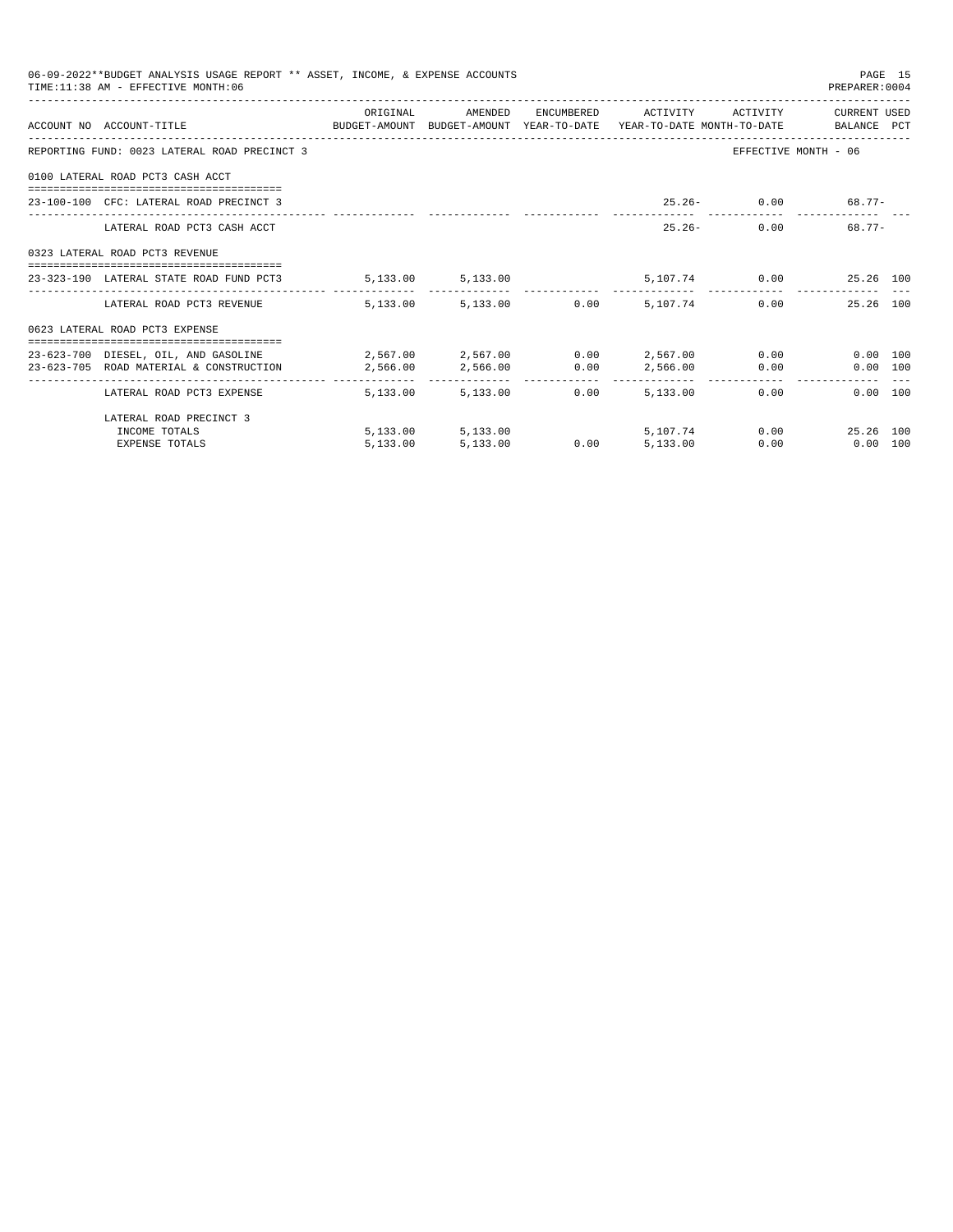06-09-2022**BUDGET ANALYSIS USAGE REPORT ** ASSET, INCOME, & EXPENSE ACCOUNTS
TIME:11:38 AM - EFFECTIVE MONTH:06
PREPARER:0004

| ACCOUNT NO | ACCOUNT-TITLE | ORIGINAL BUDGET-AMOUNT | AMENDED BUDGET-AMOUNT | ENCUMBERED YEAR-TO-DATE | ACTIVITY YEAR-TO-DATE | ACTIVITY MONTH-TO-DATE | CURRENT BALANCE | USED PCT |
|---|---|---|---|---|---|---|---|---|
| REPORTING FUND: 0023 LATERAL ROAD PRECINCT 3 | | | | | | EFFECTIVE MONTH - 06 | | |
| 0100 LATERAL ROAD PCT3 CASH ACCT | | | | | | | | |
| 23-100-100 | CFC: LATERAL ROAD PRECINCT 3 | | | | 25.26- | 0.00 | 68.77- | |
| | LATERAL ROAD PCT3 CASH ACCT | | | | 25.26- | 0.00 | 68.77- | |
| 0323 LATERAL ROAD PCT3 REVENUE | | | | | | | | |
| 23-323-190 | LATERAL STATE ROAD FUND PCT3 | 5,133.00 | 5,133.00 | | 5,107.74 | 0.00 | 25.26 | 100 |
| | LATERAL ROAD PCT3 REVENUE | 5,133.00 | 5,133.00 | 0.00 | 5,107.74 | 0.00 | 25.26 | 100 |
| 0623 LATERAL ROAD PCT3 EXPENSE | | | | | | | | |
| 23-623-700 | DIESEL, OIL, AND GASOLINE | 2,567.00 | 2,567.00 | 0.00 | 2,567.00 | 0.00 | 0.00 | 100 |
| 23-623-705 | ROAD MATERIAL & CONSTRUCTION | 2,566.00 | 2,566.00 | 0.00 | 2,566.00 | 0.00 | 0.00 | 100 |
| | LATERAL ROAD PCT3 EXPENSE | 5,133.00 | 5,133.00 | 0.00 | 5,133.00 | 0.00 | 0.00 | 100 |
| | LATERAL ROAD PRECINCT 3 | | | | | | | |
| | INCOME TOTALS | 5,133.00 | 5,133.00 | | 5,107.74 | 0.00 | 25.26 | 100 |
| | EXPENSE TOTALS | 5,133.00 | 5,133.00 | 0.00 | 5,133.00 | 0.00 | 0.00 | 100 |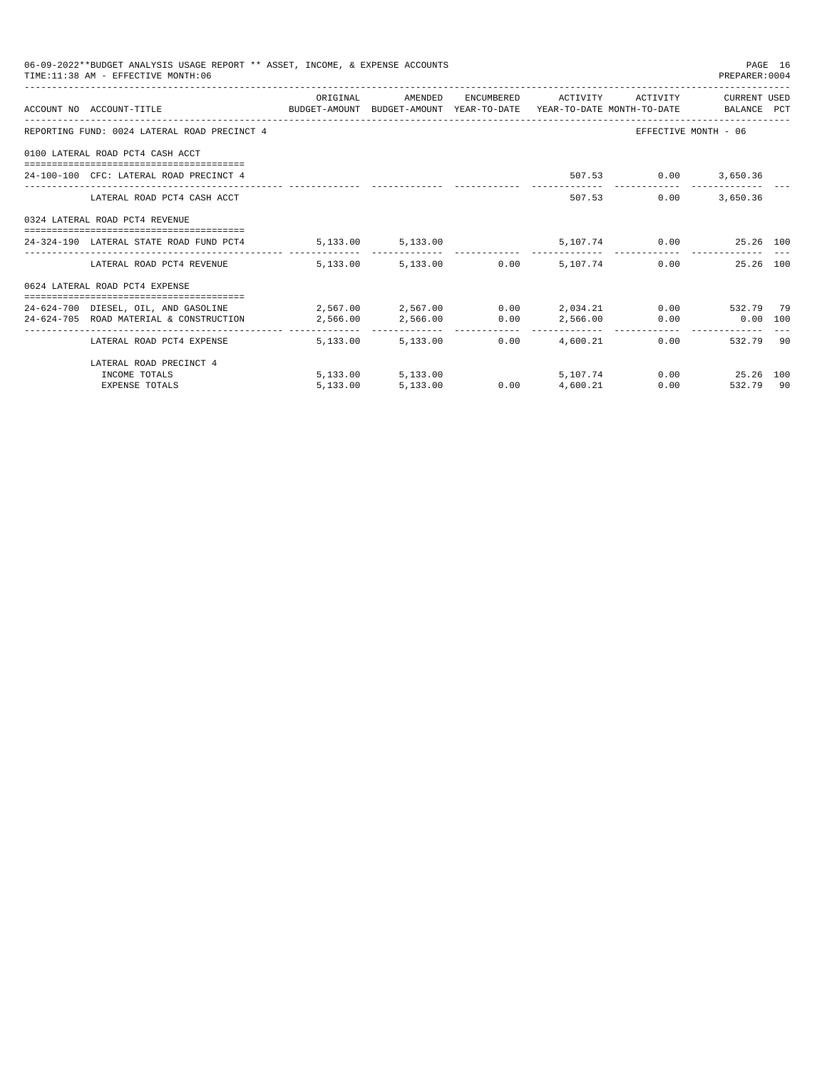06-09-2022**BUDGET ANALYSIS USAGE REPORT ** ASSET, INCOME, & EXPENSE ACCOUNTS
TIME:11:38 AM - EFFECTIVE MONTH:06
PREPARER:0004

| ACCOUNT NO | ACCOUNT-TITLE | ORIGINAL BUDGET-AMOUNT | AMENDED BUDGET-AMOUNT | ENCUMBERED YEAR-TO-DATE | ACTIVITY YEAR-TO-DATE | ACTIVITY MONTH-TO-DATE | CURRENT BALANCE | USED PCT |
|---|---|---|---|---|---|---|---|---|
| REPORTING FUND: 0024 LATERAL ROAD PRECINCT 4 | | | | | | EFFECTIVE MONTH - 06 | | |
| 0100 LATERAL ROAD PCT4 CASH ACCT | | | | | | | | |
| 24-100-100 | CFC: LATERAL ROAD PRECINCT 4 | | | | 507.53 | 0.00 | 3,650.36 | |
| | LATERAL ROAD PCT4 CASH ACCT | | | | 507.53 | 0.00 | 3,650.36 | |
| 0324 LATERAL ROAD PCT4 REVENUE | | | | | | | | |
| 24-324-190 | LATERAL STATE ROAD FUND PCT4 | 5,133.00 | 5,133.00 | | 5,107.74 | 0.00 | 25.26 | 100 |
| | LATERAL ROAD PCT4 REVENUE | 5,133.00 | 5,133.00 | 0.00 | 5,107.74 | 0.00 | 25.26 | 100 |
| 0624 LATERAL ROAD PCT4 EXPENSE | | | | | | | | |
| 24-624-700 | DIESEL, OIL, AND GASOLINE | 2,567.00 | 2,567.00 | 0.00 | 2,034.21 | 0.00 | 532.79 | 79 |
| 24-624-705 | ROAD MATERIAL & CONSTRUCTION | 2,566.00 | 2,566.00 | 0.00 | 2,566.00 | 0.00 | 0.00 | 100 |
| | LATERAL ROAD PCT4 EXPENSE | 5,133.00 | 5,133.00 | 0.00 | 4,600.21 | 0.00 | 532.79 | 90 |
| | LATERAL ROAD PRECINCT 4 | | | | | | | |
| | INCOME TOTALS | 5,133.00 | 5,133.00 | | 5,107.74 | 0.00 | 25.26 | 100 |
| | EXPENSE TOTALS | 5,133.00 | 5,133.00 | 0.00 | 4,600.21 | 0.00 | 532.79 | 90 |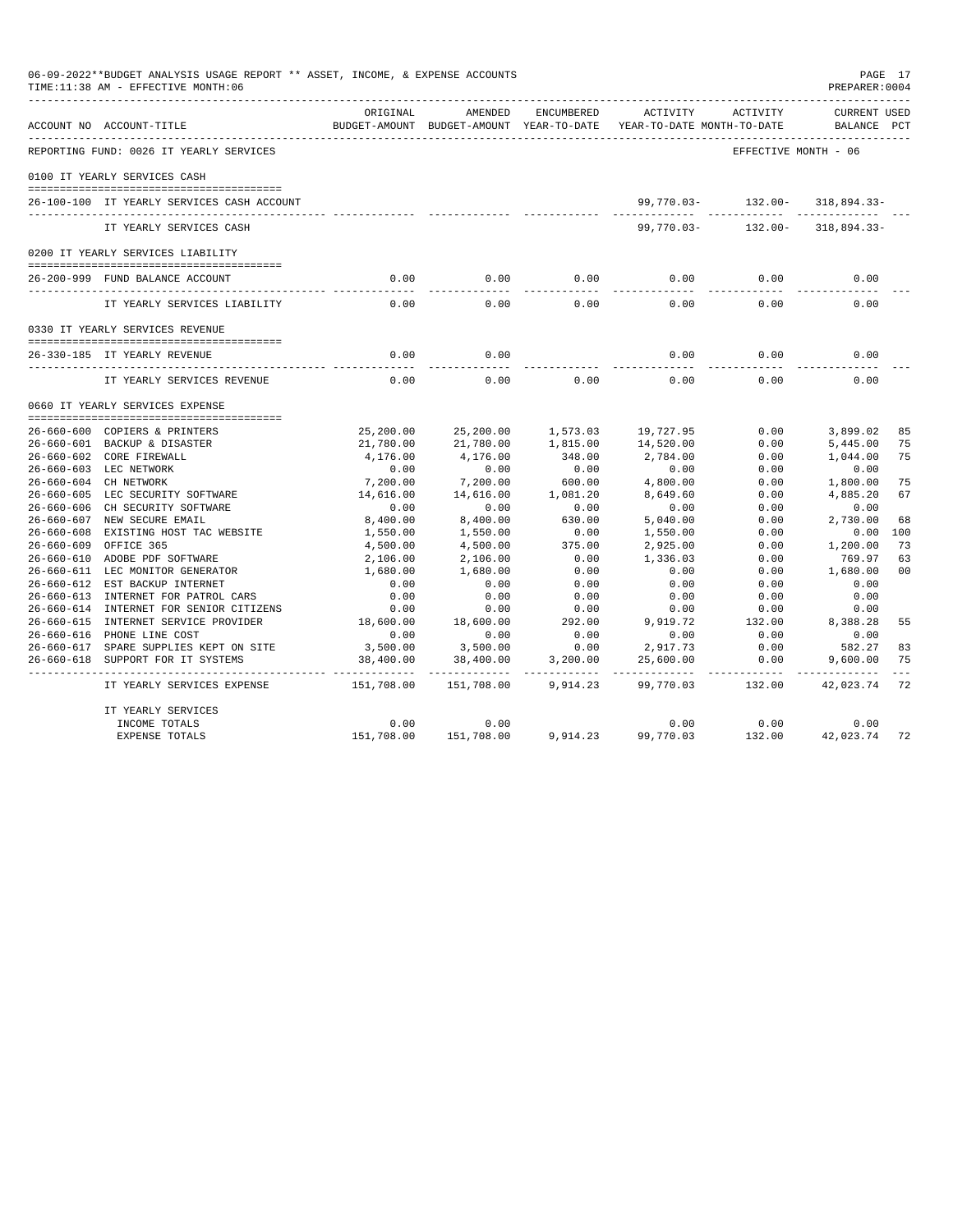06-09-2022**BUDGET ANALYSIS USAGE REPORT ** ASSET, INCOME, & EXPENSE ACCOUNTS
TIME:11:38 AM - EFFECTIVE MONTH:06
PREPARER:0004

| ACCOUNT NO | ACCOUNT-TITLE | ORIGINAL BUDGET-AMOUNT | AMENDED BUDGET-AMOUNT | ENCUMBERED YEAR-TO-DATE | ACTIVITY YEAR-TO-DATE | ACTIVITY MONTH-TO-DATE | CURRENT USED BALANCE | PCT |
|---|---|---|---|---|---|---|---|---|
| REPORTING FUND: 0026 IT YEARLY SERVICES | | | | | | EFFECTIVE MONTH - 06 | | |
| 0100 IT YEARLY SERVICES CASH | | | | | | | | |
| 26-100-100 | IT YEARLY SERVICES CASH ACCOUNT | | | | 99,770.03- | 132.00- | 318,894.33- | |
| | IT YEARLY SERVICES CASH | | | | 99,770.03- | 132.00- | 318,894.33- | |
| 0200 IT YEARLY SERVICES LIABILITY | | | | | | | | |
| 26-200-999 | FUND BALANCE ACCOUNT | 0.00 | 0.00 | 0.00 | 0.00 | 0.00 | 0.00 | |
| | IT YEARLY SERVICES LIABILITY | 0.00 | 0.00 | 0.00 | 0.00 | 0.00 | 0.00 | |
| 0330 IT YEARLY SERVICES REVENUE | | | | | | | | |
| 26-330-185 | IT YEARLY REVENUE | 0.00 | 0.00 | | 0.00 | 0.00 | 0.00 | |
| | IT YEARLY SERVICES REVENUE | 0.00 | 0.00 | 0.00 | 0.00 | 0.00 | 0.00 | |
| 0660 IT YEARLY SERVICES EXPENSE | | | | | | | | |
| 26-660-600 | COPIERS & PRINTERS | 25,200.00 | 25,200.00 | 1,573.03 | 19,727.95 | 0.00 | 3,899.02 | 85 |
| 26-660-601 | BACKUP & DISASTER | 21,780.00 | 21,780.00 | 1,815.00 | 14,520.00 | 0.00 | 5,445.00 | 75 |
| 26-660-602 | CORE FIREWALL | 4,176.00 | 4,176.00 | 348.00 | 2,784.00 | 0.00 | 1,044.00 | 75 |
| 26-660-603 | LEC NETWORK | 0.00 | 0.00 | 0.00 | 0.00 | 0.00 | 0.00 | |
| 26-660-604 | CH NETWORK | 7,200.00 | 7,200.00 | 600.00 | 4,800.00 | 0.00 | 1,800.00 | 75 |
| 26-660-605 | LEC SECURITY SOFTWARE | 14,616.00 | 14,616.00 | 1,081.20 | 8,649.60 | 0.00 | 4,885.20 | 67 |
| 26-660-606 | CH SECURITY SOFTWARE | 0.00 | 0.00 | 0.00 | 0.00 | 0.00 | 0.00 | |
| 26-660-607 | NEW SECURE EMAIL | 8,400.00 | 8,400.00 | 630.00 | 5,040.00 | 0.00 | 2,730.00 | 68 |
| 26-660-608 | EXISTING HOST TAC WEBSITE | 1,550.00 | 1,550.00 | 0.00 | 1,550.00 | 0.00 | 0.00 | 100 |
| 26-660-609 | OFFICE 365 | 4,500.00 | 4,500.00 | 375.00 | 2,925.00 | 0.00 | 1,200.00 | 73 |
| 26-660-610 | ADOBE PDF SOFTWARE | 2,106.00 | 2,106.00 | 0.00 | 1,336.03 | 0.00 | 769.97 | 63 |
| 26-660-611 | LEC MONITOR GENERATOR | 1,680.00 | 1,680.00 | 0.00 | 0.00 | 0.00 | 1,680.00 | 00 |
| 26-660-612 | EST BACKUP INTERNET | 0.00 | 0.00 | 0.00 | 0.00 | 0.00 | 0.00 | |
| 26-660-613 | INTERNET FOR PATROL CARS | 0.00 | 0.00 | 0.00 | 0.00 | 0.00 | 0.00 | |
| 26-660-614 | INTERNET FOR SENIOR CITIZENS | 0.00 | 0.00 | 0.00 | 0.00 | 0.00 | 0.00 | |
| 26-660-615 | INTERNET SERVICE PROVIDER | 18,600.00 | 18,600.00 | 292.00 | 9,919.72 | 132.00 | 8,388.28 | 55 |
| 26-660-616 | PHONE LINE COST | 0.00 | 0.00 | 0.00 | 0.00 | 0.00 | 0.00 | |
| 26-660-617 | SPARE SUPPLIES KEPT ON SITE | 3,500.00 | 3,500.00 | 0.00 | 2,917.73 | 0.00 | 582.27 | 83 |
| 26-660-618 | SUPPORT FOR IT SYSTEMS | 38,400.00 | 38,400.00 | 3,200.00 | 25,600.00 | 0.00 | 9,600.00 | 75 |
| | IT YEARLY SERVICES EXPENSE | 151,708.00 | 151,708.00 | 9,914.23 | 99,770.03 | 132.00 | 42,023.74 | 72 |
| | IT YEARLY SERVICES | | | | | | | |
| | INCOME TOTALS | 0.00 | 0.00 | | 0.00 | 0.00 | 0.00 | |
| | EXPENSE TOTALS | 151,708.00 | 151,708.00 | 9,914.23 | 99,770.03 | 132.00 | 42,023.74 | 72 |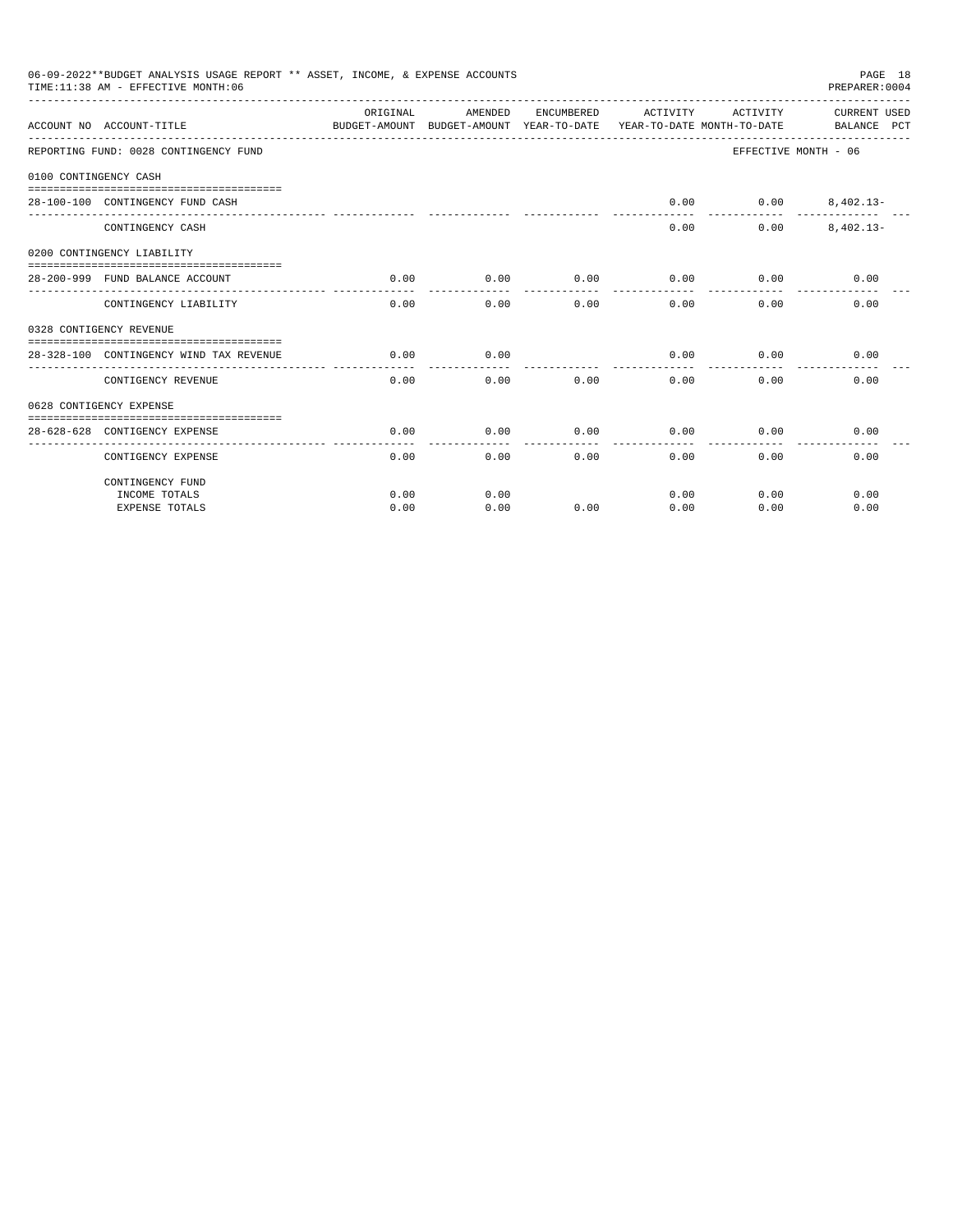06-09-2022**BUDGET ANALYSIS USAGE REPORT ** ASSET, INCOME, & EXPENSE ACCOUNTS
TIME:11:38 AM - EFFECTIVE MONTH:06
PREPARER:0004

| ACCOUNT NO | ACCOUNT-TITLE | ORIGINAL BUDGET-AMOUNT | AMENDED BUDGET-AMOUNT | ENCUMBERED YEAR-TO-DATE | ACTIVITY YEAR-TO-DATE | ACTIVITY MONTH-TO-DATE | CURRENT USED BALANCE | PCT |
|---|---|---|---|---|---|---|---|---|
| REPORTING FUND: 0028 CONTINGENCY FUND | | | | | | EFFECTIVE MONTH - 06 | | |
| 0100 CONTINGENCY CASH | | | | | | | | |
| 28-100-100 | CONTINGENCY FUND CASH | | | | 0.00 | 0.00 | 8,402.13- | |
| | CONTINGENCY CASH | | | | 0.00 | 0.00 | 8,402.13- | |
| 0200 CONTINGENCY LIABILITY | | | | | | | | |
| 28-200-999 | FUND BALANCE ACCOUNT | 0.00 | 0.00 | 0.00 | 0.00 | 0.00 | 0.00 | |
| | CONTINGENCY LIABILITY | 0.00 | 0.00 | 0.00 | 0.00 | 0.00 | 0.00 | |
| 0328 CONTIGENCY REVENUE | | | | | | | | |
| 28-328-100 | CONTINGENCY WIND TAX REVENUE | 0.00 | 0.00 | | 0.00 | 0.00 | 0.00 | |
| | CONTIGENCY REVENUE | 0.00 | 0.00 | 0.00 | 0.00 | 0.00 | 0.00 | |
| 0628 CONTIGENCY EXPENSE | | | | | | | | |
| 28-628-628 | CONTIGENCY EXPENSE | 0.00 | 0.00 | 0.00 | 0.00 | 0.00 | 0.00 | |
| | CONTIGENCY EXPENSE | 0.00 | 0.00 | 0.00 | 0.00 | 0.00 | 0.00 | |
| | CONTINGENCY FUND | | | | | | | |
| | INCOME TOTALS | 0.00 | 0.00 | | 0.00 | 0.00 | 0.00 | |
| | EXPENSE TOTALS | 0.00 | 0.00 | 0.00 | 0.00 | 0.00 | 0.00 | |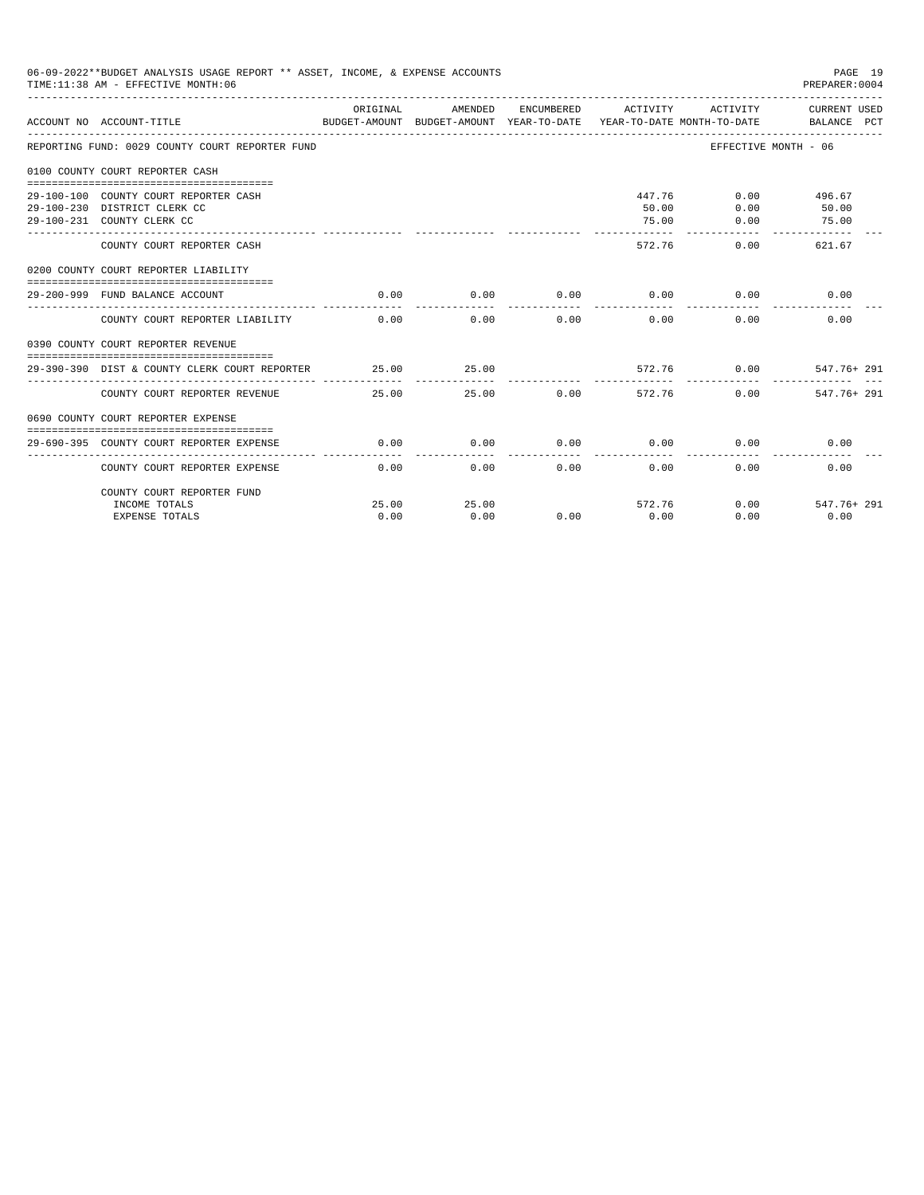06-09-2022**BUDGET ANALYSIS USAGE REPORT ** ASSET, INCOME, & EXPENSE ACCOUNTS
TIME:11:38 AM - EFFECTIVE MONTH:06

PREPARER:0004

| ACCOUNT NO | ACCOUNT-TITLE | ORIGINAL BUDGET-AMOUNT | AMENDED BUDGET-AMOUNT | ENCUMBERED YEAR-TO-DATE | ACTIVITY YEAR-TO-DATE | ACTIVITY MONTH-TO-DATE | CURRENT USED BALANCE | PCT |
|---|---|---|---|---|---|---|---|---|
| REPORTING FUND: 0029 COUNTY COURT REPORTER FUND | | | | | | EFFECTIVE MONTH - 06 | | |
| 0100 COUNTY COURT REPORTER CASH | | | | | | | | |
| 29-100-100 | COUNTY COURT REPORTER CASH | | | | 447.76 | 0.00 | 496.67 | |
| 29-100-230 | DISTRICT CLERK CC | | | | 50.00 | 0.00 | 50.00 | |
| 29-100-231 | COUNTY CLERK CC | | | | 75.00 | 0.00 | 75.00 | |
| | COUNTY COURT REPORTER CASH | | | | 572.76 | 0.00 | 621.67 | |
| 0200 COUNTY COURT REPORTER LIABILITY | | | | | | | | |
| 29-200-999 | FUND BALANCE ACCOUNT | 0.00 | 0.00 | 0.00 | 0.00 | 0.00 | 0.00 | |
| | COUNTY COURT REPORTER LIABILITY | 0.00 | 0.00 | 0.00 | 0.00 | 0.00 | 0.00 | |
| 0390 COUNTY COURT REPORTER REVENUE | | | | | | | | |
| 29-390-390 | DIST & COUNTY CLERK COURT REPORTER | 25.00 | 25.00 | | 572.76 | 0.00 | 547.76+ | 291 |
| | COUNTY COURT REPORTER REVENUE | 25.00 | 25.00 | 0.00 | 572.76 | 0.00 | 547.76+ | 291 |
| 0690 COUNTY COURT REPORTER EXPENSE | | | | | | | | |
| 29-690-395 | COUNTY COURT REPORTER EXPENSE | 0.00 | 0.00 | 0.00 | 0.00 | 0.00 | 0.00 | |
| | COUNTY COURT REPORTER EXPENSE | 0.00 | 0.00 | 0.00 | 0.00 | 0.00 | 0.00 | |
| | COUNTY COURT REPORTER FUND | | | | | | | |
| | INCOME TOTALS | 25.00 | 25.00 | | 572.76 | 0.00 | 547.76+ | 291 |
| | EXPENSE TOTALS | 0.00 | 0.00 | 0.00 | 0.00 | 0.00 | 0.00 | |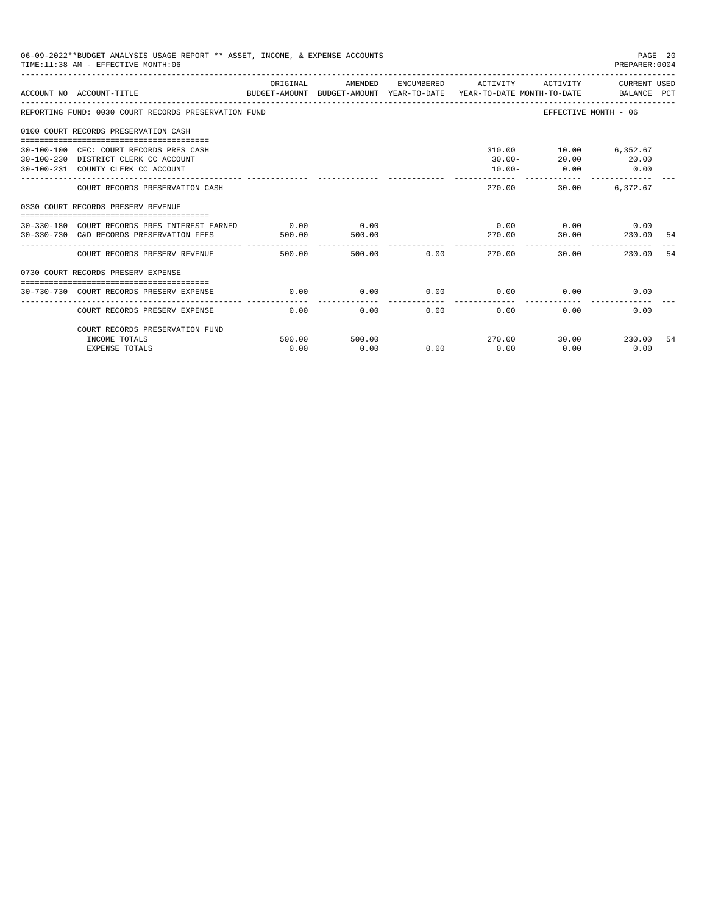06-09-2022**BUDGET ANALYSIS USAGE REPORT ** ASSET, INCOME, & EXPENSE ACCOUNTS
TIME:11:38 AM - EFFECTIVE MONTH:06

PREPARER:0004

| ACCOUNT NO | ACCOUNT-TITLE | ORIGINAL BUDGET-AMOUNT | AMENDED BUDGET-AMOUNT | ENCUMBERED YEAR-TO-DATE | ACTIVITY YEAR-TO-DATE | ACTIVITY MONTH-TO-DATE | CURRENT BALANCE | USED PCT |
|---|---|---|---|---|---|---|---|---|
| REPORTING FUND: 0030 COURT RECORDS PRESERVATION FUND | | | | | | EFFECTIVE MONTH - 06 | | |
| 0100 COURT RECORDS PRESERVATION CASH | | | | | | | | |
| 30-100-100 | CFC: COURT RECORDS PRES CASH | | | | 310.00 | 10.00 | 6,352.67 | |
| 30-100-230 | DISTRICT CLERK CC ACCOUNT | | | | 30.00- | 20.00 | 20.00 | |
| 30-100-231 | COUNTY CLERK CC ACCOUNT | | | | 10.00- | 0.00 | 0.00 | |
| | COURT RECORDS PRESERVATION CASH | | | | 270.00 | 30.00 | 6,372.67 | |
| 0330 COURT RECORDS PRESERV REVENUE | | | | | | | | |
| 30-330-180 | COURT RECORDS PRES INTEREST EARNED | 0.00 | 0.00 | | 0.00 | 0.00 | 0.00 | |
| 30-330-730 | C&D RECORDS PRESERVATION FEES | 500.00 | 500.00 | | 270.00 | 30.00 | 230.00 | 54 |
| | COURT RECORDS PRESERV REVENUE | 500.00 | 500.00 | 0.00 | 270.00 | 30.00 | 230.00 | 54 |
| 0730 COURT RECORDS PRESERV EXPENSE | | | | | | | | |
| 30-730-730 | COURT RECORDS PRESERV EXPENSE | 0.00 | 0.00 | 0.00 | 0.00 | 0.00 | 0.00 | |
| | COURT RECORDS PRESERV EXPENSE | 0.00 | 0.00 | 0.00 | 0.00 | 0.00 | 0.00 | |
| | COURT RECORDS PRESERVATION FUND | | | | | | | |
| | INCOME TOTALS | 500.00 | 500.00 | | 270.00 | 30.00 | 230.00 | 54 |
| | EXPENSE TOTALS | 0.00 | 0.00 | 0.00 | 0.00 | 0.00 | 0.00 | |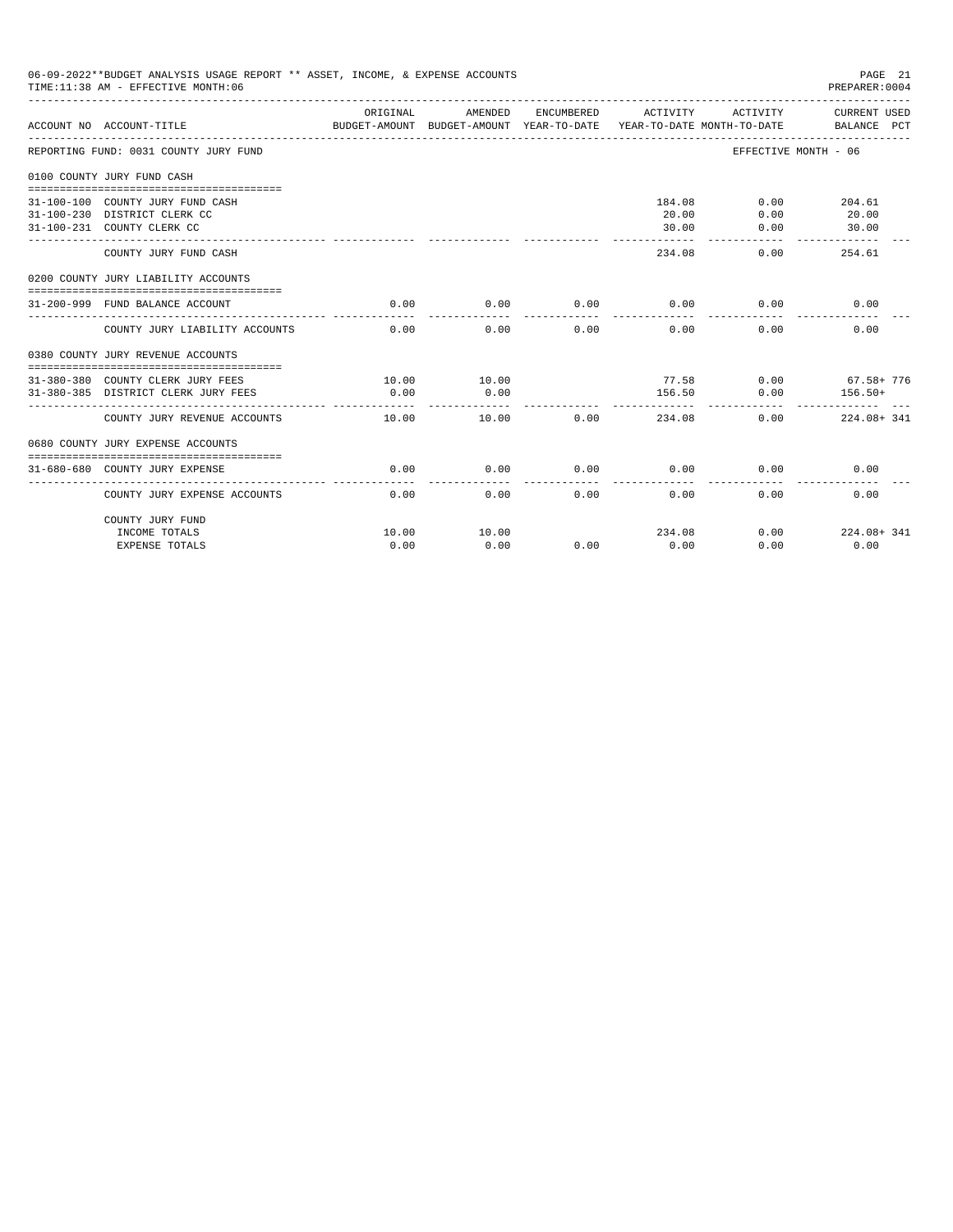06-09-2022**BUDGET ANALYSIS USAGE REPORT ** ASSET, INCOME, & EXPENSE ACCOUNTS
TIME:11:38 AM - EFFECTIVE MONTH:06
PREPARER:0004

| ACCOUNT NO | ACCOUNT-TITLE | ORIGINAL BUDGET-AMOUNT | AMENDED BUDGET-AMOUNT | ENCUMBERED YEAR-TO-DATE | ACTIVITY YEAR-TO-DATE | ACTIVITY MONTH-TO-DATE | CURRENT USED BALANCE PCT |
|---|---|---|---|---|---|---|---|
| REPORTING FUND: 0031 COUNTY JURY FUND | | | | | | EFFECTIVE MONTH - 06 | |
| 0100 COUNTY JURY FUND CASH | | | | | | | |
| 31-100-100 | COUNTY JURY FUND CASH | | | | 184.08 | 0.00 | 204.61 |
| 31-100-230 | DISTRICT CLERK CC | | | | 20.00 | 0.00 | 20.00 |
| 31-100-231 | COUNTY CLERK CC | | | | 30.00 | 0.00 | 30.00 |
| | COUNTY JURY FUND CASH | | | | 234.08 | 0.00 | 254.61 |
| 0200 COUNTY JURY LIABILITY ACCOUNTS | | | | | | | |
| 31-200-999 | FUND BALANCE ACCOUNT | 0.00 | 0.00 | 0.00 | 0.00 | 0.00 | 0.00 |
| | COUNTY JURY LIABILITY ACCOUNTS | 0.00 | 0.00 | 0.00 | 0.00 | 0.00 | 0.00 |
| 0380 COUNTY JURY REVENUE ACCOUNTS | | | | | | | |
| 31-380-380 | COUNTY CLERK JURY FEES | 10.00 | 10.00 | | 77.58 | 0.00 | 67.58+ 776 |
| 31-380-385 | DISTRICT CLERK JURY FEES | 0.00 | 0.00 | | 156.50 | 0.00 | 156.50+ |
| | COUNTY JURY REVENUE ACCOUNTS | 10.00 | 10.00 | 0.00 | 234.08 | 0.00 | 224.08+ 341 |
| 0680 COUNTY JURY EXPENSE ACCOUNTS | | | | | | | |
| 31-680-680 | COUNTY JURY EXPENSE | 0.00 | 0.00 | 0.00 | 0.00 | 0.00 | 0.00 |
| | COUNTY JURY EXPENSE ACCOUNTS | 0.00 | 0.00 | 0.00 | 0.00 | 0.00 | 0.00 |
| | COUNTY JURY FUND | | | | | | |
| | INCOME TOTALS | 10.00 | 10.00 | | 234.08 | 0.00 | 224.08+ 341 |
| | EXPENSE TOTALS | 0.00 | 0.00 | 0.00 | 0.00 | 0.00 | 0.00 |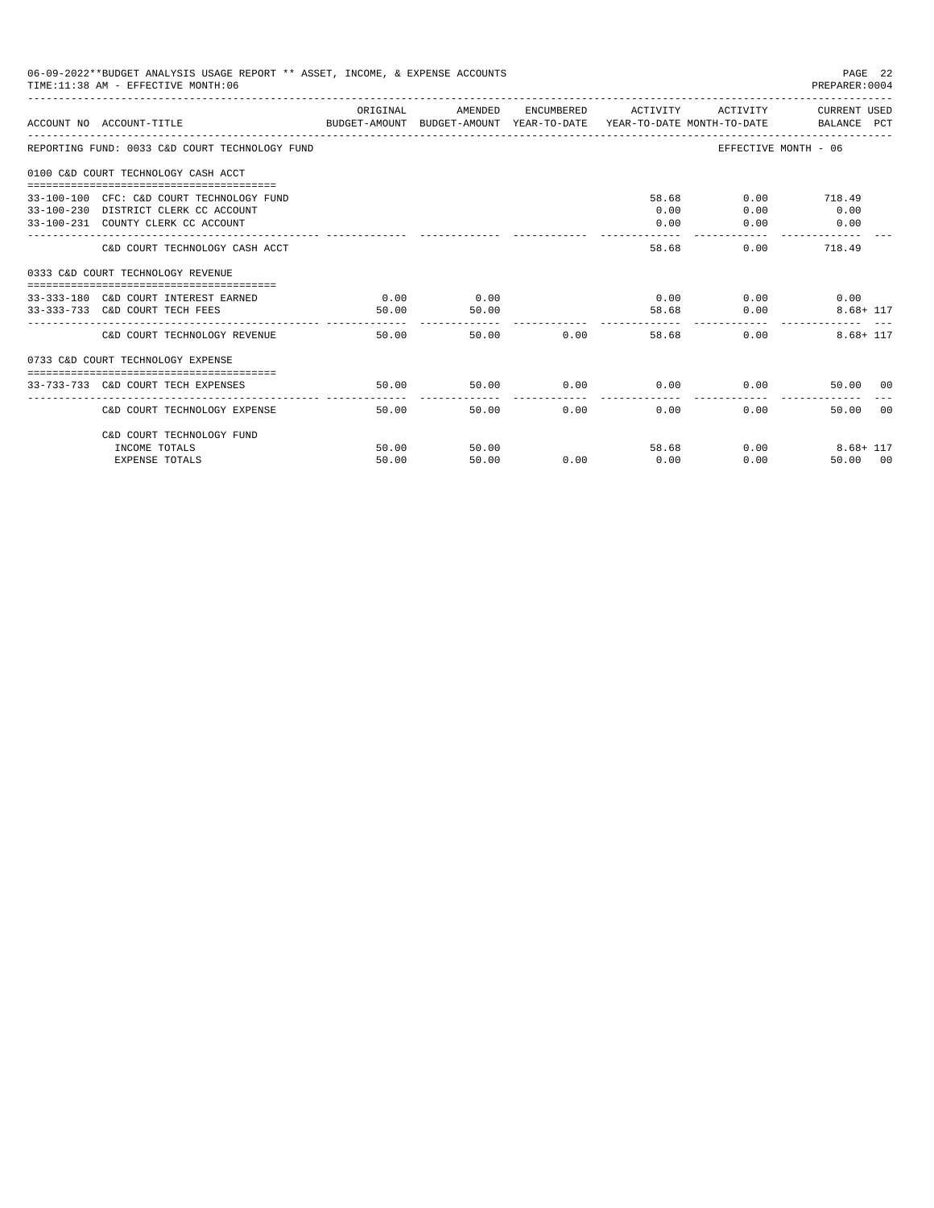06-09-2022**BUDGET ANALYSIS USAGE REPORT ** ASSET, INCOME, & EXPENSE ACCOUNTS
TIME:11:38 AM - EFFECTIVE MONTH:06
PREPARER:0004

| ACCOUNT NO | ACCOUNT-TITLE | ORIGINAL BUDGET-AMOUNT | AMENDED BUDGET-AMOUNT | ENCUMBERED YEAR-TO-DATE | ACTIVITY YEAR-TO-DATE | ACTIVITY MONTH-TO-DATE | CURRENT USED BALANCE | PCT |
|---|---|---|---|---|---|---|---|---|
| REPORTING FUND: 0033 C&D COURT TECHNOLOGY FUND | | | | | | EFFECTIVE MONTH - 06 | | |
| 0100 C&D COURT TECHNOLOGY CASH ACCT | | | | | | | | |
| 33-100-100 | CFC: C&D COURT TECHNOLOGY FUND | | | | 58.68 | 0.00 | 718.49 | |
| 33-100-230 | DISTRICT CLERK CC ACCOUNT | | | | 0.00 | 0.00 | 0.00 | |
| 33-100-231 | COUNTY CLERK CC ACCOUNT | | | | 0.00 | 0.00 | 0.00 | |
| | C&D COURT TECHNOLOGY CASH ACCT | | | | 58.68 | 0.00 | 718.49 | |
| 0333 C&D COURT TECHNOLOGY REVENUE | | | | | | | | |
| 33-333-180 | C&D COURT INTEREST EARNED | 0.00 | 0.00 | | 0.00 | 0.00 | 0.00 | |
| 33-333-733 | C&D COURT TECH FEES | 50.00 | 50.00 | | 58.68 | 0.00 | 8.68+ | 117 |
| | C&D COURT TECHNOLOGY REVENUE | 50.00 | 50.00 | 0.00 | 58.68 | 0.00 | 8.68+ | 117 |
| 0733 C&D COURT TECHNOLOGY EXPENSE | | | | | | | | |
| 33-733-733 | C&D COURT TECH EXPENSES | 50.00 | 50.00 | 0.00 | 0.00 | 0.00 | 50.00 | 00 |
| | C&D COURT TECHNOLOGY EXPENSE | 50.00 | 50.00 | 0.00 | 0.00 | 0.00 | 50.00 | 00 |
| | C&D COURT TECHNOLOGY FUND | | | | | | | |
| | INCOME TOTALS | 50.00 | 50.00 | | 58.68 | 0.00 | 8.68+ | 117 |
| | EXPENSE TOTALS | 50.00 | 50.00 | 0.00 | 0.00 | 0.00 | 50.00 | 00 |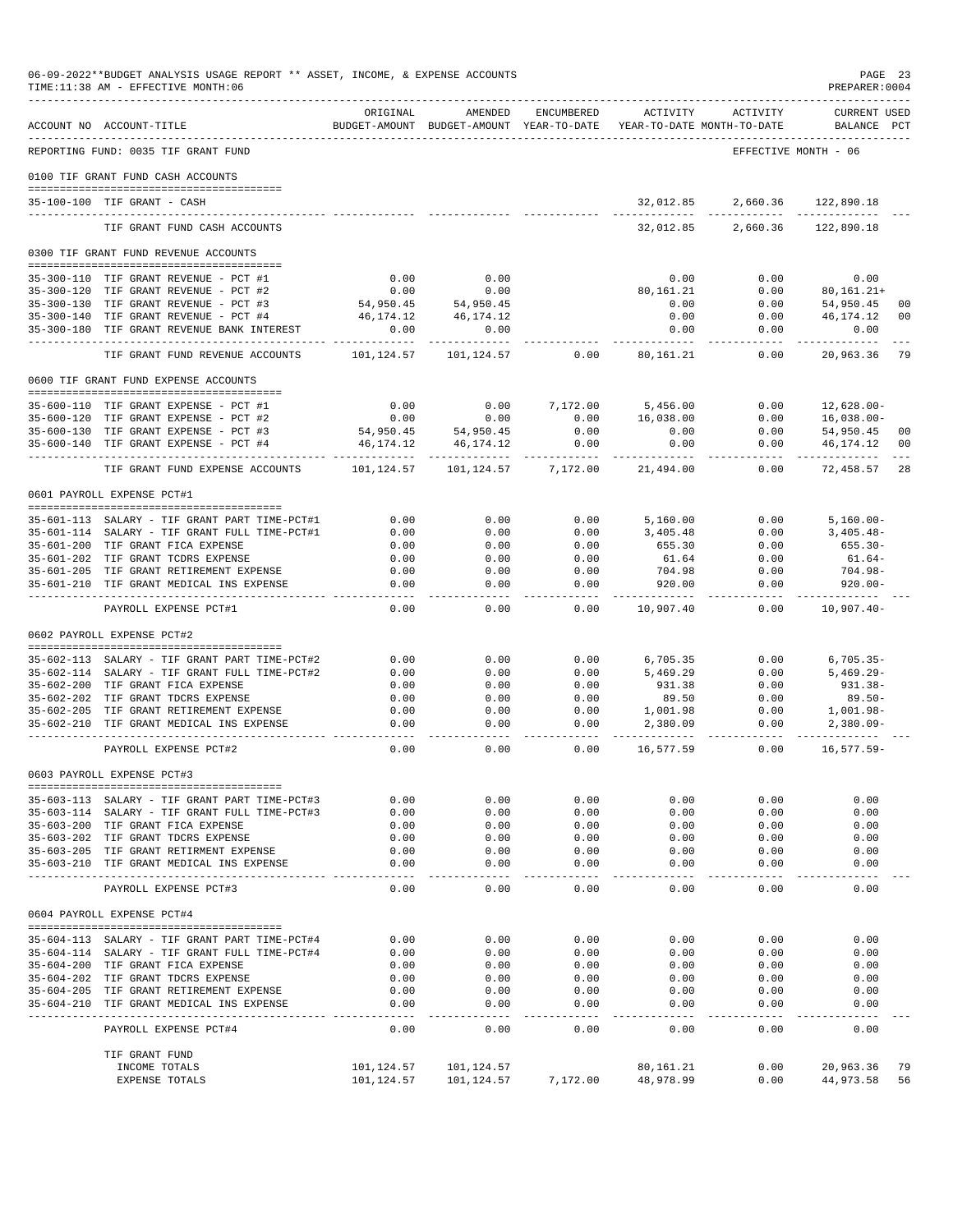06-09-2022**BUDGET ANALYSIS USAGE REPORT ** ASSET, INCOME, & EXPENSE ACCOUNTS
TIME:11:38 AM - EFFECTIVE MONTH:06

PREPARER:0004

| ACCOUNT NO | ACCOUNT-TITLE | ORIGINAL BUDGET-AMOUNT | AMENDED BUDGET-AMOUNT | ENCUMBERED YEAR-TO-DATE | ACTIVITY YEAR-TO-DATE | ACTIVITY MONTH-TO-DATE | CURRENT USED BALANCE | PCT |
|---|---|---|---|---|---|---|---|---|
| REPORTING FUND: 0035 TIF GRANT FUND | | | | | | | EFFECTIVE MONTH - 06 | |
| 0100 TIF GRANT FUND CASH ACCOUNTS | | | | | | | | |
| 35-100-100 | TIF GRANT - CASH | | | | 32,012.85 | 2,660.36 | 122,890.18 | |
| | TIF GRANT FUND CASH ACCOUNTS | | | | 32,012.85 | 2,660.36 | 122,890.18 | |
| 0300 TIF GRANT FUND REVENUE ACCOUNTS | | | | | | | | |
| 35-300-110 | TIF GRANT REVENUE - PCT #1 | 0.00 | 0.00 | | 0.00 | 0.00 | 0.00 | |
| 35-300-120 | TIF GRANT REVENUE - PCT #2 | 0.00 | 0.00 | | 80,161.21 | 0.00 | 80,161.21+ | |
| 35-300-130 | TIF GRANT REVENUE - PCT #3 | 54,950.45 | 54,950.45 | | 0.00 | 0.00 | 54,950.45 | 00 |
| 35-300-140 | TIF GRANT REVENUE - PCT #4 | 46,174.12 | 46,174.12 | | 0.00 | 0.00 | 46,174.12 | 00 |
| 35-300-180 | TIF GRANT REVENUE BANK INTEREST | 0.00 | 0.00 | | 0.00 | 0.00 | 0.00 | |
| | TIF GRANT FUND REVENUE ACCOUNTS | 101,124.57 | 101,124.57 | 0.00 | 80,161.21 | 0.00 | 20,963.36 | 79 |
| 0600 TIF GRANT FUND EXPENSE ACCOUNTS | | | | | | | | |
| 35-600-110 | TIF GRANT EXPENSE - PCT #1 | 0.00 | 0.00 | 7,172.00 | 5,456.00 | 0.00 | 12,628.00- | |
| 35-600-120 | TIF GRANT EXPENSE - PCT #2 | 0.00 | 0.00 | 0.00 | 16,038.00 | 0.00 | 16,038.00- | |
| 35-600-130 | TIF GRANT EXPENSE - PCT #3 | 54,950.45 | 54,950.45 | 0.00 | 0.00 | 0.00 | 54,950.45 | 00 |
| 35-600-140 | TIF GRANT EXPENSE - PCT #4 | 46,174.12 | 46,174.12 | 0.00 | 0.00 | 0.00 | 46,174.12 | 00 |
| | TIF GRANT FUND EXPENSE ACCOUNTS | 101,124.57 | 101,124.57 | 7,172.00 | 21,494.00 | 0.00 | 72,458.57 | 28 |
| 0601 PAYROLL EXPENSE PCT#1 | | | | | | | | |
| 35-601-113 | SALARY - TIF GRANT PART TIME-PCT#1 | 0.00 | 0.00 | 0.00 | 5,160.00 | 0.00 | 5,160.00- | |
| 35-601-114 | SALARY - TIF GRANT FULL TIME-PCT#1 | 0.00 | 0.00 | 0.00 | 3,405.48 | 0.00 | 3,405.48- | |
| 35-601-200 | TIF GRANT FICA EXPENSE | 0.00 | 0.00 | 0.00 | 655.30 | 0.00 | 655.30- | |
| 35-601-202 | TIF GRANT TCDRS EXPENSE | 0.00 | 0.00 | 0.00 | 61.64 | 0.00 | 61.64- | |
| 35-601-205 | TIF GRANT RETIREMENT EXPENSE | 0.00 | 0.00 | 0.00 | 704.98 | 0.00 | 704.98- | |
| 35-601-210 | TIF GRANT MEDICAL INS EXPENSE | 0.00 | 0.00 | 0.00 | 920.00 | 0.00 | 920.00- | |
| | PAYROLL EXPENSE PCT#1 | 0.00 | 0.00 | 0.00 | 10,907.40 | 0.00 | 10,907.40- | |
| 0602 PAYROLL EXPENSE PCT#2 | | | | | | | | |
| 35-602-113 | SALARY - TIF GRANT PART TIME-PCT#2 | 0.00 | 0.00 | 0.00 | 6,705.35 | 0.00 | 6,705.35- | |
| 35-602-114 | SALARY - TIF GRANT FULL TIME-PCT#2 | 0.00 | 0.00 | 0.00 | 5,469.29 | 0.00 | 5,469.29- | |
| 35-602-200 | TIF GRANT FICA EXPENSE | 0.00 | 0.00 | 0.00 | 931.38 | 0.00 | 931.38- | |
| 35-602-202 | TIF GRANT TDCRS EXPENSE | 0.00 | 0.00 | 0.00 | 89.50 | 0.00 | 89.50- | |
| 35-602-205 | TIF GRANT RETIREMENT EXPENSE | 0.00 | 0.00 | 0.00 | 1,001.98 | 0.00 | 1,001.98- | |
| 35-602-210 | TIF GRANT MEDICAL INS EXPENSE | 0.00 | 0.00 | 0.00 | 2,380.09 | 0.00 | 2,380.09- | |
| | PAYROLL EXPENSE PCT#2 | 0.00 | 0.00 | 0.00 | 16,577.59 | 0.00 | 16,577.59- | |
| 0603 PAYROLL EXPENSE PCT#3 | | | | | | | | |
| 35-603-113 | SALARY - TIF GRANT PART TIME-PCT#3 | 0.00 | 0.00 | 0.00 | 0.00 | 0.00 | 0.00 | |
| 35-603-114 | SALARY - TIF GRANT FULL TIME-PCT#3 | 0.00 | 0.00 | 0.00 | 0.00 | 0.00 | 0.00 | |
| 35-603-200 | TIF GRANT FICA EXPENSE | 0.00 | 0.00 | 0.00 | 0.00 | 0.00 | 0.00 | |
| 35-603-202 | TIF GRANT TDCRS EXPENSE | 0.00 | 0.00 | 0.00 | 0.00 | 0.00 | 0.00 | |
| 35-603-205 | TIF GRANT RETIRMENT EXPENSE | 0.00 | 0.00 | 0.00 | 0.00 | 0.00 | 0.00 | |
| 35-603-210 | TIF GRANT MEDICAL INS EXPENSE | 0.00 | 0.00 | 0.00 | 0.00 | 0.00 | 0.00 | |
| | PAYROLL EXPENSE PCT#3 | 0.00 | 0.00 | 0.00 | 0.00 | 0.00 | 0.00 | |
| 0604 PAYROLL EXPENSE PCT#4 | | | | | | | | |
| 35-604-113 | SALARY - TIF GRANT PART TIME-PCT#4 | 0.00 | 0.00 | 0.00 | 0.00 | 0.00 | 0.00 | |
| 35-604-114 | SALARY - TIF GRANT FULL TIME-PCT#4 | 0.00 | 0.00 | 0.00 | 0.00 | 0.00 | 0.00 | |
| 35-604-200 | TIF GRANT FICA EXPENSE | 0.00 | 0.00 | 0.00 | 0.00 | 0.00 | 0.00 | |
| 35-604-202 | TIF GRANT TDCRS EXPENSE | 0.00 | 0.00 | 0.00 | 0.00 | 0.00 | 0.00 | |
| 35-604-205 | TIF GRANT RETIREMENT EXPENSE | 0.00 | 0.00 | 0.00 | 0.00 | 0.00 | 0.00 | |
| 35-604-210 | TIF GRANT MEDICAL INS EXPENSE | 0.00 | 0.00 | 0.00 | 0.00 | 0.00 | 0.00 | |
| | PAYROLL EXPENSE PCT#4 | 0.00 | 0.00 | 0.00 | 0.00 | 0.00 | 0.00 | |
| | TIF GRANT FUND | | | | | | | |
| | INCOME TOTALS | 101,124.57 | 101,124.57 | | 80,161.21 | 0.00 | 20,963.36 | 79 |
| | EXPENSE TOTALS | 101,124.57 | 101,124.57 | 7,172.00 | 48,978.99 | 0.00 | 44,973.58 | 56 |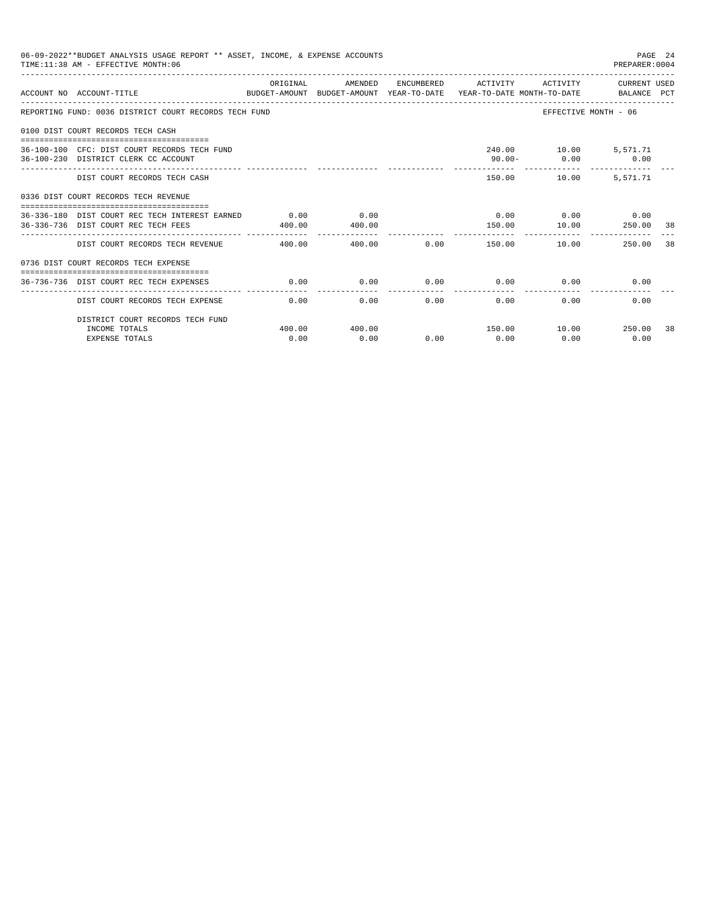06-09-2022**BUDGET ANALYSIS USAGE REPORT ** ASSET, INCOME, & EXPENSE ACCOUNTS
TIME:11:38 AM - EFFECTIVE MONTH:06

PREPARER:0004

| ACCOUNT NO | ACCOUNT-TITLE | ORIGINAL BUDGET-AMOUNT | AMENDED BUDGET-AMOUNT | ENCUMBERED YEAR-TO-DATE | ACTIVITY YEAR-TO-DATE | ACTIVITY MONTH-TO-DATE | CURRENT USED BALANCE | PCT |
|---|---|---|---|---|---|---|---|---|
| REPORTING FUND: 0036 DISTRICT COURT RECORDS TECH FUND | | | | | | EFFECTIVE MONTH - 06 | | |
| 0100 DIST COURT RECORDS TECH CASH | | | | | | | | |
| 36-100-100 | CFC: DIST COURT RECORDS TECH FUND | | | | 240.00 | 10.00 | 5,571.71 | |
| 36-100-230 | DISTRICT CLERK CC ACCOUNT | | | | 90.00- | 0.00 | 0.00 | |
| | DIST COURT RECORDS TECH CASH | | | | 150.00 | 10.00 | 5,571.71 | |
| 0336 DIST COURT RECORDS TECH REVENUE | | | | | | | | |
| 36-336-180 | DIST COURT REC TECH INTEREST EARNED | 0.00 | 0.00 | | 0.00 | 0.00 | 0.00 | |
| 36-336-736 | DIST COURT REC TECH FEES | 400.00 | 400.00 | | 150.00 | 10.00 | 250.00 | 38 |
| | DIST COURT RECORDS TECH REVENUE | 400.00 | 400.00 | 0.00 | 150.00 | 10.00 | 250.00 | 38 |
| 0736 DIST COURT RECORDS TECH EXPENSE | | | | | | | | |
| 36-736-736 | DIST COURT REC TECH EXPENSES | 0.00 | 0.00 | 0.00 | 0.00 | 0.00 | 0.00 | |
| | DIST COURT RECORDS TECH EXPENSE | 0.00 | 0.00 | 0.00 | 0.00 | 0.00 | 0.00 | |
| | DISTRICT COURT RECORDS TECH FUND | | | | | | | |
| | INCOME TOTALS | 400.00 | 400.00 | | 150.00 | 10.00 | 250.00 | 38 |
| | EXPENSE TOTALS | 0.00 | 0.00 | 0.00 | 0.00 | 0.00 | 0.00 | |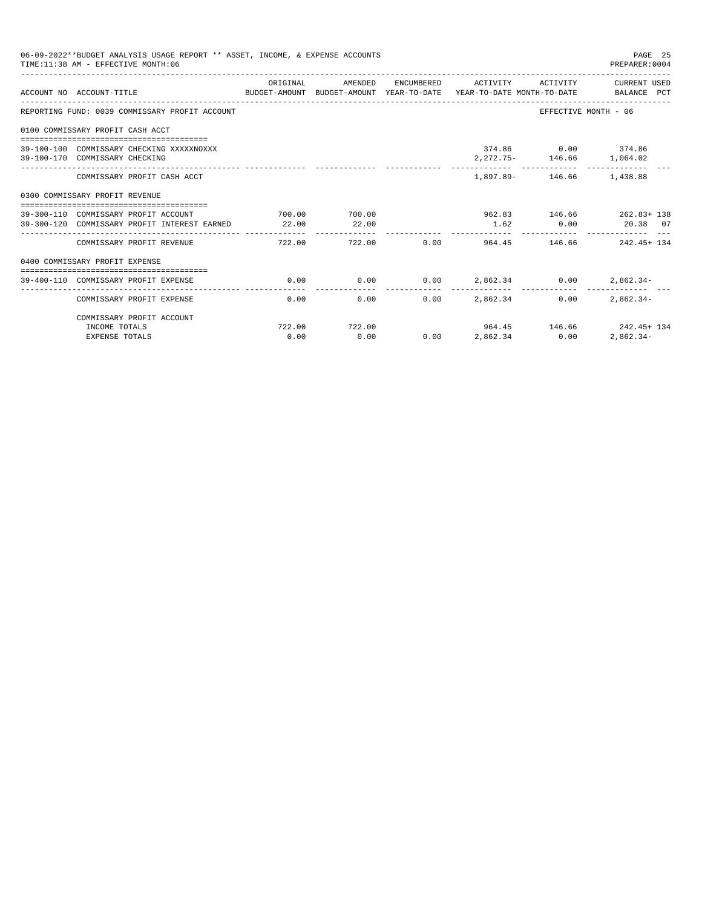06-09-2022**BUDGET ANALYSIS USAGE REPORT ** ASSET, INCOME, & EXPENSE ACCOUNTS
TIME:11:38 AM - EFFECTIVE MONTH:06

PREPARER:0004

REPORTING FUND: 0039 COMMISSARY PROFIT ACCOUNT — EFFECTIVE MONTH - 06

| ACCOUNT NO | ACCOUNT-TITLE | ORIGINAL BUDGET-AMOUNT | AMENDED BUDGET-AMOUNT | ENCUMBERED YEAR-TO-DATE | ACTIVITY YEAR-TO-DATE | ACTIVITY MONTH-TO-DATE | CURRENT USED BALANCE | PCT |
|---|---|---|---|---|---|---|---|---|
| **0100 COMMISSARY PROFIT CASH ACCT** | | | | | | | | |
| 39-100-100 | COMMISSARY CHECKING XXXXXNOXXX | | | | 374.86 | 0.00 | 374.86 | |
| 39-100-170 | COMMISSARY CHECKING | | | | 2,272.75- | 146.66 | 1,064.02 | |
| | COMMISSARY PROFIT CASH ACCT | | | | 1,897.89- | 146.66 | 1,438.88 | |
| **0300 COMMISSARY PROFIT REVENUE** | | | | | | | | |
| 39-300-110 | COMMISSARY PROFIT ACCOUNT | 700.00 | 700.00 | | 962.83 | 146.66 | 262.83+ | 138 |
| 39-300-120 | COMMISSARY PROFIT INTEREST EARNED | 22.00 | 22.00 | | 1.62 | 0.00 | 20.38 | 07 |
| | COMMISSARY PROFIT REVENUE | 722.00 | 722.00 | 0.00 | 964.45 | 146.66 | 242.45+ | 134 |
| **0400 COMMISSARY PROFIT EXPENSE** | | | | | | | | |
| 39-400-110 | COMMISSARY PROFIT EXPENSE | 0.00 | 0.00 | 0.00 | 2,862.34 | 0.00 | 2,862.34- | |
| | COMMISSARY PROFIT EXPENSE | 0.00 | 0.00 | 0.00 | 2,862.34 | 0.00 | 2,862.34- | |
| | COMMISSARY PROFIT ACCOUNT | | | | | | | |
| | INCOME TOTALS | 722.00 | 722.00 | | 964.45 | 146.66 | 242.45+ | 134 |
| | EXPENSE TOTALS | 0.00 | 0.00 | 0.00 | 2,862.34 | 0.00 | 2,862.34- | |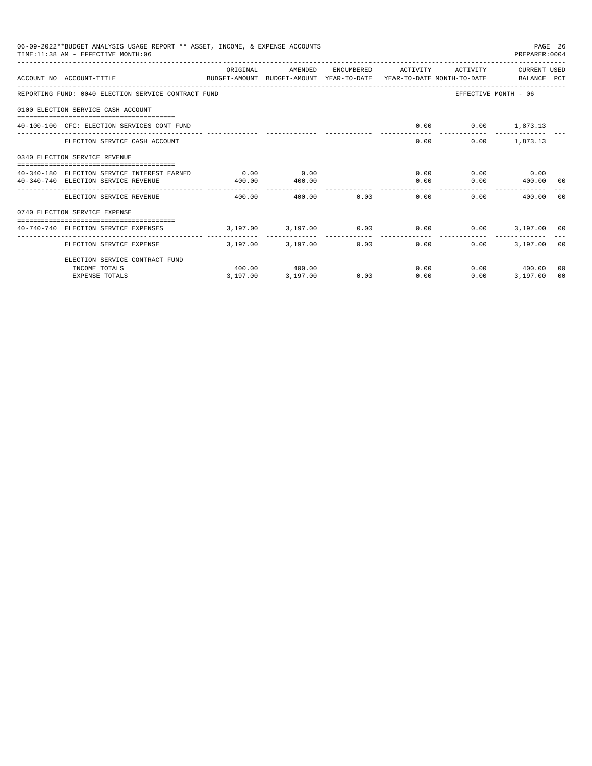06-09-2022**BUDGET ANALYSIS USAGE REPORT ** ASSET, INCOME, & EXPENSE ACCOUNTS
TIME:11:38 AM - EFFECTIVE MONTH:06
PREPARER:0004

| ACCOUNT NO | ACCOUNT-TITLE | ORIGINAL BUDGET-AMOUNT | AMENDED BUDGET-AMOUNT | ENCUMBERED YEAR-TO-DATE | ACTIVITY YEAR-TO-DATE | ACTIVITY MONTH-TO-DATE | CURRENT BALANCE | USED PCT |
|---|---|---|---|---|---|---|---|---|
| REPORTING FUND: 0040 ELECTION SERVICE CONTRACT FUND | | | | | | EFFECTIVE MONTH - 06 | | |
| 0100 ELECTION SERVICE CASH ACCOUNT | | | | | | | | |
| 40-100-100 | CFC: ELECTION SERVICES CONT FUND | | | | 0.00 | 0.00 | 1,873.13 | |
| | ELECTION SERVICE CASH ACCOUNT | | | | 0.00 | 0.00 | 1,873.13 | |
| 0340 ELECTION SERVICE REVENUE | | | | | | | | |
| 40-340-180 | ELECTION SERVICE INTEREST EARNED | 0.00 | 0.00 | | 0.00 | 0.00 | 0.00 | |
| 40-340-740 | ELECTION SERVICE REVENUE | 400.00 | 400.00 | | 0.00 | 0.00 | 400.00 | 00 |
| | ELECTION SERVICE REVENUE | 400.00 | 400.00 | 0.00 | 0.00 | 0.00 | 400.00 | 00 |
| 0740 ELECTION SERVICE EXPENSE | | | | | | | | |
| 40-740-740 | ELECTION SERVICE EXPENSES | 3,197.00 | 3,197.00 | 0.00 | 0.00 | 0.00 | 3,197.00 | 00 |
| | ELECTION SERVICE EXPENSE | 3,197.00 | 3,197.00 | 0.00 | 0.00 | 0.00 | 3,197.00 | 00 |
| | ELECTION SERVICE CONTRACT FUND | | | | | | | |
| | INCOME TOTALS | 400.00 | 400.00 | | 0.00 | 0.00 | 400.00 | 00 |
| | EXPENSE TOTALS | 3,197.00 | 3,197.00 | 0.00 | 0.00 | 0.00 | 3,197.00 | 00 |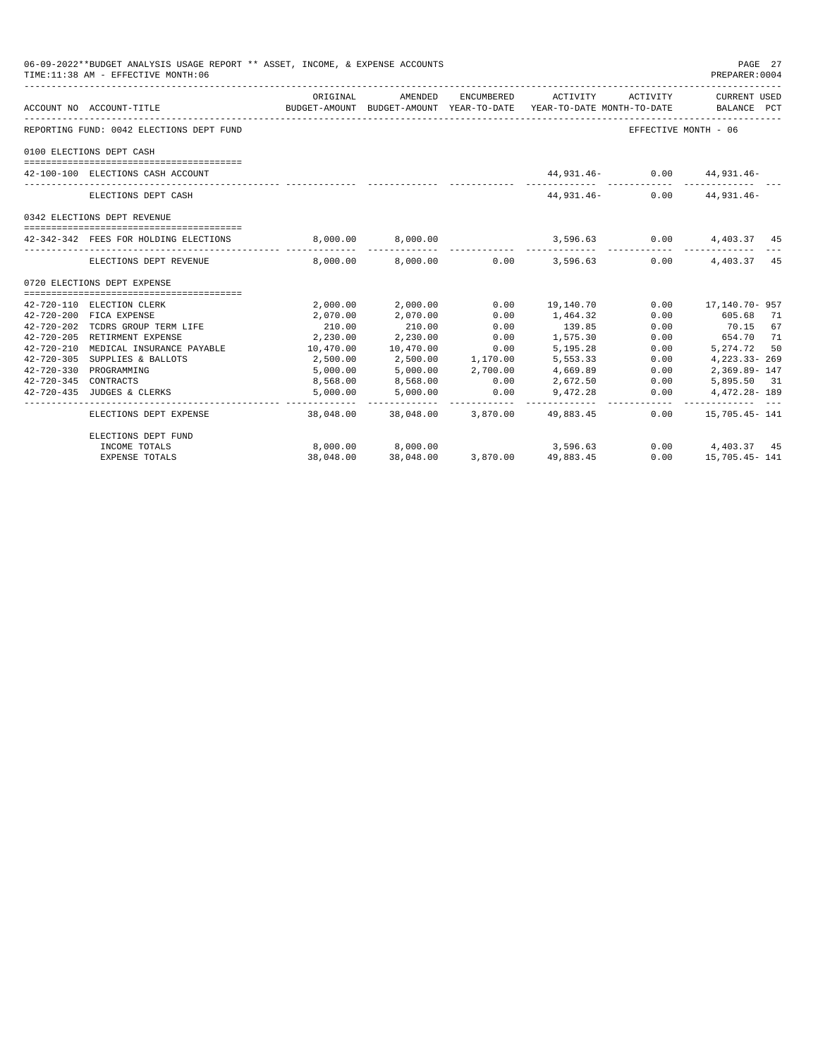06-09-2022**BUDGET ANALYSIS USAGE REPORT ** ASSET, INCOME, & EXPENSE ACCOUNTS
TIME:11:38 AM - EFFECTIVE MONTH:06
PREPARER:0004

| ACCOUNT NO | ACCOUNT-TITLE | ORIGINAL BUDGET-AMOUNT | AMENDED BUDGET-AMOUNT | ENCUMBERED YEAR-TO-DATE | ACTIVITY YEAR-TO-DATE | ACTIVITY MONTH-TO-DATE | CURRENT USED BALANCE | PCT |
|---|---|---|---|---|---|---|---|---|
| REPORTING FUND: 0042 ELECTIONS DEPT FUND | | | | | | | EFFECTIVE MONTH - 06 | |
| 0100 ELECTIONS DEPT CASH | | | | | | | | |
| 42-100-100 | ELECTIONS CASH ACCOUNT | | | | 44,931.46- | 0.00 | 44,931.46- | |
| | ELECTIONS DEPT CASH | | | | 44,931.46- | 0.00 | 44,931.46- | |
| 0342 ELECTIONS DEPT REVENUE | | | | | | | | |
| 42-342-342 | FEES FOR HOLDING ELECTIONS | 8,000.00 | 8,000.00 | | 3,596.63 | 0.00 | 4,403.37 | 45 |
| | ELECTIONS DEPT REVENUE | 8,000.00 | 8,000.00 | 0.00 | 3,596.63 | 0.00 | 4,403.37 | 45 |
| 0720 ELECTIONS DEPT EXPENSE | | | | | | | | |
| 42-720-110 | ELECTION CLERK | 2,000.00 | 2,000.00 | 0.00 | 19,140.70 | 0.00 | 17,140.70- | 957 |
| 42-720-200 | FICA EXPENSE | 2,070.00 | 2,070.00 | 0.00 | 1,464.32 | 0.00 | 605.68 | 71 |
| 42-720-202 | TCDRS GROUP TERM LIFE | 210.00 | 210.00 | 0.00 | 139.85 | 0.00 | 70.15 | 67 |
| 42-720-205 | RETIREMENT EXPENSE | 2,230.00 | 2,230.00 | 0.00 | 1,575.30 | 0.00 | 654.70 | 71 |
| 42-720-210 | MEDICAL INSURANCE PAYABLE | 10,470.00 | 10,470.00 | 0.00 | 5,195.28 | 0.00 | 5,274.72 | 50 |
| 42-720-305 | SUPPLIES & BALLOTS | 2,500.00 | 2,500.00 | 1,170.00 | 5,553.33 | 0.00 | 4,223.33- | 269 |
| 42-720-330 | PROGRAMMING | 5,000.00 | 5,000.00 | 2,700.00 | 4,669.89 | 0.00 | 2,369.89- | 147 |
| 42-720-345 | CONTRACTS | 8,568.00 | 8,568.00 | 0.00 | 2,672.50 | 0.00 | 5,895.50 | 31 |
| 42-720-435 | JUDGES & CLERKS | 5,000.00 | 5,000.00 | 0.00 | 9,472.28 | 0.00 | 4,472.28- | 189 |
| | ELECTIONS DEPT EXPENSE | 38,048.00 | 38,048.00 | 3,870.00 | 49,883.45 | 0.00 | 15,705.45- | 141 |
| | ELECTIONS DEPT FUND | | | | | | | |
| | INCOME TOTALS | 8,000.00 | 8,000.00 | | 3,596.63 | 0.00 | 4,403.37 | 45 |
| | EXPENSE TOTALS | 38,048.00 | 38,048.00 | 3,870.00 | 49,883.45 | 0.00 | 15,705.45- | 141 |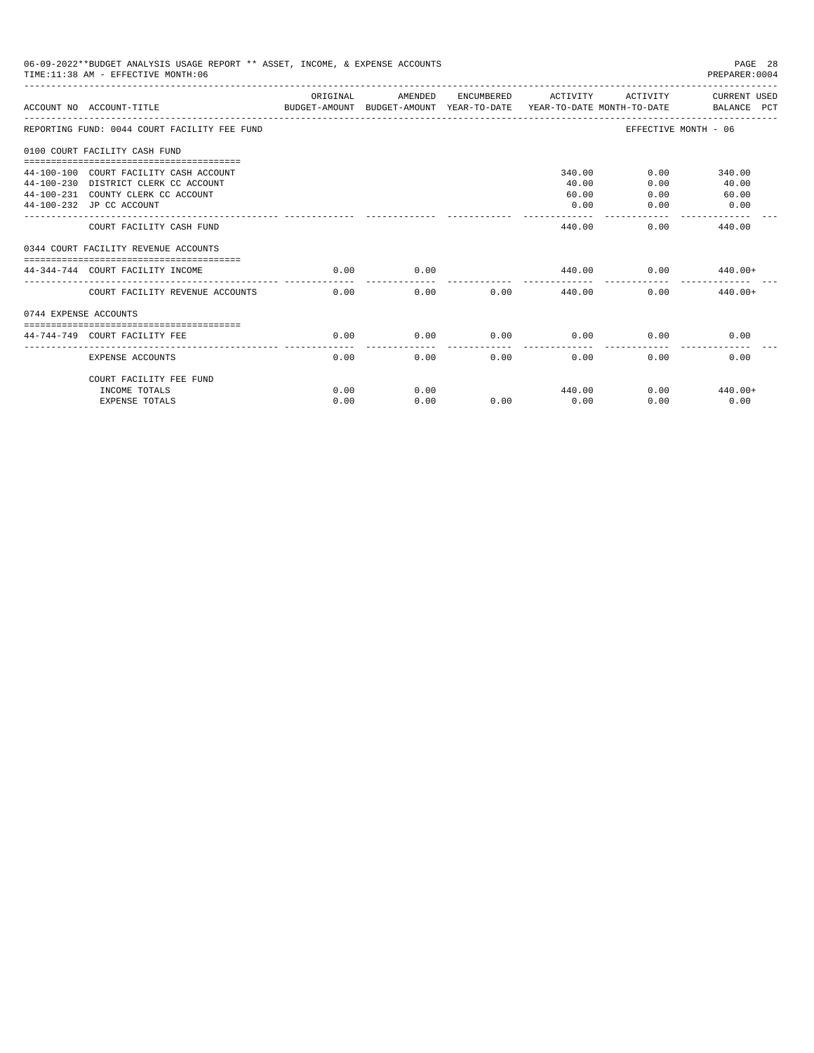06-09-2022**BUDGET ANALYSIS USAGE REPORT ** ASSET, INCOME, & EXPENSE ACCOUNTS

TIME:11:38 AM - EFFECTIVE MONTH:06

PREPARER:0004

| ACCOUNT NO | ACCOUNT-TITLE | ORIGINAL BUDGET-AMOUNT | AMENDED BUDGET-AMOUNT | ENCUMBERED YEAR-TO-DATE | ACTIVITY YEAR-TO-DATE | ACTIVITY MONTH-TO-DATE | CURRENT USED BALANCE PCT |
|---|---|---|---|---|---|---|---|
| REPORTING FUND: 0044 COURT FACILITY FEE FUND | | | | | | EFFECTIVE MONTH - 06 | |
| 0100 COURT FACILITY CASH FUND | | | | | | | |
| 44-100-100 | COURT FACILITY CASH ACCOUNT | | | | 340.00 | 0.00 | 340.00 |
| 44-100-230 | DISTRICT CLERK CC ACCOUNT | | | | 40.00 | 0.00 | 40.00 |
| 44-100-231 | COUNTY CLERK CC ACCOUNT | | | | 60.00 | 0.00 | 60.00 |
| 44-100-232 | JP CC ACCOUNT | | | | 0.00 | 0.00 | 0.00 |
| | COURT FACILITY CASH FUND | | | | 440.00 | 0.00 | 440.00 |
| 0344 COURT FACILITY REVENUE ACCOUNTS | | | | | | | |
| 44-344-744 | COURT FACILITY INCOME | 0.00 | 0.00 | | 440.00 | 0.00 | 440.00+ |
| | COURT FACILITY REVENUE ACCOUNTS | 0.00 | 0.00 | 0.00 | 440.00 | 0.00 | 440.00+ |
| 0744 EXPENSE ACCOUNTS | | | | | | | |
| 44-744-749 | COURT FACILITY FEE | 0.00 | 0.00 | 0.00 | 0.00 | 0.00 | 0.00 |
| | EXPENSE ACCOUNTS | 0.00 | 0.00 | 0.00 | 0.00 | 0.00 | 0.00 |
| | COURT FACILITY FEE FUND | | | | | | |
| | INCOME TOTALS | 0.00 | 0.00 | | 440.00 | 0.00 | 440.00+ |
| | EXPENSE TOTALS | 0.00 | 0.00 | 0.00 | 0.00 | 0.00 | 0.00 |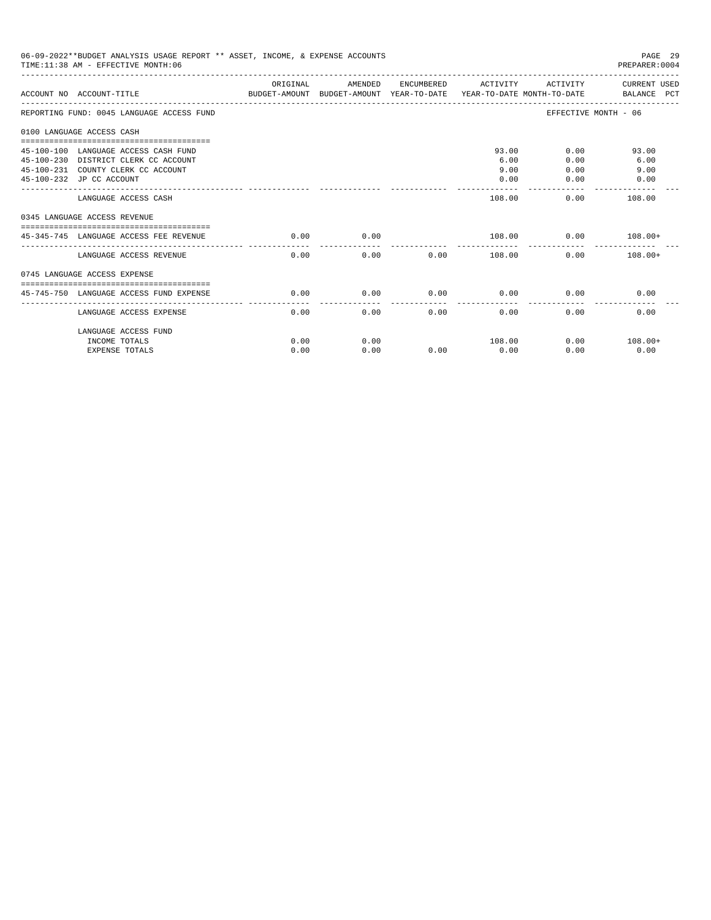06-09-2022**BUDGET ANALYSIS USAGE REPORT ** ASSET, INCOME, & EXPENSE ACCOUNTS
TIME:11:38 AM - EFFECTIVE MONTH:06
PREPARER:0004

| ACCOUNT NO | ACCOUNT-TITLE | ORIGINAL BUDGET-AMOUNT | AMENDED BUDGET-AMOUNT | ENCUMBERED YEAR-TO-DATE | ACTIVITY YEAR-TO-DATE | ACTIVITY MONTH-TO-DATE | CURRENT USED BALANCE PCT |
|---|---|---|---|---|---|---|---|
| REPORTING FUND: 0045 LANGUAGE ACCESS FUND | | | | | | EFFECTIVE MONTH - 06 | |
| 0100 LANGUAGE ACCESS CASH | | | | | | | |
| 45-100-100 | LANGUAGE ACCESS CASH FUND | | | | 93.00 | 0.00 | 93.00 |
| 45-100-230 | DISTRICT CLERK CC ACCOUNT | | | | 6.00 | 0.00 | 6.00 |
| 45-100-231 | COUNTY CLERK CC ACCOUNT | | | | 9.00 | 0.00 | 9.00 |
| 45-100-232 | JP CC ACCOUNT | | | | 0.00 | 0.00 | 0.00 |
| | LANGUAGE ACCESS CASH | | | | 108.00 | 0.00 | 108.00 |
| 0345 LANGUAGE ACCESS REVENUE | | | | | | | |
| 45-345-745 | LANGUAGE ACCESS FEE REVENUE | 0.00 | 0.00 | | 108.00 | 0.00 | 108.00+ |
| | LANGUAGE ACCESS REVENUE | 0.00 | 0.00 | 0.00 | 108.00 | 0.00 | 108.00+ |
| 0745 LANGUAGE ACCESS EXPENSE | | | | | | | |
| 45-745-750 | LANGUAGE ACCESS FUND EXPENSE | 0.00 | 0.00 | 0.00 | 0.00 | 0.00 | 0.00 |
| | LANGUAGE ACCESS EXPENSE | 0.00 | 0.00 | 0.00 | 0.00 | 0.00 | 0.00 |
| | LANGUAGE ACCESS FUND | | | | | | |
| | INCOME TOTALS | 0.00 | 0.00 | | 108.00 | 0.00 | 108.00+ |
| | EXPENSE TOTALS | 0.00 | 0.00 | 0.00 | 0.00 | 0.00 | 0.00 |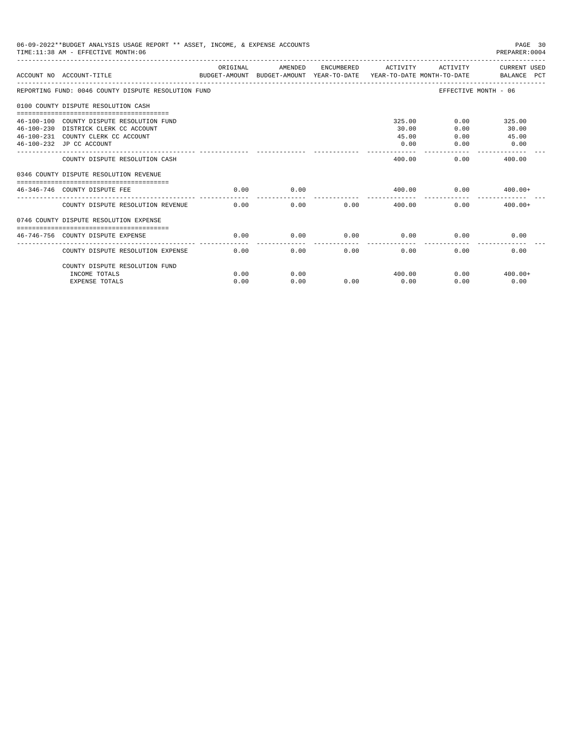06-09-2022**BUDGET ANALYSIS USAGE REPORT ** ASSET, INCOME, & EXPENSE ACCOUNTS
TIME:11:38 AM - EFFECTIVE MONTH:06
PREPARER:0004

| ACCOUNT NO | ACCOUNT-TITLE | ORIGINAL BUDGET-AMOUNT | AMENDED BUDGET-AMOUNT | ENCUMBERED YEAR-TO-DATE | ACTIVITY YEAR-TO-DATE | ACTIVITY MONTH-TO-DATE | CURRENT USED BALANCE PCT |
|---|---|---|---|---|---|---|---|
| REPORTING FUND: 0046 COUNTY DISPUTE RESOLUTION FUND | | | | | | | EFFECTIVE MONTH - 06 |
| 0100 COUNTY DISPUTE RESOLUTION CASH | | | | | | | |
| 46-100-100 | COUNTY DISPUTE RESOLUTION FUND | | | | 325.00 | 0.00 | 325.00 |
| 46-100-230 | DISTRICK CLERK CC ACCOUNT | | | | 30.00 | 0.00 | 30.00 |
| 46-100-231 | COUNTY CLERK CC ACCOUNT | | | | 45.00 | 0.00 | 45.00 |
| 46-100-232 | JP CC ACCOUNT | | | | 0.00 | 0.00 | 0.00 |
| | COUNTY DISPUTE RESOLUTION CASH | | | | 400.00 | 0.00 | 400.00 |
| 0346 COUNTY DISPUTE RESOLUTION REVENUE | | | | | | | |
| 46-346-746 | COUNTY DISPUTE FEE | 0.00 | 0.00 | | 400.00 | 0.00 | 400.00+ |
| | COUNTY DISPUTE RESOLUTION REVENUE | 0.00 | 0.00 | 0.00 | 400.00 | 0.00 | 400.00+ |
| 0746 COUNTY DISPUTE RESOLUTION EXPENSE | | | | | | | |
| 46-746-756 | COUNTY DISPUTE EXPENSE | 0.00 | 0.00 | 0.00 | 0.00 | 0.00 | 0.00 |
| | COUNTY DISPUTE RESOLUTION EXPENSE | 0.00 | 0.00 | 0.00 | 0.00 | 0.00 | 0.00 |
| | COUNTY DISPUTE RESOLUTION FUND | | | | | | |
| | INCOME TOTALS | 0.00 | 0.00 | | 400.00 | 0.00 | 400.00+ |
| | EXPENSE TOTALS | 0.00 | 0.00 | 0.00 | 0.00 | 0.00 | 0.00 |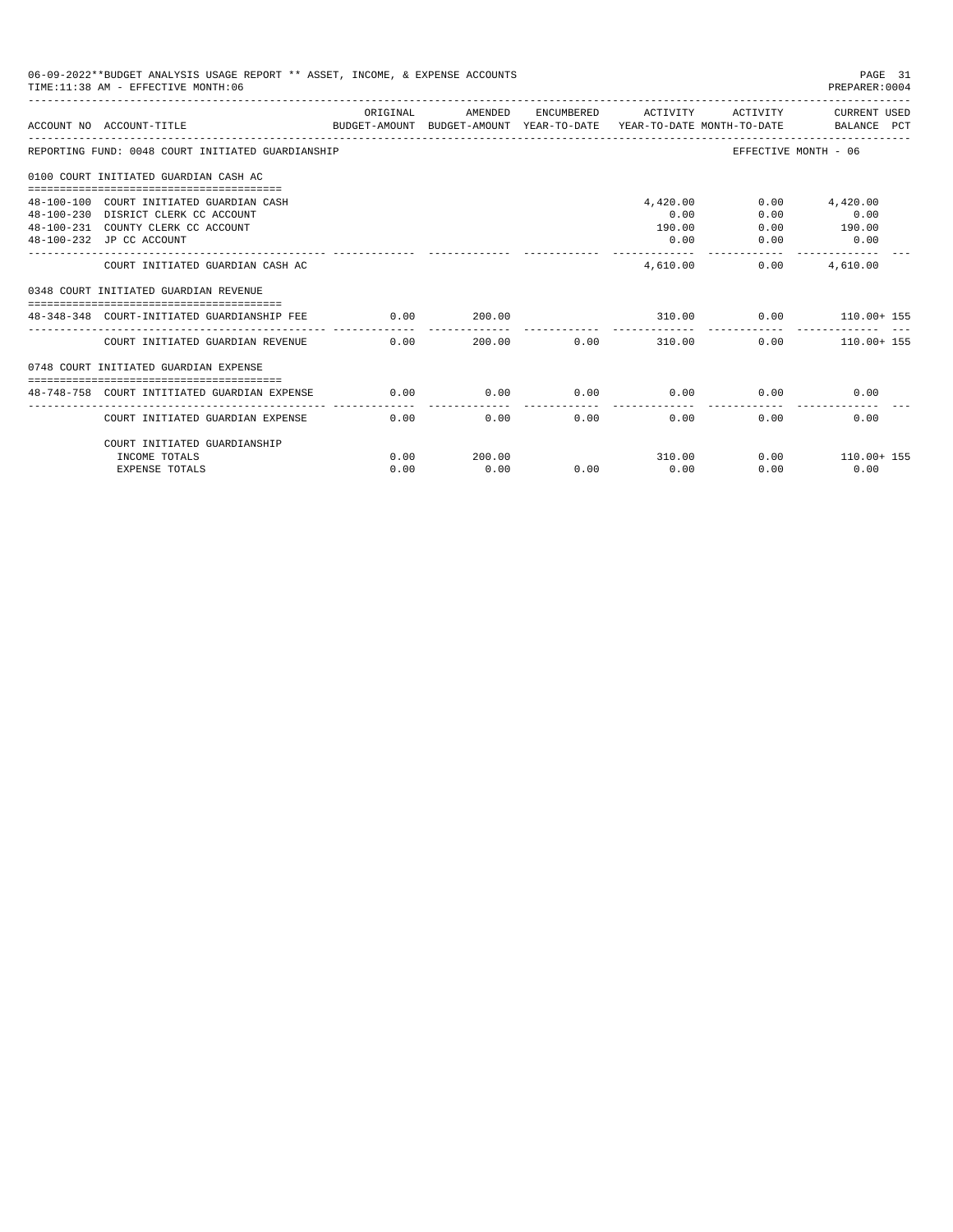06-09-2022**BUDGET ANALYSIS USAGE REPORT ** ASSET, INCOME, & EXPENSE ACCOUNTS
TIME:11:38 AM - EFFECTIVE MONTH:06
PREPARER:0004

| ACCOUNT NO | ACCOUNT-TITLE | ORIGINAL BUDGET-AMOUNT | AMENDED BUDGET-AMOUNT | ENCUMBERED YEAR-TO-DATE | ACTIVITY YEAR-TO-DATE | ACTIVITY MONTH-TO-DATE | CURRENT USED BALANCE | PCT |
|---|---|---|---|---|---|---|---|---|
| REPORTING FUND: 0048 COURT INITIATED GUARDIANSHIP | | | | | | EFFECTIVE MONTH - 06 | | |
| 0100 COURT INITIATED GUARDIAN CASH AC | | | | | | | | |
| 48-100-100 | COURT INITIATED GUARDIAN CASH | | | | 4,420.00 | 0.00 | 4,420.00 | |
| 48-100-230 | DISRICT CLERK CC ACCOUNT | | | | 0.00 | 0.00 | 0.00 | |
| 48-100-231 | COUNTY CLERK CC ACCOUNT | | | | 190.00 | 0.00 | 190.00 | |
| 48-100-232 | JP CC ACCOUNT | | | | 0.00 | 0.00 | 0.00 | |
| | COURT INITIATED GUARDIAN CASH AC | | | | 4,610.00 | 0.00 | 4,610.00 | |
| 0348 COURT INITIATED GUARDIAN REVENUE | | | | | | | | |
| 48-348-348 | COURT-INITIATED GUARDIANSHIP FEE | 0.00 | 200.00 | | 310.00 | 0.00 | 110.00+ | 155 |
| | COURT INITIATED GUARDIAN REVENUE | 0.00 | 200.00 | 0.00 | 310.00 | 0.00 | 110.00+ | 155 |
| 0748 COURT INITIATED GUARDIAN EXPENSE | | | | | | | | |
| 48-748-758 | COURT INTITIATED GUARDIAN EXPENSE | 0.00 | 0.00 | 0.00 | 0.00 | 0.00 | 0.00 | |
| | COURT INITIATED GUARDIAN EXPENSE | 0.00 | 0.00 | 0.00 | 0.00 | 0.00 | 0.00 | |
| | COURT INITIATED GUARDIANSHIP | | | | | | | |
| | INCOME TOTALS | 0.00 | 200.00 | | 310.00 | 0.00 | 110.00+ | 155 |
| | EXPENSE TOTALS | 0.00 | 0.00 | 0.00 | 0.00 | 0.00 | 0.00 | |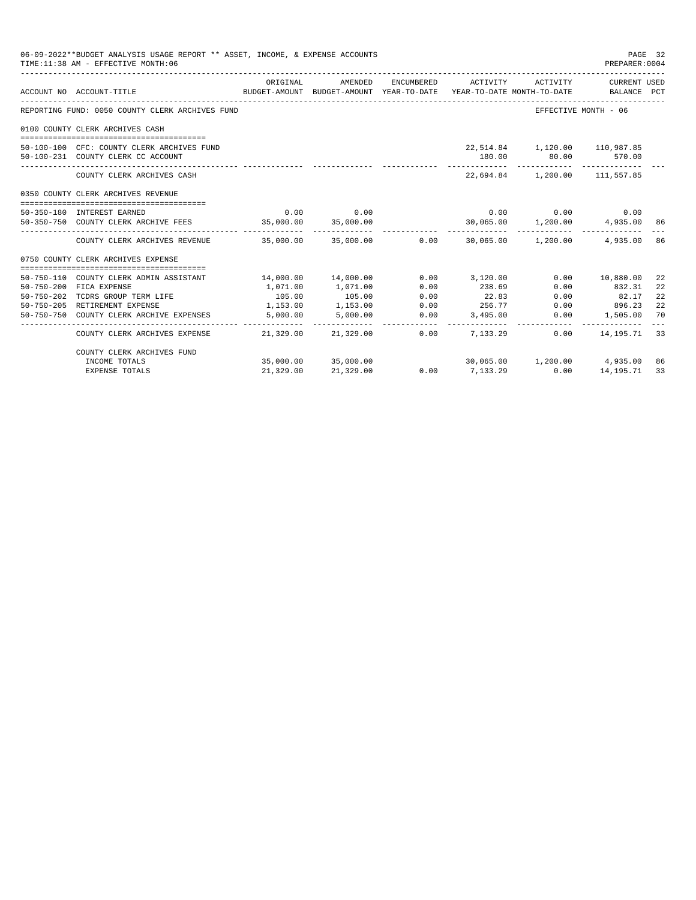06-09-2022**BUDGET ANALYSIS USAGE REPORT ** ASSET, INCOME, & EXPENSE ACCOUNTS
TIME:11:38 AM - EFFECTIVE MONTH:06

PREPARER:0004

| ACCOUNT NO | ACCOUNT-TITLE | ORIGINAL BUDGET-AMOUNT | AMENDED BUDGET-AMOUNT | ENCUMBERED YEAR-TO-DATE | ACTIVITY YEAR-TO-DATE | ACTIVITY MONTH-TO-DATE | CURRENT USED BALANCE | PCT |
|---|---|---|---|---|---|---|---|---|
| | REPORTING FUND: 0050 COUNTY CLERK ARCHIVES FUND | | | | | | EFFECTIVE MONTH - 06 | |
| | 0100 COUNTY CLERK ARCHIVES CASH | | | | | | | |
| 50-100-100 | CFC: COUNTY CLERK ARCHIVES FUND | | | | 22,514.84 | 1,120.00 | 110,987.85 | |
| 50-100-231 | COUNTY CLERK CC ACCOUNT | | | | 180.00 | 80.00 | 570.00 | |
| | COUNTY CLERK ARCHIVES CASH | | | | 22,694.84 | 1,200.00 | 111,557.85 | |
| | 0350 COUNTY CLERK ARCHIVES REVENUE | | | | | | | |
| 50-350-180 | INTEREST EARNED | 0.00 | 0.00 | | 0.00 | 0.00 | 0.00 | |
| 50-350-750 | COUNTY CLERK ARCHIVE FEES | 35,000.00 | 35,000.00 | | 30,065.00 | 1,200.00 | 4,935.00 | 86 |
| | COUNTY CLERK ARCHIVES REVENUE | 35,000.00 | 35,000.00 | 0.00 | 30,065.00 | 1,200.00 | 4,935.00 | 86 |
| | 0750 COUNTY CLERK ARCHIVES EXPENSE | | | | | | | |
| 50-750-110 | COUNTY CLERK ADMIN ASSISTANT | 14,000.00 | 14,000.00 | 0.00 | 3,120.00 | 0.00 | 10,880.00 | 22 |
| 50-750-200 | FICA EXPENSE | 1,071.00 | 1,071.00 | 0.00 | 238.69 | 0.00 | 832.31 | 22 |
| 50-750-202 | TCDRS GROUP TERM LIFE | 105.00 | 105.00 | 0.00 | 22.83 | 0.00 | 82.17 | 22 |
| 50-750-205 | RETIREMENT EXPENSE | 1,153.00 | 1,153.00 | 0.00 | 256.77 | 0.00 | 896.23 | 22 |
| 50-750-750 | COUNTY CLERK ARCHIVE EXPENSES | 5,000.00 | 5,000.00 | 0.00 | 3,495.00 | 0.00 | 1,505.00 | 70 |
| | COUNTY CLERK ARCHIVES EXPENSE | 21,329.00 | 21,329.00 | 0.00 | 7,133.29 | 0.00 | 14,195.71 | 33 |
| | COUNTY CLERK ARCHIVES FUND | | | | | | | |
| | INCOME TOTALS | 35,000.00 | 35,000.00 | | 30,065.00 | 1,200.00 | 4,935.00 | 86 |
| | EXPENSE TOTALS | 21,329.00 | 21,329.00 | 0.00 | 7,133.29 | 0.00 | 14,195.71 | 33 |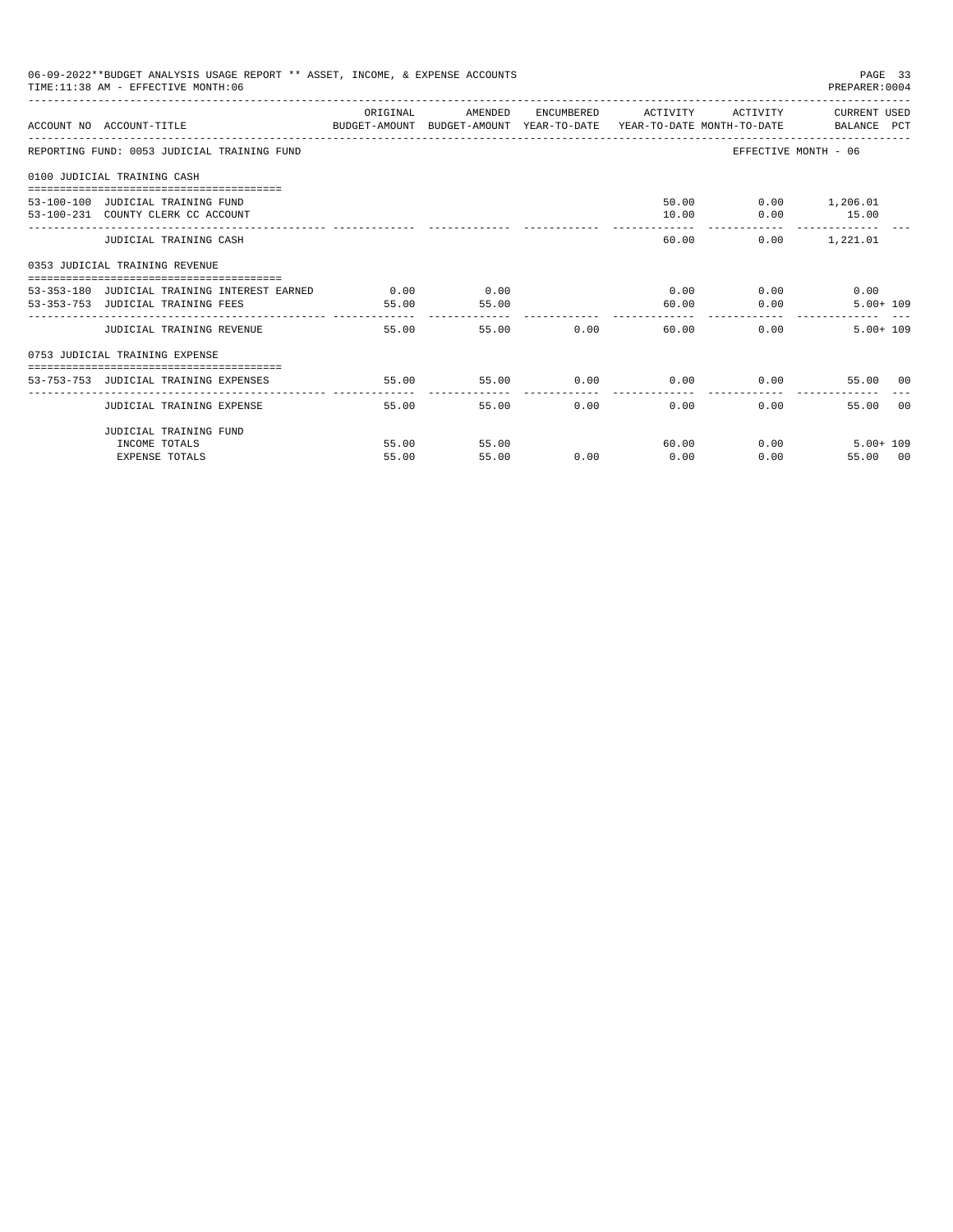06-09-2022**BUDGET ANALYSIS USAGE REPORT ** ASSET, INCOME, & EXPENSE ACCOUNTS
TIME:11:38 AM - EFFECTIVE MONTH:06
PREPARER:0004

| ACCOUNT NO | ACCOUNT-TITLE | ORIGINAL BUDGET-AMOUNT | AMENDED BUDGET-AMOUNT | ENCUMBERED YEAR-TO-DATE | ACTIVITY YEAR-TO-DATE | ACTIVITY MONTH-TO-DATE | CURRENT USED BALANCE | PCT |
|---|---|---|---|---|---|---|---|---|
| REPORTING FUND: 0053 JUDICIAL TRAINING FUND | | | | | | EFFECTIVE MONTH - 06 | | |
| 0100 JUDICIAL TRAINING CASH | | | | | | | | |
| 53-100-100 | JUDICIAL TRAINING FUND | | | | 50.00 | 0.00 | 1,206.01 | |
| 53-100-231 | COUNTY CLERK CC ACCOUNT | | | | 10.00 | 0.00 | 15.00 | |
| | JUDICIAL TRAINING CASH | | | | 60.00 | 0.00 | 1,221.01 | |
| 0353 JUDICIAL TRAINING REVENUE | | | | | | | | |
| 53-353-180 | JUDICIAL TRAINING INTEREST EARNED | 0.00 | 0.00 | | 0.00 | 0.00 | 0.00 | |
| 53-353-753 | JUDICIAL TRAINING FEES | 55.00 | 55.00 | | 60.00 | 0.00 | 5.00+ | 109 |
| | JUDICIAL TRAINING REVENUE | 55.00 | 55.00 | 0.00 | 60.00 | 0.00 | 5.00+ | 109 |
| 0753 JUDICIAL TRAINING EXPENSE | | | | | | | | |
| 53-753-753 | JUDICIAL TRAINING EXPENSES | 55.00 | 55.00 | 0.00 | 0.00 | 0.00 | 55.00 | 00 |
| | JUDICIAL TRAINING EXPENSE | 55.00 | 55.00 | 0.00 | 0.00 | 0.00 | 55.00 | 00 |
| | JUDICIAL TRAINING FUND | | | | | | | |
| | INCOME TOTALS | 55.00 | 55.00 | | 60.00 | 0.00 | 5.00+ | 109 |
| | EXPENSE TOTALS | 55.00 | 55.00 | 0.00 | 0.00 | 0.00 | 55.00 | 00 |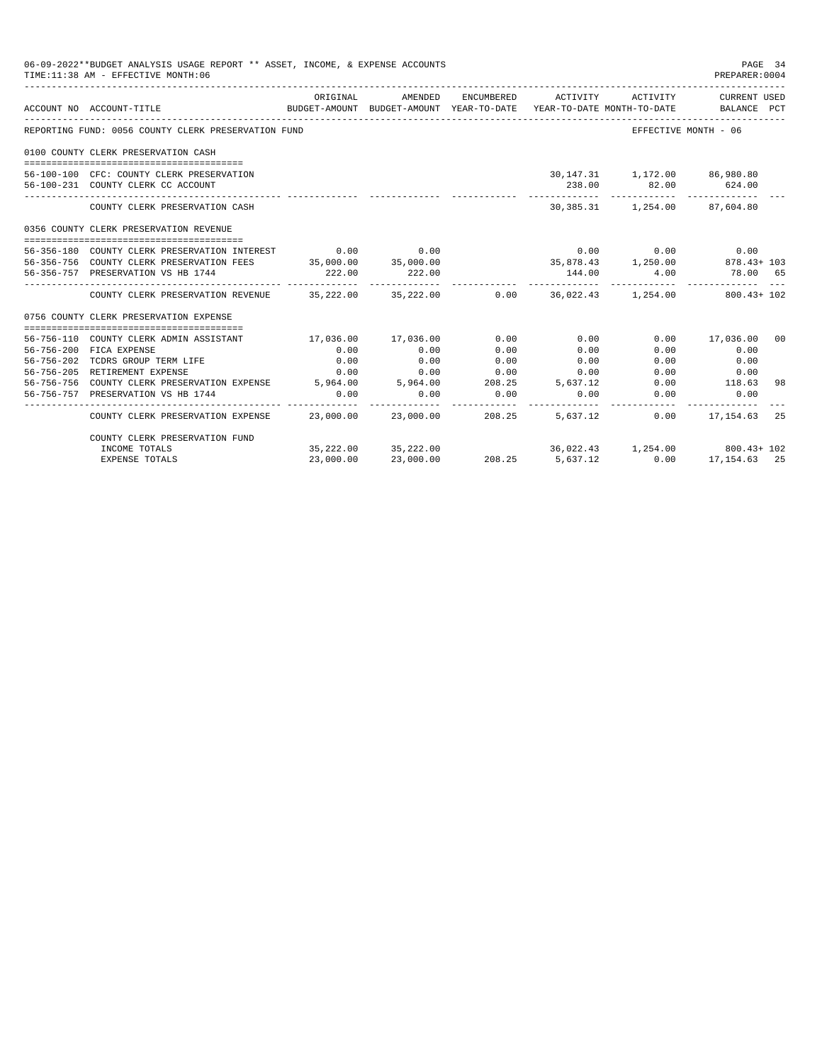06-09-2022**BUDGET ANALYSIS USAGE REPORT ** ASSET, INCOME, & EXPENSE ACCOUNTS
TIME:11:38 AM - EFFECTIVE MONTH:06

PREPARER:0004

| ACCOUNT NO | ACCOUNT-TITLE | ORIGINAL BUDGET-AMOUNT | AMENDED BUDGET-AMOUNT | ENCUMBERED YEAR-TO-DATE | ACTIVITY YEAR-TO-DATE | ACTIVITY MONTH-TO-DATE | CURRENT USED BALANCE | PCT |
|---|---|---|---|---|---|---|---|---|
| | REPORTING FUND: 0056 COUNTY CLERK PRESERVATION FUND | | | | | EFFECTIVE MONTH - 06 | | |
| | 0100 COUNTY CLERK PRESERVATION CASH | | | | | | | |
| 56-100-100 | CFC: COUNTY CLERK PRESERVATION | | | | 30,147.31 | 1,172.00 | 86,980.80 | |
| 56-100-231 | COUNTY CLERK CC ACCOUNT | | | | 238.00 | 82.00 | 624.00 | |
| | COUNTY CLERK PRESERVATION CASH | | | | 30,385.31 | 1,254.00 | 87,604.80 | |
| | 0356 COUNTY CLERK PRESERVATION REVENUE | | | | | | | |
| 56-356-180 | COUNTY CLERK PRESERVATION INTEREST | 0.00 | 0.00 | | 0.00 | 0.00 | 0.00 | |
| 56-356-756 | COUNTY CLERK PRESERVATION FEES | 35,000.00 | 35,000.00 | | 35,878.43 | 1,250.00 | 878.43+ | 103 |
| 56-356-757 | PRESERVATION VS HB 1744 | 222.00 | 222.00 | | 144.00 | 4.00 | 78.00 | 65 |
| | COUNTY CLERK PRESERVATION REVENUE | 35,222.00 | 35,222.00 | 0.00 | 36,022.43 | 1,254.00 | 800.43+ | 102 |
| | 0756 COUNTY CLERK PRESERVATION EXPENSE | | | | | | | |
| 56-756-110 | COUNTY CLERK ADMIN ASSISTANT | 17,036.00 | 17,036.00 | 0.00 | 0.00 | 0.00 | 17,036.00 | 00 |
| 56-756-200 | FICA EXPENSE | 0.00 | 0.00 | 0.00 | 0.00 | 0.00 | 0.00 | |
| 56-756-202 | TCDRS GROUP TERM LIFE | 0.00 | 0.00 | 0.00 | 0.00 | 0.00 | 0.00 | |
| 56-756-205 | RETIREMENT EXPENSE | 0.00 | 0.00 | 0.00 | 0.00 | 0.00 | 0.00 | |
| 56-756-756 | COUNTY CLERK PRESERVATION EXPENSE | 5,964.00 | 5,964.00 | 208.25 | 5,637.12 | 0.00 | 118.63 | 98 |
| 56-756-757 | PRESERVATION VS HB 1744 | 0.00 | 0.00 | 0.00 | 0.00 | 0.00 | 0.00 | |
| | COUNTY CLERK PRESERVATION EXPENSE | 23,000.00 | 23,000.00 | 208.25 | 5,637.12 | 0.00 | 17,154.63 | 25 |
| | COUNTY CLERK PRESERVATION FUND | | | | | | | |
| | INCOME TOTALS | 35,222.00 | 35,222.00 | | 36,022.43 | 1,254.00 | 800.43+ | 102 |
| | EXPENSE TOTALS | 23,000.00 | 23,000.00 | 208.25 | 5,637.12 | 0.00 | 17,154.63 | 25 |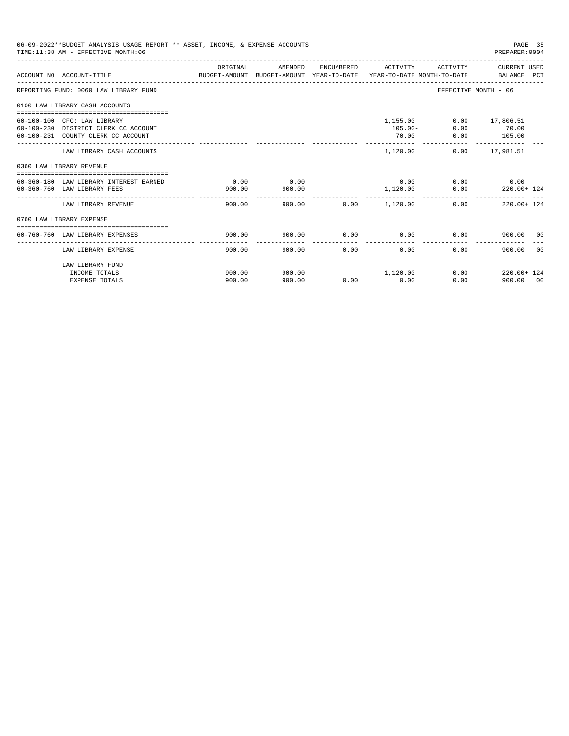06-09-2022**BUDGET ANALYSIS USAGE REPORT ** ASSET, INCOME, & EXPENSE ACCOUNTS
TIME:11:38 AM - EFFECTIVE MONTH:06
PREPARER:0004

| ACCOUNT NO | ACCOUNT-TITLE | ORIGINAL BUDGET-AMOUNT | AMENDED BUDGET-AMOUNT | ENCUMBERED YEAR-TO-DATE | ACTIVITY YEAR-TO-DATE | ACTIVITY MONTH-TO-DATE | CURRENT USED BALANCE | PCT |
|---|---|---|---|---|---|---|---|---|
| REPORTING FUND: 0060 LAW LIBRARY FUND | | | | | | EFFECTIVE MONTH - 06 | | |
| 0100 LAW LIBRARY CASH ACCOUNTS | | | | | | | | |
| 60-100-100 | CFC: LAW LIBRARY | | | | 1,155.00 | 0.00 | 17,806.51 | |
| 60-100-230 | DISTRICT CLERK CC ACCOUNT | | | | 105.00- | 0.00 | 70.00 | |
| 60-100-231 | COUNTY CLERK CC ACCOUNT | | | | 70.00 | 0.00 | 105.00 | |
| | LAW LIBRARY CASH ACCOUNTS | | | | 1,120.00 | 0.00 | 17,981.51 | |
| 0360 LAW LIBRARY REVENUE | | | | | | | | |
| 60-360-180 | LAW LIBRARY INTEREST EARNED | 0.00 | 0.00 | | 0.00 | 0.00 | 0.00 | |
| 60-360-760 | LAW LIBRARY FEES | 900.00 | 900.00 | | 1,120.00 | 0.00 | 220.00+ | 124 |
| | LAW LIBRARY REVENUE | 900.00 | 900.00 | 0.00 | 1,120.00 | 0.00 | 220.00+ | 124 |
| 0760 LAW LIBRARY EXPENSE | | | | | | | | |
| 60-760-760 | LAW LIBRARY EXPENSES | 900.00 | 900.00 | 0.00 | 0.00 | 0.00 | 900.00 | 00 |
| | LAW LIBRARY EXPENSE | 900.00 | 900.00 | 0.00 | 0.00 | 0.00 | 900.00 | 00 |
| | LAW LIBRARY FUND | | | | | | | |
| | INCOME TOTALS | 900.00 | 900.00 | | 1,120.00 | 0.00 | 220.00+ | 124 |
| | EXPENSE TOTALS | 900.00 | 900.00 | 0.00 | 0.00 | 0.00 | 900.00 | 00 |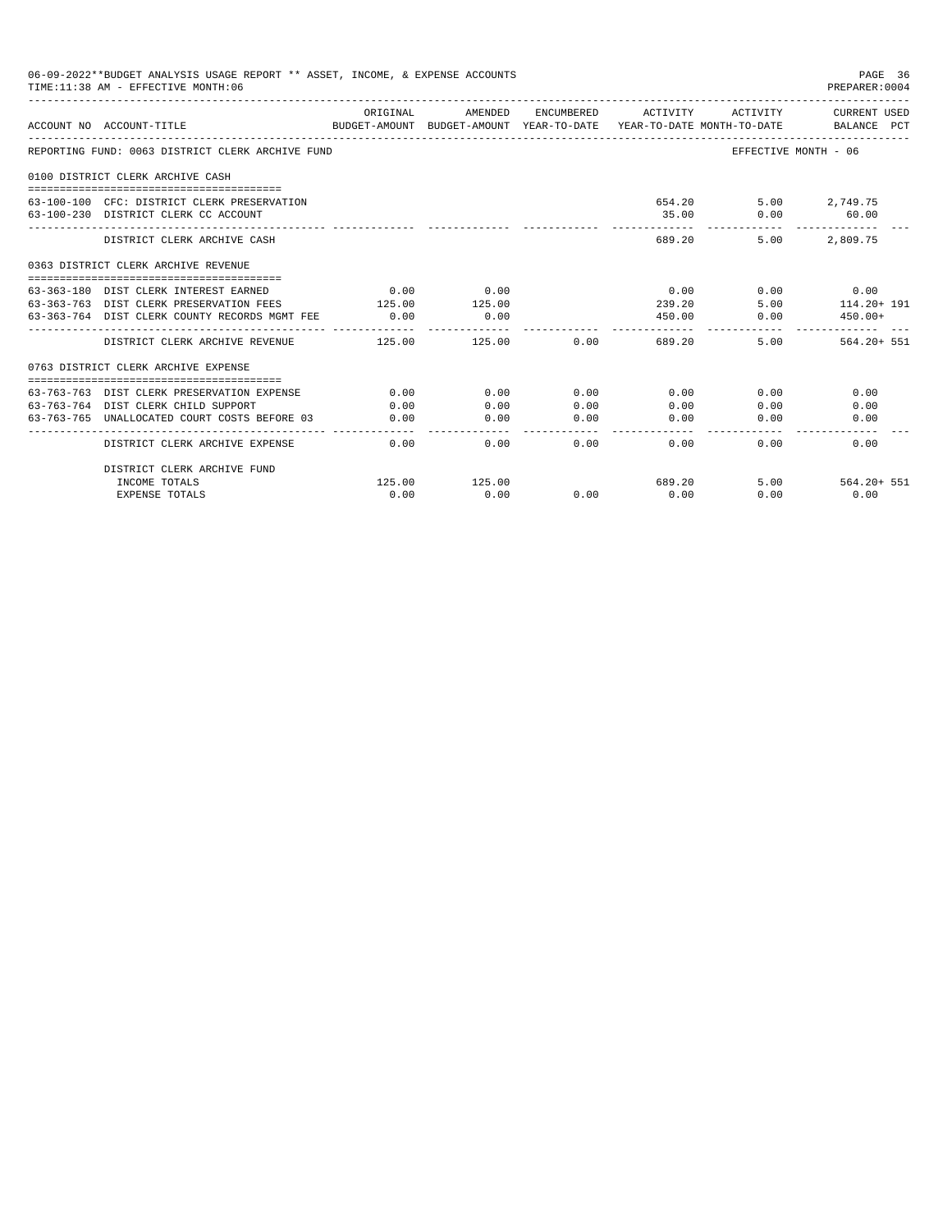06-09-2022**BUDGET ANALYSIS USAGE REPORT ** ASSET, INCOME, & EXPENSE ACCOUNTS
TIME:11:38 AM - EFFECTIVE MONTH:06

PREPARER:0004

| ACCOUNT NO | ACCOUNT-TITLE | ORIGINAL BUDGET-AMOUNT | AMENDED BUDGET-AMOUNT | ENCUMBERED YEAR-TO-DATE | ACTIVITY YEAR-TO-DATE | ACTIVITY MONTH-TO-DATE | CURRENT USED BALANCE | PCT |
|---|---|---|---|---|---|---|---|---|
| REPORTING FUND: 0063 DISTRICT CLERK ARCHIVE FUND | | | | | | | EFFECTIVE MONTH - 06 | |
| 0100 DISTRICT CLERK ARCHIVE CASH | | | | | | | | |
| 63-100-100 | CFC: DISTRICT CLERK PRESERVATION | | | | 654.20 | 5.00 | 2,749.75 | |
| 63-100-230 | DISTRICT CLERK CC ACCOUNT | | | | 35.00 | 0.00 | 60.00 | |
| | DISTRICT CLERK ARCHIVE CASH | | | | 689.20 | 5.00 | 2,809.75 | |
| 0363 DISTRICT CLERK ARCHIVE REVENUE | | | | | | | | |
| 63-363-180 | DIST CLERK INTEREST EARNED | 0.00 | 0.00 | | 0.00 | 0.00 | 0.00 | |
| 63-363-763 | DIST CLERK PRESERVATION FEES | 125.00 | 125.00 | | 239.20 | 5.00 | 114.20+ | 191 |
| 63-363-764 | DIST CLERK COUNTY RECORDS MGMT FEE | 0.00 | 0.00 | | 450.00 | 0.00 | 450.00+ | |
| | DISTRICT CLERK ARCHIVE REVENUE | 125.00 | 125.00 | 0.00 | 689.20 | 5.00 | 564.20+ | 551 |
| 0763 DISTRICT CLERK ARCHIVE EXPENSE | | | | | | | | |
| 63-763-763 | DIST CLERK PRESERVATION EXPENSE | 0.00 | 0.00 | 0.00 | 0.00 | 0.00 | 0.00 | |
| 63-763-764 | DIST CLERK CHILD SUPPORT | 0.00 | 0.00 | 0.00 | 0.00 | 0.00 | 0.00 | |
| 63-763-765 | UNALLOCATED COURT COSTS BEFORE 03 | 0.00 | 0.00 | 0.00 | 0.00 | 0.00 | 0.00 | |
| | DISTRICT CLERK ARCHIVE EXPENSE | 0.00 | 0.00 | 0.00 | 0.00 | 0.00 | 0.00 | |
| | DISTRICT CLERK ARCHIVE FUND | | | | | | | |
| | INCOME TOTALS | 125.00 | 125.00 | | 689.20 | 5.00 | 564.20+ | 551 |
| | EXPENSE TOTALS | 0.00 | 0.00 | 0.00 | 0.00 | 0.00 | 0.00 | |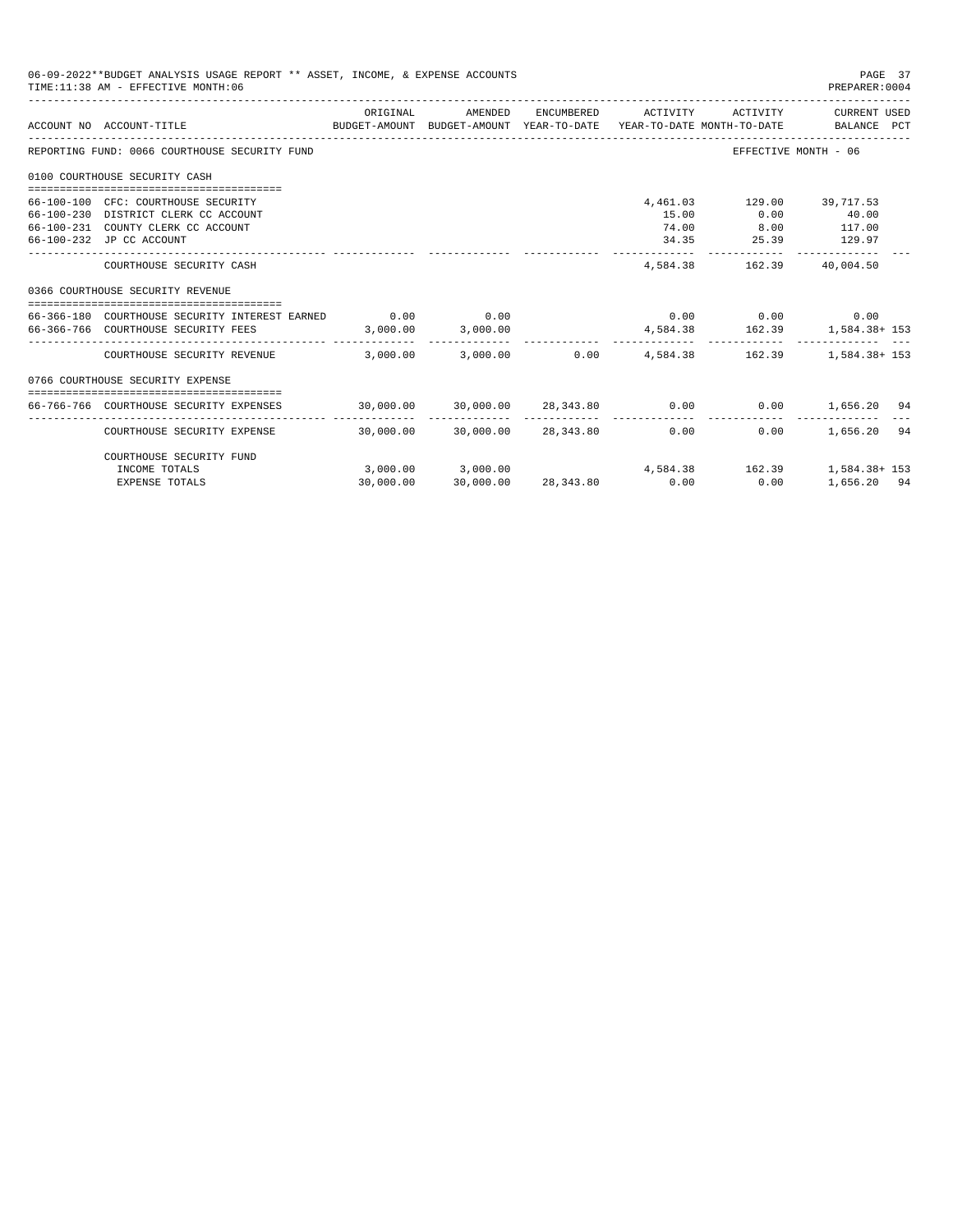06-09-2022**BUDGET ANALYSIS USAGE REPORT ** ASSET, INCOME, & EXPENSE ACCOUNTS
TIME:11:38 AM - EFFECTIVE MONTH:06

PREPARER:0004

| ACCOUNT NO | ACCOUNT-TITLE | ORIGINAL BUDGET-AMOUNT | AMENDED BUDGET-AMOUNT | ENCUMBERED YEAR-TO-DATE | ACTIVITY YEAR-TO-DATE | ACTIVITY MONTH-TO-DATE | CURRENT USED BALANCE | PCT |
|---|---|---|---|---|---|---|---|---|
| REPORTING FUND: 0066 COURTHOUSE SECURITY FUND | | | | | | | EFFECTIVE MONTH - 06 | |
| 0100 COURTHOUSE SECURITY CASH | | | | | | | | |
| 66-100-100 | CFC: COURTHOUSE SECURITY | | | | 4,461.03 | 129.00 | 39,717.53 | |
| 66-100-230 | DISTRICT CLERK CC ACCOUNT | | | | 15.00 | 0.00 | 40.00 | |
| 66-100-231 | COUNTY CLERK CC ACCOUNT | | | | 74.00 | 8.00 | 117.00 | |
| 66-100-232 | JP CC ACCOUNT | | | | 34.35 | 25.39 | 129.97 | |
| | COURTHOUSE SECURITY CASH | | | | 4,584.38 | 162.39 | 40,004.50 | |
| 0366 COURTHOUSE SECURITY REVENUE | | | | | | | | |
| 66-366-180 | COURTHOUSE SECURITY INTEREST EARNED | 0.00 | 0.00 | | 0.00 | 0.00 | 0.00 | |
| 66-366-766 | COURTHOUSE SECURITY FEES | 3,000.00 | 3,000.00 | | 4,584.38 | 162.39 | 1,584.38+ | 153 |
| | COURTHOUSE SECURITY REVENUE | 3,000.00 | 3,000.00 | 0.00 | 4,584.38 | 162.39 | 1,584.38+ | 153 |
| 0766 COURTHOUSE SECURITY EXPENSE | | | | | | | | |
| 66-766-766 | COURTHOUSE SECURITY EXPENSES | 30,000.00 | 30,000.00 | 28,343.80 | 0.00 | 0.00 | 1,656.20 | 94 |
| | COURTHOUSE SECURITY EXPENSE | 30,000.00 | 30,000.00 | 28,343.80 | 0.00 | 0.00 | 1,656.20 | 94 |
| | COURTHOUSE SECURITY FUND | | | | | | | |
| | INCOME TOTALS | 3,000.00 | 3,000.00 | | 4,584.38 | 162.39 | 1,584.38+ | 153 |
| | EXPENSE TOTALS | 30,000.00 | 30,000.00 | 28,343.80 | 0.00 | 0.00 | 1,656.20 | 94 |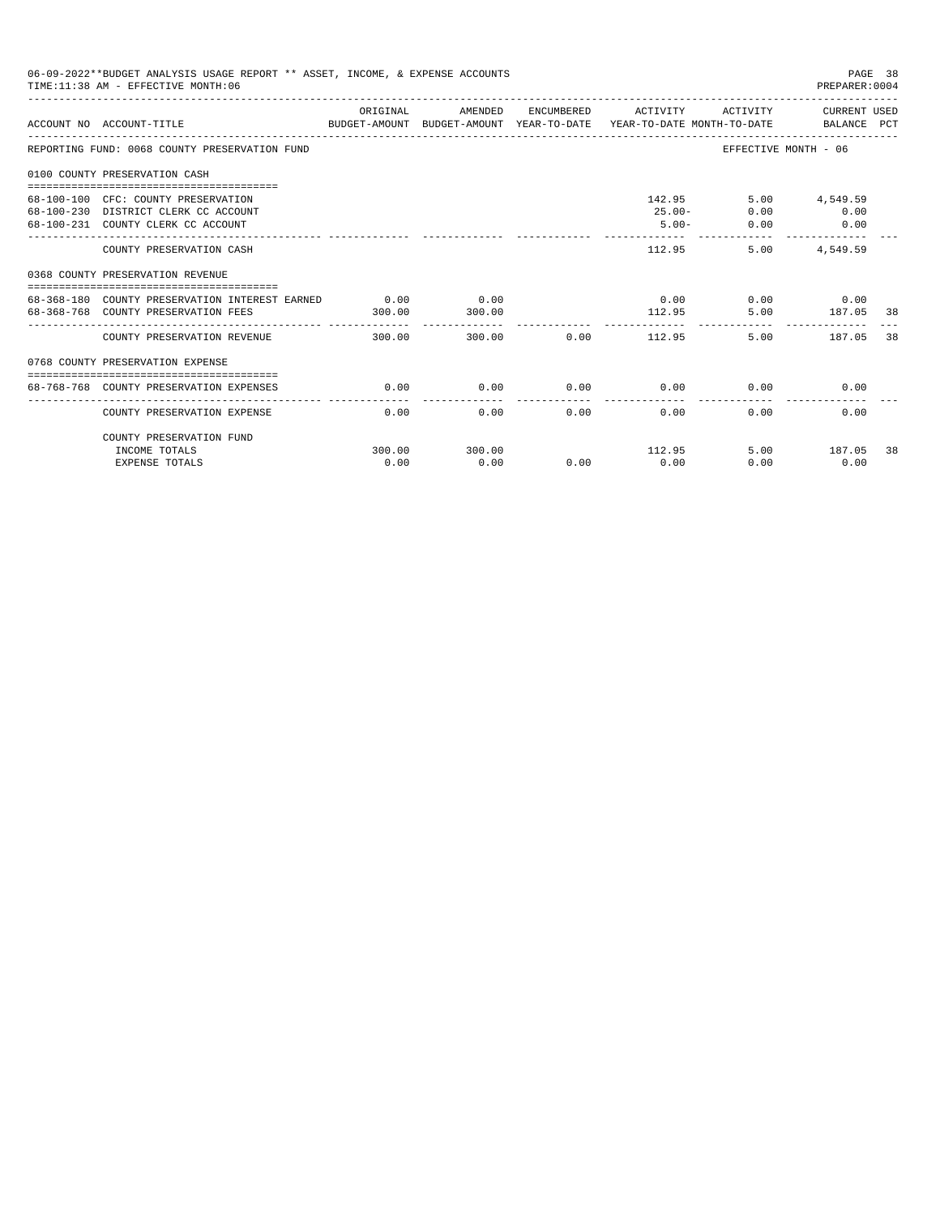06-09-2022**BUDGET ANALYSIS USAGE REPORT ** ASSET, INCOME, & EXPENSE ACCOUNTS
TIME:11:38 AM - EFFECTIVE MONTH:06
PREPARER:0004

| ACCOUNT NO | ACCOUNT-TITLE | ORIGINAL BUDGET-AMOUNT | AMENDED BUDGET-AMOUNT | ENCUMBERED YEAR-TO-DATE | ACTIVITY YEAR-TO-DATE | ACTIVITY MONTH-TO-DATE | CURRENT USED BALANCE | PCT |
|---|---|---|---|---|---|---|---|---|
| REPORTING FUND: 0068 COUNTY PRESERVATION FUND | | | | | | EFFECTIVE MONTH - 06 | | |
| 0100 COUNTY PRESERVATION CASH | | | | | | | | |
| 68-100-100 | CFC: COUNTY PRESERVATION | | | | 142.95 | 5.00 | 4,549.59 | |
| 68-100-230 | DISTRICT CLERK CC ACCOUNT | | | | 25.00- | 0.00 | 0.00 | |
| 68-100-231 | COUNTY CLERK CC ACCOUNT | | | | 5.00- | 0.00 | 0.00 | |
| | COUNTY PRESERVATION CASH | | | | 112.95 | 5.00 | 4,549.59 | |
| 0368 COUNTY PRESERVATION REVENUE | | | | | | | | |
| 68-368-180 | COUNTY PRESERVATION INTEREST EARNED | 0.00 | 0.00 | | 0.00 | 0.00 | 0.00 | |
| 68-368-768 | COUNTY PRESERVATION FEES | 300.00 | 300.00 | | 112.95 | 5.00 | 187.05 | 38 |
| | COUNTY PRESERVATION REVENUE | 300.00 | 300.00 | 0.00 | 112.95 | 5.00 | 187.05 | 38 |
| 0768 COUNTY PRESERVATION EXPENSE | | | | | | | | |
| 68-768-768 | COUNTY PRESERVATION EXPENSES | 0.00 | 0.00 | 0.00 | 0.00 | 0.00 | 0.00 | |
| | COUNTY PRESERVATION EXPENSE | 0.00 | 0.00 | 0.00 | 0.00 | 0.00 | 0.00 | |
| | COUNTY PRESERVATION FUND | | | | | | | |
| | INCOME TOTALS | 300.00 | 300.00 | | 112.95 | 5.00 | 187.05 | 38 |
| | EXPENSE TOTALS | 0.00 | 0.00 | 0.00 | 0.00 | 0.00 | 0.00 | |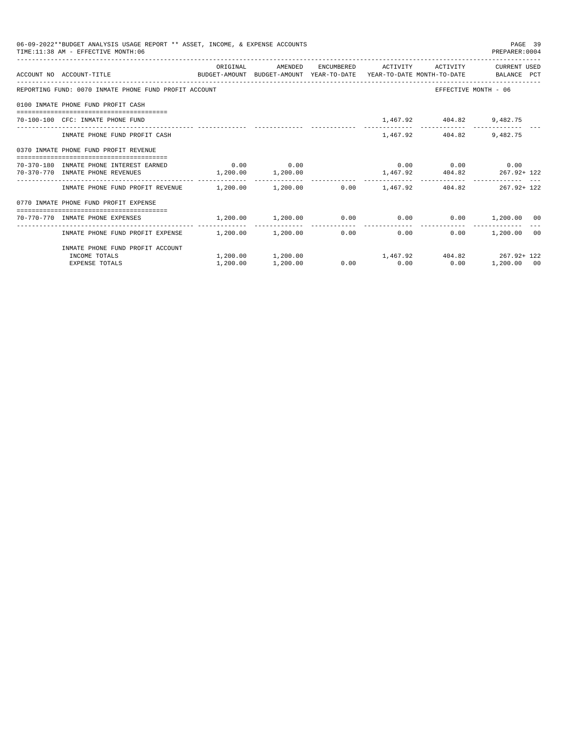06-09-2022**BUDGET ANALYSIS USAGE REPORT ** ASSET, INCOME, & EXPENSE ACCOUNTS
TIME:11:38 AM - EFFECTIVE MONTH:06

PREPARER:0004

| ACCOUNT NO | ACCOUNT-TITLE | ORIGINAL BUDGET-AMOUNT | AMENDED BUDGET-AMOUNT | ENCUMBERED YEAR-TO-DATE | ACTIVITY YEAR-TO-DATE | ACTIVITY MONTH-TO-DATE | CURRENT USED BALANCE | PCT |
|---|---|---|---|---|---|---|---|---|
| REPORTING FUND: 0070 INMATE PHONE FUND PROFIT ACCOUNT | | | | | | EFFECTIVE MONTH - 06 | | |
| 0100 INMATE PHONE FUND PROFIT CASH | | | | | | | | |
| 70-100-100 | CFC: INMATE PHONE FUND | | | | 1,467.92 | 404.82 | 9,482.75 | |
| | INMATE PHONE FUND PROFIT CASH | | | | 1,467.92 | 404.82 | 9,482.75 | |
| 0370 INMATE PHONE FUND PROFIT REVENUE | | | | | | | | |
| 70-370-180 | INMATE PHONE INTEREST EARNED | 0.00 | 0.00 | | 0.00 | 0.00 | 0.00 | |
| 70-370-770 | INMATE PHONE REVENUES | 1,200.00 | 1,200.00 | | 1,467.92 | 404.82 | 267.92+ | 122 |
| | INMATE PHONE FUND PROFIT REVENUE | 1,200.00 | 1,200.00 | 0.00 | 1,467.92 | 404.82 | 267.92+ | 122 |
| 0770 INMATE PHONE FUND PROFIT EXPENSE | | | | | | | | |
| 70-770-770 | INMATE PHONE EXPENSES | 1,200.00 | 1,200.00 | 0.00 | 0.00 | 0.00 | 1,200.00 | 00 |
| | INMATE PHONE FUND PROFIT EXPENSE | 1,200.00 | 1,200.00 | 0.00 | 0.00 | 0.00 | 1,200.00 | 00 |
| | INMATE PHONE FUND PROFIT ACCOUNT | | | | | | | |
| | INCOME TOTALS | 1,200.00 | 1,200.00 | | 1,467.92 | 404.82 | 267.92+ | 122 |
| | EXPENSE TOTALS | 1,200.00 | 1,200.00 | 0.00 | 0.00 | 0.00 | 1,200.00 | 00 |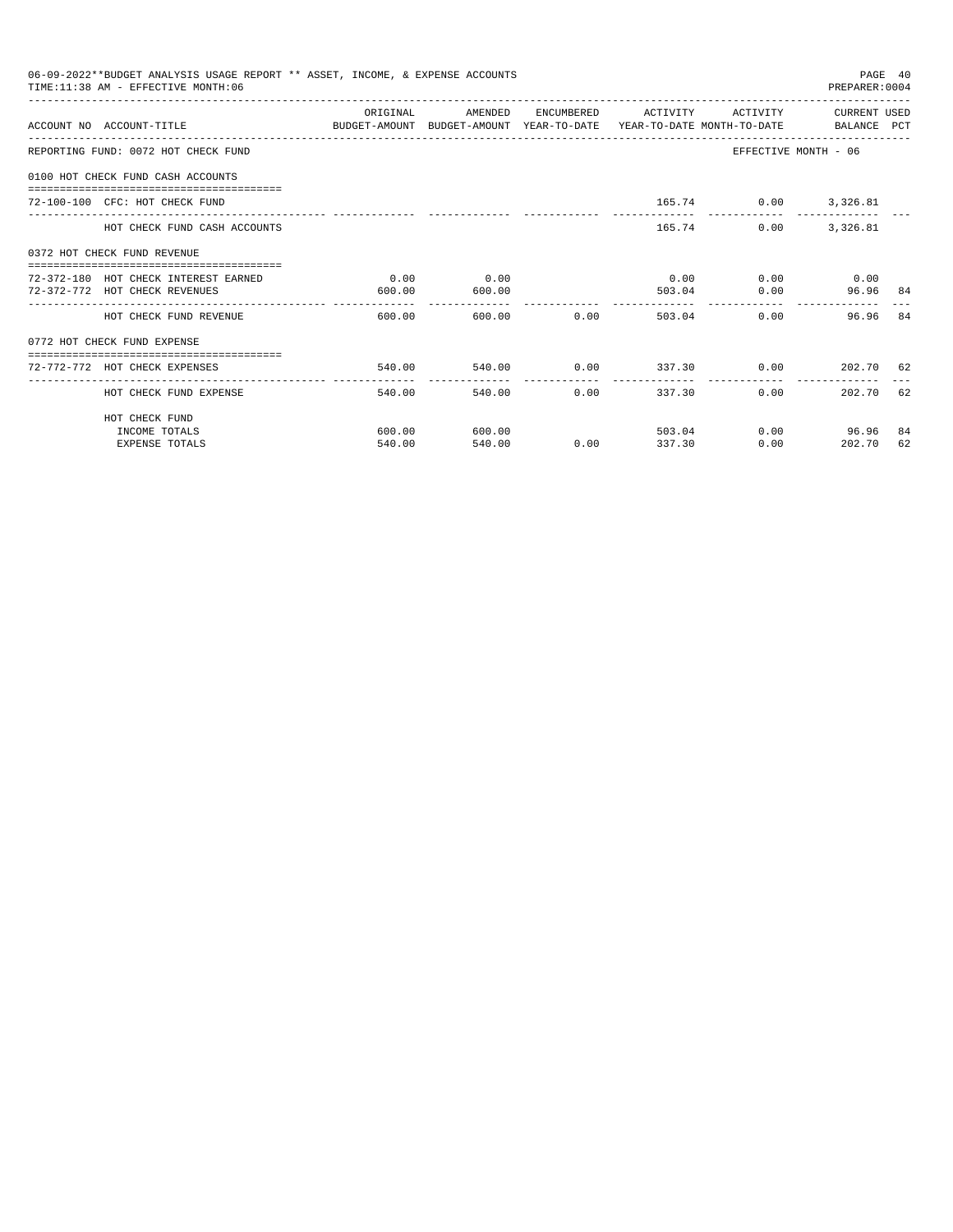06-09-2022**BUDGET ANALYSIS USAGE REPORT ** ASSET, INCOME, & EXPENSE ACCOUNTS
TIME:11:38 AM - EFFECTIVE MONTH:06
PREPARER:0004

| ACCOUNT NO | ACCOUNT-TITLE | ORIGINAL BUDGET-AMOUNT | AMENDED BUDGET-AMOUNT | ENCUMBERED YEAR-TO-DATE | ACTIVITY YEAR-TO-DATE | ACTIVITY MONTH-TO-DATE | CURRENT USED BALANCE | PCT |
|---|---|---|---|---|---|---|---|---|
| REPORTING FUND: 0072 HOT CHECK FUND | | | | | | EFFECTIVE MONTH - 06 | | |
| 0100 HOT CHECK FUND CASH ACCOUNTS | | | | | | | | |
| 72-100-100 | CFC: HOT CHECK FUND | | | | 165.74 | 0.00 | 3,326.81 | |
| | HOT CHECK FUND CASH ACCOUNTS | | | | 165.74 | 0.00 | 3,326.81 | |
| 0372 HOT CHECK FUND REVENUE | | | | | | | | |
| 72-372-180 | HOT CHECK INTEREST EARNED | 0.00 | 0.00 | | 0.00 | 0.00 | 0.00 | |
| 72-372-772 | HOT CHECK REVENUES | 600.00 | 600.00 | | 503.04 | 0.00 | 96.96 | 84 |
| | HOT CHECK FUND REVENUE | 600.00 | 600.00 | 0.00 | 503.04 | 0.00 | 96.96 | 84 |
| 0772 HOT CHECK FUND EXPENSE | | | | | | | | |
| 72-772-772 | HOT CHECK EXPENSES | 540.00 | 540.00 | 0.00 | 337.30 | 0.00 | 202.70 | 62 |
| | HOT CHECK FUND EXPENSE | 540.00 | 540.00 | 0.00 | 337.30 | 0.00 | 202.70 | 62 |
| | HOT CHECK FUND | | | | | | | |
| | INCOME TOTALS | 600.00 | 600.00 | | 503.04 | 0.00 | 96.96 | 84 |
| | EXPENSE TOTALS | 540.00 | 540.00 | 0.00 | 337.30 | 0.00 | 202.70 | 62 |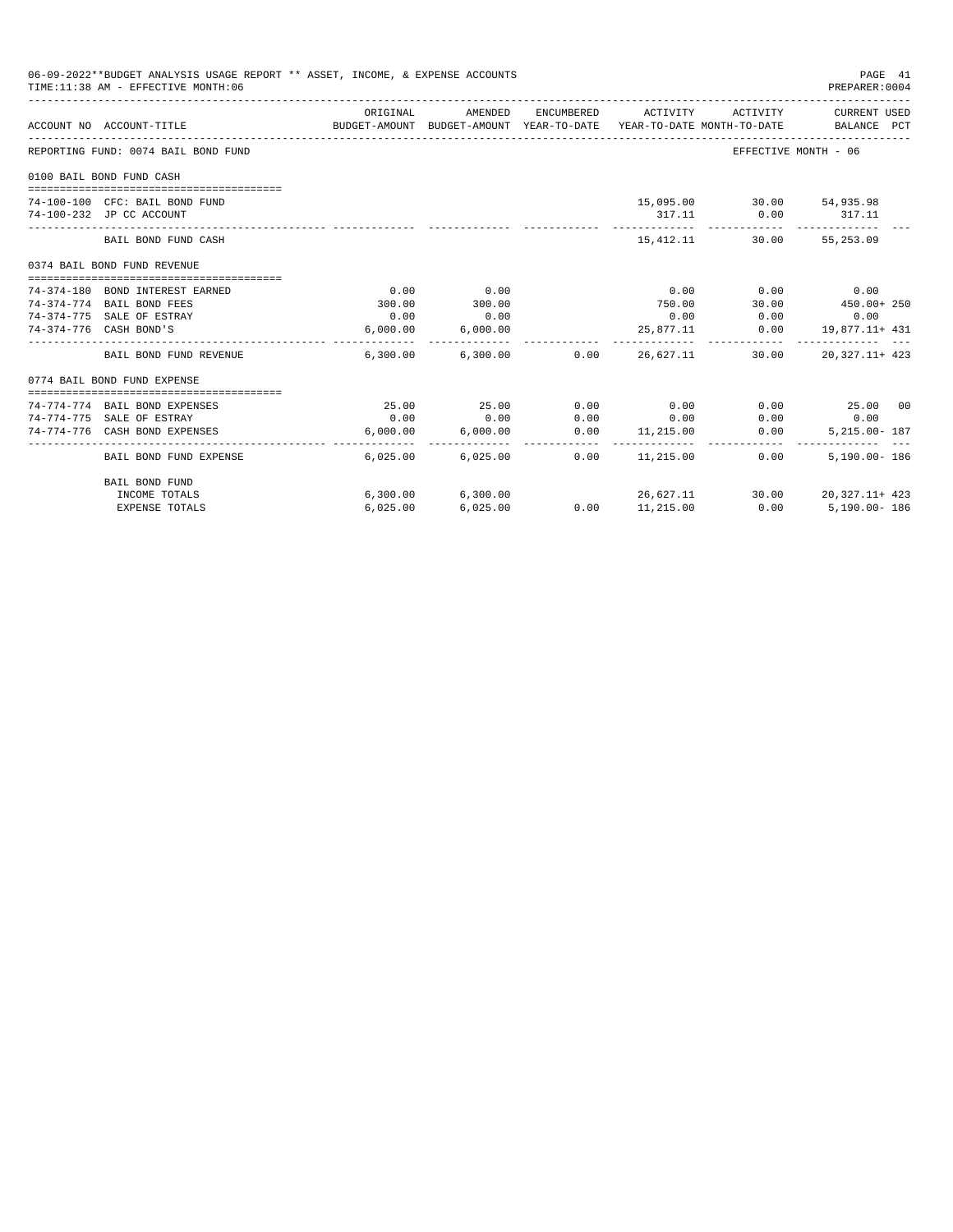06-09-2022**BUDGET ANALYSIS USAGE REPORT ** ASSET, INCOME, & EXPENSE ACCOUNTS
TIME:11:38 AM - EFFECTIVE MONTH:06

PREPARER:0004

REPORTING FUND: 0074 BAIL BOND FUND — EFFECTIVE MONTH - 06

| ACCOUNT NO | ACCOUNT-TITLE | ORIGINAL BUDGET-AMOUNT | AMENDED BUDGET-AMOUNT | ENCUMBERED YEAR-TO-DATE | ACTIVITY YEAR-TO-DATE | ACTIVITY MONTH-TO-DATE | CURRENT USED BALANCE | PCT |
|---|---|---|---|---|---|---|---|---|
| **0100 BAIL BOND FUND CASH** | | | | | | | | |
| 74-100-100 | CFC: BAIL BOND FUND | | | | 15,095.00 | 30.00 | 54,935.98 | |
| 74-100-232 | JP CC ACCOUNT | | | | 317.11 | 0.00 | 317.11 | |
| | BAIL BOND FUND CASH | | | | 15,412.11 | 30.00 | 55,253.09 | |
| **0374 BAIL BOND FUND REVENUE** | | | | | | | | |
| 74-374-180 | BOND INTEREST EARNED | 0.00 | 0.00 | | 0.00 | 0.00 | 0.00 | |
| 74-374-774 | BAIL BOND FEES | 300.00 | 300.00 | | 750.00 | 30.00 | 450.00+ | 250 |
| 74-374-775 | SALE OF ESTRAY | 0.00 | 0.00 | | 0.00 | 0.00 | 0.00 | |
| 74-374-776 | CASH BOND'S | 6,000.00 | 6,000.00 | | 25,877.11 | 0.00 | 19,877.11+ | 431 |
| | BAIL BOND FUND REVENUE | 6,300.00 | 6,300.00 | 0.00 | 26,627.11 | 30.00 | 20,327.11+ | 423 |
| **0774 BAIL BOND FUND EXPENSE** | | | | | | | | |
| 74-774-774 | BAIL BOND EXPENSES | 25.00 | 25.00 | 0.00 | 0.00 | 0.00 | 25.00 | 00 |
| 74-774-775 | SALE OF ESTRAY | 0.00 | 0.00 | 0.00 | 0.00 | 0.00 | 0.00 | |
| 74-774-776 | CASH BOND EXPENSES | 6,000.00 | 6,000.00 | 0.00 | 11,215.00 | 0.00 | 5,215.00- | 187 |
| | BAIL BOND FUND EXPENSE | 6,025.00 | 6,025.00 | 0.00 | 11,215.00 | 0.00 | 5,190.00- | 186 |
| | **BAIL BOND FUND** | | | | | | | |
| | INCOME TOTALS | 6,300.00 | 6,300.00 | | 26,627.11 | 30.00 | 20,327.11+ | 423 |
| | EXPENSE TOTALS | 6,025.00 | 6,025.00 | 0.00 | 11,215.00 | 0.00 | 5,190.00- | 186 |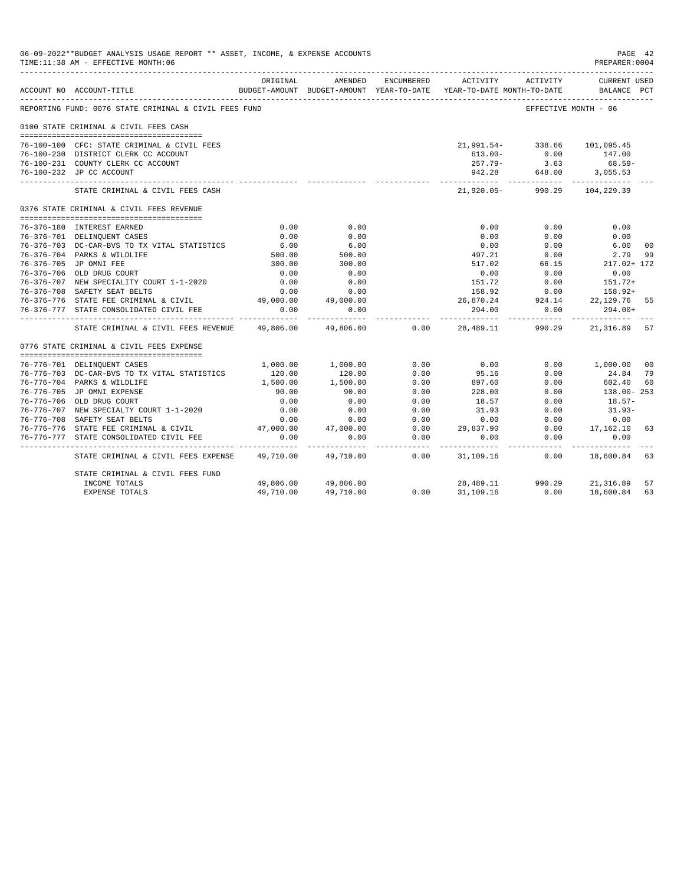06-09-2022**BUDGET ANALYSIS USAGE REPORT ** ASSET, INCOME, & EXPENSE ACCOUNTS
TIME:11:38 AM - EFFECTIVE MONTH:06

PREPARER:0004

REPORTING FUND: 0076 STATE CRIMINAL & CIVIL FEES FUND — EFFECTIVE MONTH - 06

| ACCOUNT NO | ACCOUNT-TITLE | ORIGINAL BUDGET-AMOUNT | AMENDED BUDGET-AMOUNT | ENCUMBERED YEAR-TO-DATE | ACTIVITY YEAR-TO-DATE | ACTIVITY MONTH-TO-DATE | CURRENT USED BALANCE | PCT |
|---|---|---|---|---|---|---|---|---|
| | **0100 STATE CRIMINAL & CIVIL FEES CASH** | | | | | | | |
| 76-100-100 | CFC: STATE CRIMINAL & CIVIL FEES | | | | 21,991.54- | 338.66 | 101,095.45 | |
| 76-100-230 | DISTRICT CLERK CC ACCOUNT | | | | 613.00- | 0.00 | 147.00 | |
| 76-100-231 | COUNTY CLERK CC ACCOUNT | | | | 257.79- | 3.63 | 68.59- | |
| 76-100-232 | JP CC ACCOUNT | | | | 942.28 | 648.00 | 3,055.53 | |
| | STATE CRIMINAL & CIVIL FEES CASH | | | | 21,920.05- | 990.29 | 104,229.39 | |
| | **0376 STATE CRIMINAL & CIVIL FEES REVENUE** | | | | | | | |
| 76-376-180 | INTEREST EARNED | 0.00 | 0.00 | | 0.00 | 0.00 | 0.00 | |
| 76-376-701 | DELINQUENT CASES | 0.00 | 0.00 | | 0.00 | 0.00 | 0.00 | |
| 76-376-703 | DC-CAR-BVS TO TX VITAL STATISTICS | 6.00 | 6.00 | | 0.00 | 0.00 | 6.00 | 00 |
| 76-376-704 | PARKS & WILDLIFE | 500.00 | 500.00 | | 497.21 | 0.00 | 2.79 | 99 |
| 76-376-705 | JP OMNI FEE | 300.00 | 300.00 | | 517.02 | 66.15 | 217.02+ | 172 |
| 76-376-706 | OLD DRUG COURT | 0.00 | 0.00 | | 0.00 | 0.00 | 0.00 | |
| 76-376-707 | NEW SPECIALITY COURT 1-1-2020 | 0.00 | 0.00 | | 151.72 | 0.00 | 151.72+ | |
| 76-376-708 | SAFETY SEAT BELTS | 0.00 | 0.00 | | 158.92 | 0.00 | 158.92+ | |
| 76-376-776 | STATE FEE CRIMINAL & CIVIL | 49,000.00 | 49,000.00 | | 26,870.24 | 924.14 | 22,129.76 | 55 |
| 76-376-777 | STATE CONSOLIDATED CIVIL FEE | 0.00 | 0.00 | | 294.00 | 0.00 | 294.00+ | |
| | STATE CRIMINAL & CIVIL FEES REVENUE | 49,806.00 | 49,806.00 | 0.00 | 28,489.11 | 990.29 | 21,316.89 | 57 |
| | **0776 STATE CRIMINAL & CIVIL FEES EXPENSE** | | | | | | | |
| 76-776-701 | DELINQUENT CASES | 1,000.00 | 1,000.00 | 0.00 | 0.00 | 0.00 | 1,000.00 | 00 |
| 76-776-703 | DC-CAR-BVS TO TX VITAL STATISTICS | 120.00 | 120.00 | 0.00 | 95.16 | 0.00 | 24.84 | 79 |
| 76-776-704 | PARKS & WILDLIFE | 1,500.00 | 1,500.00 | 0.00 | 897.60 | 0.00 | 602.40 | 60 |
| 76-776-705 | JP OMNI EXPENSE | 90.00 | 90.00 | 0.00 | 228.00 | 0.00 | 138.00- | 253 |
| 76-776-706 | OLD DRUG COURT | 0.00 | 0.00 | 0.00 | 18.57 | 0.00 | 18.57- | |
| 76-776-707 | NEW SPECIALTY COURT 1-1-2020 | 0.00 | 0.00 | 0.00 | 31.93 | 0.00 | 31.93- | |
| 76-776-708 | SAFETY SEAT BELTS | 0.00 | 0.00 | 0.00 | 0.00 | 0.00 | 0.00 | |
| 76-776-776 | STATE FEE CRIMINAL & CIVIL | 47,000.00 | 47,000.00 | 0.00 | 29,837.90 | 0.00 | 17,162.10 | 63 |
| 76-776-777 | STATE CONSOLIDATED CIVIL FEE | 0.00 | 0.00 | 0.00 | 0.00 | 0.00 | 0.00 | |
| | STATE CRIMINAL & CIVIL FEES EXPENSE | 49,710.00 | 49,710.00 | 0.00 | 31,109.16 | 0.00 | 18,600.84 | 63 |
| | STATE CRIMINAL & CIVIL FEES FUND | | | | | | | |
| | INCOME TOTALS | 49,806.00 | 49,806.00 | | 28,489.11 | 990.29 | 21,316.89 | 57 |
| | EXPENSE TOTALS | 49,710.00 | 49,710.00 | 0.00 | 31,109.16 | 0.00 | 18,600.84 | 63 |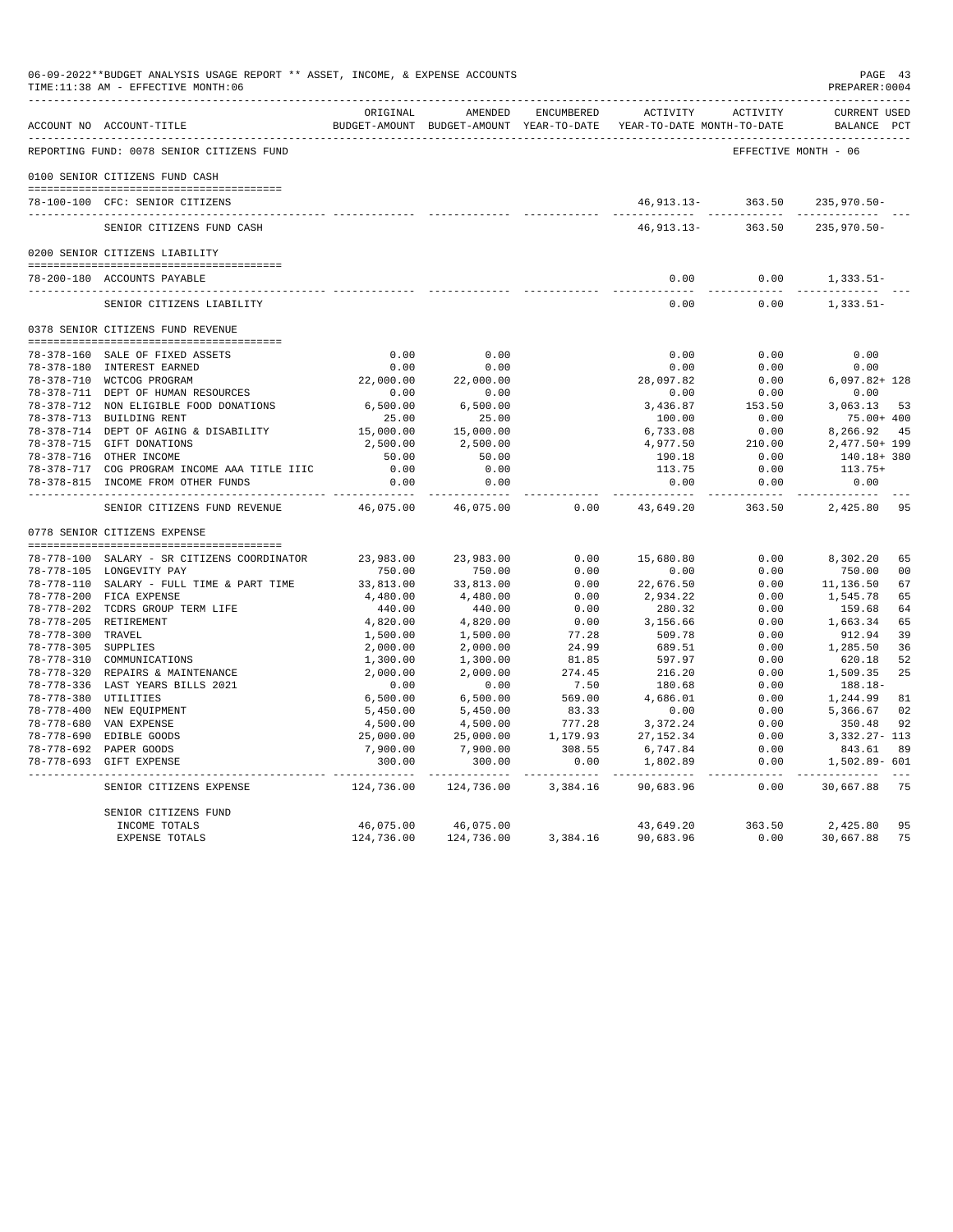06-09-2022**BUDGET ANALYSIS USAGE REPORT ** ASSET, INCOME, & EXPENSE ACCOUNTS
TIME:11:38 AM - EFFECTIVE MONTH:06

PREPARER:0004

| ACCOUNT NO | ACCOUNT-TITLE | ORIGINAL BUDGET-AMOUNT | AMENDED BUDGET-AMOUNT | ENCUMBERED YEAR-TO-DATE | ACTIVITY YEAR-TO-DATE | ACTIVITY MONTH-TO-DATE | CURRENT USED BALANCE | PCT |
|---|---|---|---|---|---|---|---|---|
| | REPORTING FUND: 0078 SENIOR CITIZENS FUND | | | | | | EFFECTIVE MONTH - 06 | |
| | 0100 SENIOR CITIZENS FUND CASH | | | | | | | |
| 78-100-100 | CFC: SENIOR CITIZENS | | | | 46,913.13- | 363.50 | 235,970.50- | |
| | SENIOR CITIZENS FUND CASH | | | | 46,913.13- | 363.50 | 235,970.50- | |
| | 0200 SENIOR CITIZENS LIABILITY | | | | | | | |
| 78-200-180 | ACCOUNTS PAYABLE | | | | 0.00 | 0.00 | 1,333.51- | |
| | SENIOR CITIZENS LIABILITY | | | | 0.00 | 0.00 | 1,333.51- | |
| | 0378 SENIOR CITIZENS FUND REVENUE | | | | | | | |
| 78-378-160 | SALE OF FIXED ASSETS | 0.00 | 0.00 | | 0.00 | 0.00 | 0.00 | |
| 78-378-180 | INTEREST EARNED | 0.00 | 0.00 | | 0.00 | 0.00 | 0.00 | |
| 78-378-710 | WCTCOG PROGRAM | 22,000.00 | 22,000.00 | | 28,097.82 | 0.00 | 6,097.82+ | 128 |
| 78-378-711 | DEPT OF HUMAN RESOURCES | 0.00 | 0.00 | | 0.00 | 0.00 | 0.00 | |
| 78-378-712 | NON ELIGIBLE FOOD DONATIONS | 6,500.00 | 6,500.00 | | 3,436.87 | 153.50 | 3,063.13 | 53 |
| 78-378-713 | BUILDING RENT | 25.00 | 25.00 | | 100.00 | 0.00 | 75.00+ | 400 |
| 78-378-714 | DEPT OF AGING & DISABILITY | 15,000.00 | 15,000.00 | | 6,733.08 | 0.00 | 8,266.92 | 45 |
| 78-378-715 | GIFT DONATIONS | 2,500.00 | 2,500.00 | | 4,977.50 | 210.00 | 2,477.50+ | 199 |
| 78-378-716 | OTHER INCOME | 50.00 | 50.00 | | 190.18 | 0.00 | 140.18+ | 380 |
| 78-378-717 | COG PROGRAM INCOME AAA TITLE IIIC | 0.00 | 0.00 | | 113.75 | 0.00 | 113.75+ | |
| 78-378-815 | INCOME FROM OTHER FUNDS | 0.00 | 0.00 | | 0.00 | 0.00 | 0.00 | |
| | SENIOR CITIZENS FUND REVENUE | 46,075.00 | 46,075.00 | 0.00 | 43,649.20 | 363.50 | 2,425.80 | 95 |
| | 0778 SENIOR CITIZENS EXPENSE | | | | | | | |
| 78-778-100 | SALARY - SR CITIZENS COORDINATOR | 23,983.00 | 23,983.00 | 0.00 | 15,680.80 | 0.00 | 8,302.20 | 65 |
| 78-778-105 | LONGEVITY PAY | 750.00 | 750.00 | 0.00 | 0.00 | 0.00 | 750.00 | 00 |
| 78-778-110 | SALARY - FULL TIME & PART TIME | 33,813.00 | 33,813.00 | 0.00 | 22,676.50 | 0.00 | 11,136.50 | 67 |
| 78-778-200 | FICA EXPENSE | 4,480.00 | 4,480.00 | 0.00 | 2,934.22 | 0.00 | 1,545.78 | 65 |
| 78-778-202 | TCDRS GROUP TERM LIFE | 440.00 | 440.00 | 0.00 | 280.32 | 0.00 | 159.68 | 64 |
| 78-778-205 | RETIREMENT | 4,820.00 | 4,820.00 | 0.00 | 3,156.66 | 0.00 | 1,663.34 | 65 |
| 78-778-300 | TRAVEL | 1,500.00 | 1,500.00 | 77.28 | 509.78 | 0.00 | 912.94 | 39 |
| 78-778-305 | SUPPLIES | 2,000.00 | 2,000.00 | 24.99 | 689.51 | 0.00 | 1,285.50 | 36 |
| 78-778-310 | COMMUNICATIONS | 1,300.00 | 1,300.00 | 81.85 | 597.97 | 0.00 | 620.18 | 52 |
| 78-778-320 | REPAIRS & MAINTENANCE | 2,000.00 | 2,000.00 | 274.45 | 216.20 | 0.00 | 1,509.35 | 25 |
| 78-778-336 | LAST YEARS BILLS 2021 | 0.00 | 0.00 | 7.50 | 180.68 | 0.00 | 188.18- | |
| 78-778-380 | UTILITIES | 6,500.00 | 6,500.00 | 569.00 | 4,686.01 | 0.00 | 1,244.99 | 81 |
| 78-778-400 | NEW EQUIPMENT | 5,450.00 | 5,450.00 | 83.33 | 0.00 | 0.00 | 5,366.67 | 02 |
| 78-778-680 | VAN EXPENSE | 4,500.00 | 4,500.00 | 777.28 | 3,372.24 | 0.00 | 350.48 | 92 |
| 78-778-690 | EDIBLE GOODS | 25,000.00 | 25,000.00 | 1,179.93 | 27,152.34 | 0.00 | 3,332.27- | 113 |
| 78-778-692 | PAPER GOODS | 7,900.00 | 7,900.00 | 308.55 | 6,747.84 | 0.00 | 843.61 | 89 |
| 78-778-693 | GIFT EXPENSE | 300.00 | 300.00 | 0.00 | 1,802.89 | 0.00 | 1,502.89- | 601 |
| | SENIOR CITIZENS EXPENSE | 124,736.00 | 124,736.00 | 3,384.16 | 90,683.96 | 0.00 | 30,667.88 | 75 |
| | SENIOR CITIZENS FUND | | | | | | | |
| | INCOME TOTALS | 46,075.00 | 46,075.00 | | 43,649.20 | 363.50 | 2,425.80 | 95 |
| | EXPENSE TOTALS | 124,736.00 | 124,736.00 | 3,384.16 | 90,683.96 | 0.00 | 30,667.88 | 75 |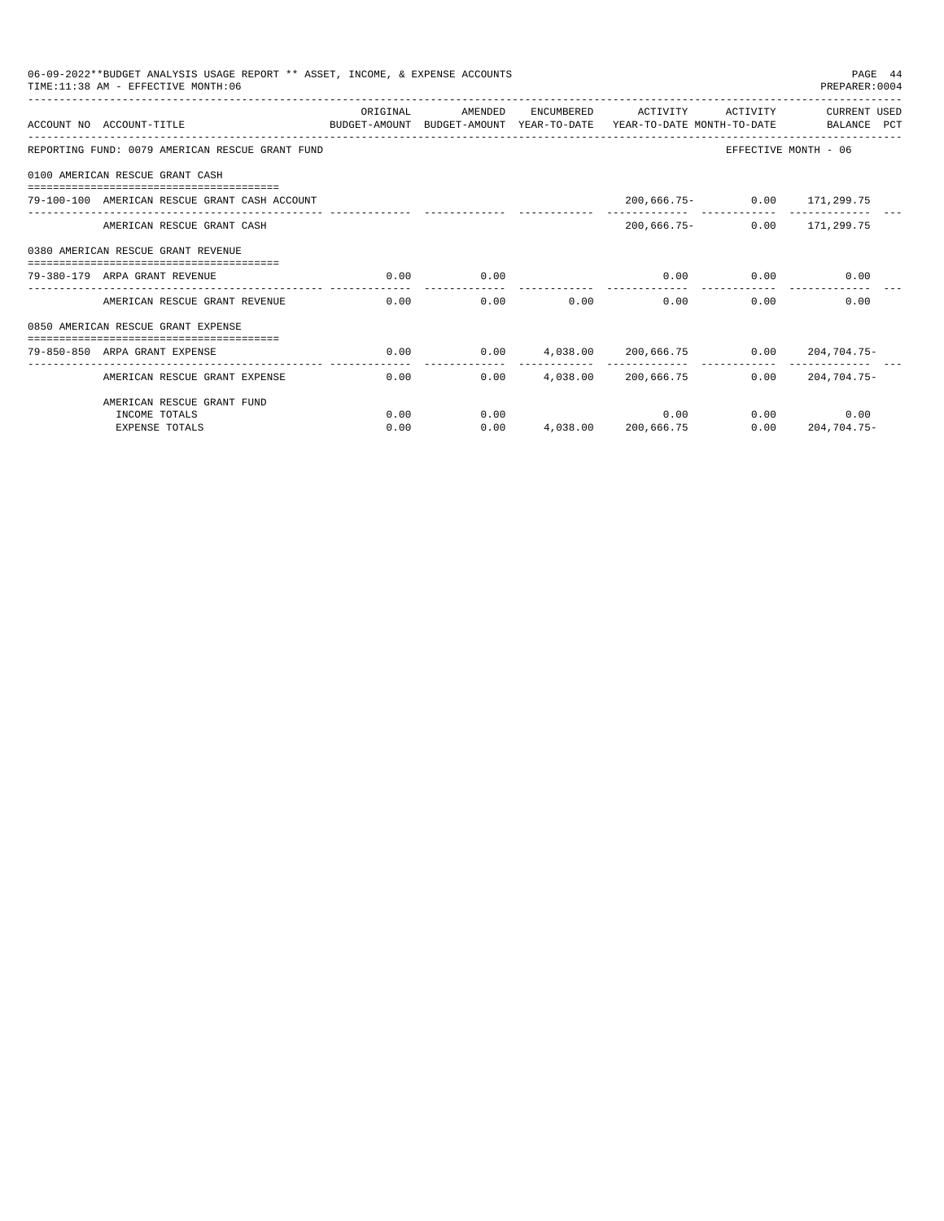06-09-2022**BUDGET ANALYSIS USAGE REPORT ** ASSET, INCOME, & EXPENSE ACCOUNTS
TIME:11:38 AM - EFFECTIVE MONTH:06

PREPARER:0004

| ACCOUNT NO | ACCOUNT-TITLE | ORIGINAL BUDGET-AMOUNT | AMENDED BUDGET-AMOUNT | ENCUMBERED YEAR-TO-DATE | ACTIVITY YEAR-TO-DATE | ACTIVITY MONTH-TO-DATE | CURRENT USED BALANCE | PCT |
|---|---|---|---|---|---|---|---|---|
| REPORTING FUND: 0079 AMERICAN RESCUE GRANT FUND | | | | | | EFFECTIVE MONTH - 06 | | |
| 0100 AMERICAN RESCUE GRANT CASH | | | | | | | | |
| 79-100-100 | AMERICAN RESCUE GRANT CASH ACCOUNT | | | | 200,666.75- | 0.00 | 171,299.75 | |
| | AMERICAN RESCUE GRANT CASH | | | | 200,666.75- | 0.00 | 171,299.75 | |
| 0380 AMERICAN RESCUE GRANT REVENUE | | | | | | | | |
| 79-380-179 | ARPA GRANT REVENUE | 0.00 | 0.00 | | 0.00 | 0.00 | 0.00 | |
| | AMERICAN RESCUE GRANT REVENUE | 0.00 | 0.00 | 0.00 | 0.00 | 0.00 | 0.00 | |
| 0850 AMERICAN RESCUE GRANT EXPENSE | | | | | | | | |
| 79-850-850 | ARPA GRANT EXPENSE | 0.00 | 0.00 | 4,038.00 | 200,666.75 | 0.00 | 204,704.75- | |
| | AMERICAN RESCUE GRANT EXPENSE | 0.00 | 0.00 | 4,038.00 | 200,666.75 | 0.00 | 204,704.75- | |
| | AMERICAN RESCUE GRANT FUND | | | | | | | |
| | INCOME TOTALS | 0.00 | 0.00 | | 0.00 | 0.00 | 0.00 | |
| | EXPENSE TOTALS | 0.00 | 0.00 | 4,038.00 | 200,666.75 | 0.00 | 204,704.75- | |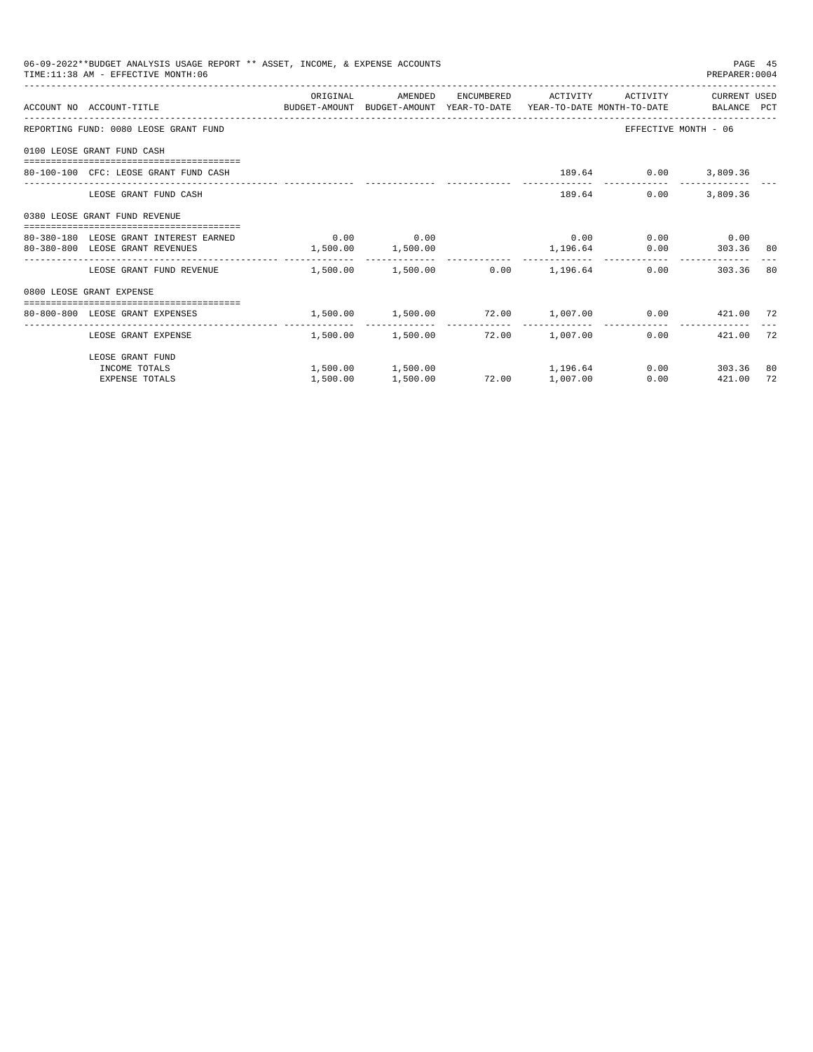06-09-2022**BUDGET ANALYSIS USAGE REPORT ** ASSET, INCOME, & EXPENSE ACCOUNTS
TIME:11:38 AM - EFFECTIVE MONTH:06

PREPARER:0004

| ACCOUNT NO | ACCOUNT-TITLE | ORIGINAL BUDGET-AMOUNT | AMENDED BUDGET-AMOUNT | ENCUMBERED YEAR-TO-DATE | ACTIVITY YEAR-TO-DATE | ACTIVITY MONTH-TO-DATE | CURRENT BALANCE | USED PCT |
|---|---|---|---|---|---|---|---|---|
| REPORTING FUND: 0080 LEOSE GRANT FUND | | | | | | EFFECTIVE MONTH - 06 | | |
| 0100 LEOSE GRANT FUND CASH | | | | | | | | |
| 80-100-100 | CFC: LEOSE GRANT FUND CASH | | | | 189.64 | 0.00 | 3,809.36 | |
| | LEOSE GRANT FUND CASH | | | | 189.64 | 0.00 | 3,809.36 | |
| 0380 LEOSE GRANT FUND REVENUE | | | | | | | | |
| 80-380-180 | LEOSE GRANT INTEREST EARNED | 0.00 | 0.00 | | 0.00 | 0.00 | 0.00 | |
| 80-380-800 | LEOSE GRANT REVENUES | 1,500.00 | 1,500.00 | | 1,196.64 | 0.00 | 303.36 | 80 |
| | LEOSE GRANT FUND REVENUE | 1,500.00 | 1,500.00 | 0.00 | 1,196.64 | 0.00 | 303.36 | 80 |
| 0800 LEOSE GRANT EXPENSE | | | | | | | | |
| 80-800-800 | LEOSE GRANT EXPENSES | 1,500.00 | 1,500.00 | 72.00 | 1,007.00 | 0.00 | 421.00 | 72 |
| | LEOSE GRANT EXPENSE | 1,500.00 | 1,500.00 | 72.00 | 1,007.00 | 0.00 | 421.00 | 72 |
| | LEOSE GRANT FUND | | | | | | | |
| | INCOME TOTALS | 1,500.00 | 1,500.00 | | 1,196.64 | 0.00 | 303.36 | 80 |
| | EXPENSE TOTALS | 1,500.00 | 1,500.00 | 72.00 | 1,007.00 | 0.00 | 421.00 | 72 |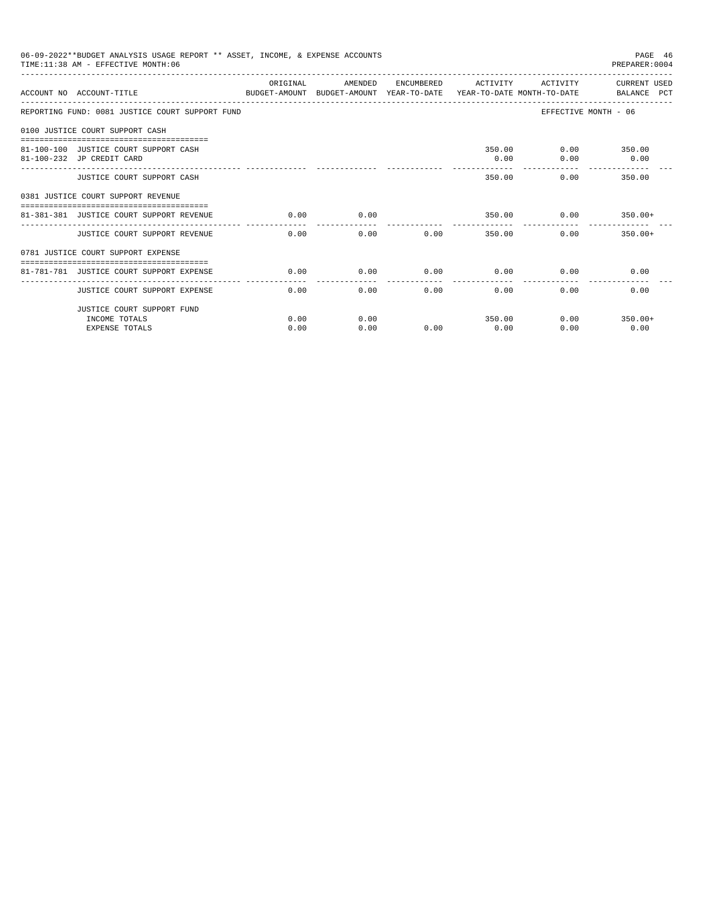06-09-2022**BUDGET ANALYSIS USAGE REPORT ** ASSET, INCOME, & EXPENSE ACCOUNTS
TIME:11:38 AM - EFFECTIVE MONTH:06
PREPARER:0004

| ACCOUNT NO | ACCOUNT-TITLE | ORIGINAL BUDGET-AMOUNT | AMENDED BUDGET-AMOUNT | ENCUMBERED YEAR-TO-DATE | ACTIVITY YEAR-TO-DATE | ACTIVITY MONTH-TO-DATE | CURRENT USED BALANCE PCT |
|---|---|---|---|---|---|---|---|
| REPORTING FUND: 0081 JUSTICE COURT SUPPORT FUND | | | | | | | EFFECTIVE MONTH - 06 |
| 0100 JUSTICE COURT SUPPORT CASH | | | | | | | |
| 81-100-100 | JUSTICE COURT SUPPORT CASH | | | | 350.00 | 0.00 | 350.00 |
| 81-100-232 | JP CREDIT CARD | | | | 0.00 | 0.00 | 0.00 |
| | JUSTICE COURT SUPPORT CASH | | | | 350.00 | 0.00 | 350.00 |
| 0381 JUSTICE COURT SUPPORT REVENUE | | | | | | | |
| 81-381-381 | JUSTICE COURT SUPPORT REVENUE | 0.00 | 0.00 | | 350.00 | 0.00 | 350.00+ |
| | JUSTICE COURT SUPPORT REVENUE | 0.00 | 0.00 | 0.00 | 350.00 | 0.00 | 350.00+ |
| 0781 JUSTICE COURT SUPPORT EXPENSE | | | | | | | |
| 81-781-781 | JUSTICE COURT SUPPORT EXPENSE | 0.00 | 0.00 | 0.00 | 0.00 | 0.00 | 0.00 |
| | JUSTICE COURT SUPPORT EXPENSE | 0.00 | 0.00 | 0.00 | 0.00 | 0.00 | 0.00 |
| | JUSTICE COURT SUPPORT FUND | | | | | | |
| | INCOME TOTALS | 0.00 | 0.00 | | 350.00 | 0.00 | 350.00+ |
| | EXPENSE TOTALS | 0.00 | 0.00 | 0.00 | 0.00 | 0.00 | 0.00 |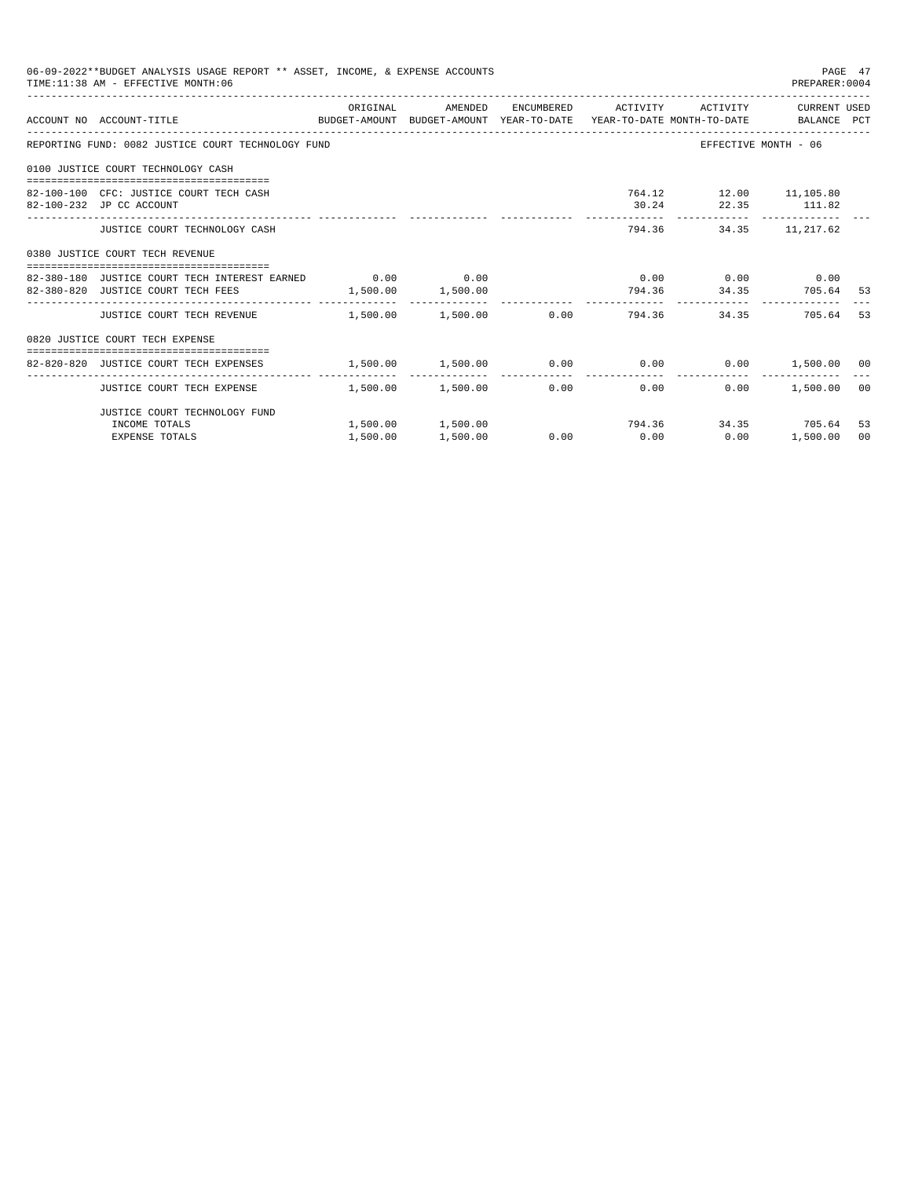06-09-2022**BUDGET ANALYSIS USAGE REPORT ** ASSET, INCOME, & EXPENSE ACCOUNTS
TIME:11:38 AM - EFFECTIVE MONTH:06

PREPARER:0004

| ACCOUNT NO | ACCOUNT-TITLE | ORIGINAL BUDGET-AMOUNT | AMENDED BUDGET-AMOUNT | ENCUMBERED YEAR-TO-DATE | ACTIVITY YEAR-TO-DATE | ACTIVITY MONTH-TO-DATE | CURRENT USED BALANCE | PCT |
|---|---|---|---|---|---|---|---|---|
| REPORTING FUND: 0082 JUSTICE COURT TECHNOLOGY FUND | | | | | | EFFECTIVE MONTH - 06 | | |
| 0100 JUSTICE COURT TECHNOLOGY CASH | | | | | | | | |
| 82-100-100 | CFC: JUSTICE COURT TECH CASH | | | | 764.12 | 12.00 | 11,105.80 | |
| 82-100-232 | JP CC ACCOUNT | | | | 30.24 | 22.35 | 111.82 | |
| | JUSTICE COURT TECHNOLOGY CASH | | | | 794.36 | 34.35 | 11,217.62 | |
| 0380 JUSTICE COURT TECH REVENUE | | | | | | | | |
| 82-380-180 | JUSTICE COURT TECH INTEREST EARNED | 0.00 | 0.00 | | 0.00 | 0.00 | 0.00 | |
| 82-380-820 | JUSTICE COURT TECH FEES | 1,500.00 | 1,500.00 | | 794.36 | 34.35 | 705.64 | 53 |
| | JUSTICE COURT TECH REVENUE | 1,500.00 | 1,500.00 | 0.00 | 794.36 | 34.35 | 705.64 | 53 |
| 0820 JUSTICE COURT TECH EXPENSE | | | | | | | | |
| 82-820-820 | JUSTICE COURT TECH EXPENSES | 1,500.00 | 1,500.00 | 0.00 | 0.00 | 0.00 | 1,500.00 | 00 |
| | JUSTICE COURT TECH EXPENSE | 1,500.00 | 1,500.00 | 0.00 | 0.00 | 0.00 | 1,500.00 | 00 |
| | JUSTICE COURT TECHNOLOGY FUND | | | | | | | |
| | INCOME TOTALS | 1,500.00 | 1,500.00 | | 794.36 | 34.35 | 705.64 | 53 |
| | EXPENSE TOTALS | 1,500.00 | 1,500.00 | 0.00 | 0.00 | 0.00 | 1,500.00 | 00 |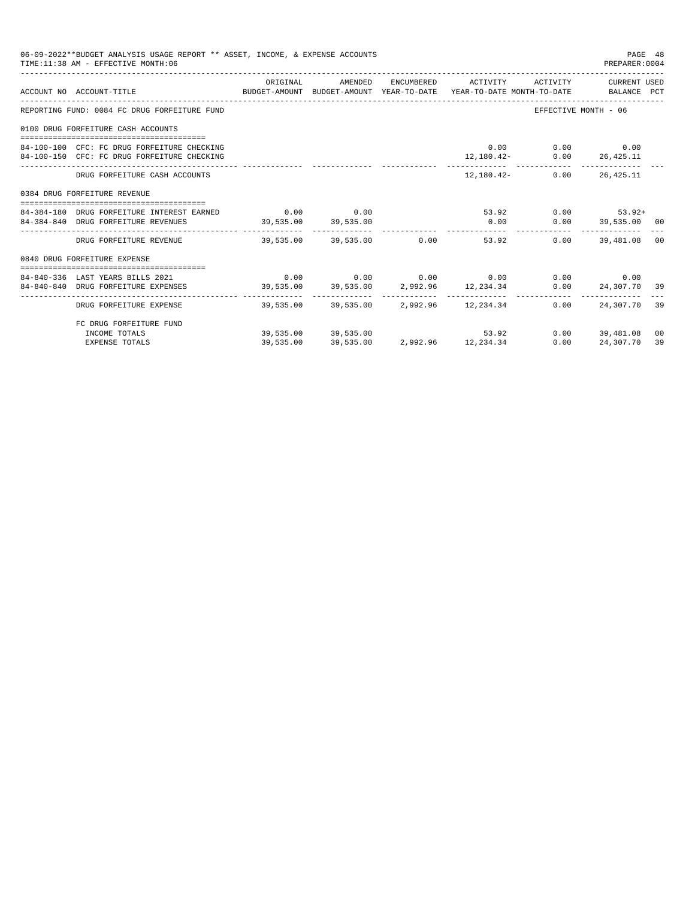06-09-2022**BUDGET ANALYSIS USAGE REPORT ** ASSET, INCOME, & EXPENSE ACCOUNTS
TIME:11:38 AM - EFFECTIVE MONTH:06

PREPARER:0004

| ACCOUNT NO | ACCOUNT-TITLE | ORIGINAL BUDGET-AMOUNT | AMENDED BUDGET-AMOUNT | ENCUMBERED YEAR-TO-DATE | ACTIVITY YEAR-TO-DATE | ACTIVITY MONTH-TO-DATE | CURRENT USED BALANCE | PCT |
|---|---|---|---|---|---|---|---|---|
| REPORTING FUND: 0084 FC DRUG FORFEITURE FUND | | | | | | EFFECTIVE MONTH - 06 | | |
| 0100 DRUG FORFEITURE CASH ACCOUNTS | | | | | | | | |
| 84-100-100 | CFC: FC DRUG FORFEITURE CHECKING | | | | 0.00 | 0.00 | 0.00 | |
| 84-100-150 | CFC: FC DRUG FORFEITURE CHECKING | | | | 12,180.42- | 0.00 | 26,425.11 | |
| | DRUG FORFEITURE CASH ACCOUNTS | | | | 12,180.42- | 0.00 | 26,425.11 | |
| 0384 DRUG FORFEITURE REVENUE | | | | | | | | |
| 84-384-180 | DRUG FORFEITURE INTEREST EARNED | 0.00 | 0.00 | | 53.92 | 0.00 | 53.92+ | |
| 84-384-840 | DRUG FORFEITURE REVENUES | 39,535.00 | 39,535.00 | | 0.00 | 0.00 | 39,535.00 | 00 |
| | DRUG FORFEITURE REVENUE | 39,535.00 | 39,535.00 | 0.00 | 53.92 | 0.00 | 39,481.08 | 00 |
| 0840 DRUG FORFEITURE EXPENSE | | | | | | | | |
| 84-840-336 | LAST YEARS BILLS 2021 | 0.00 | 0.00 | 0.00 | 0.00 | 0.00 | 0.00 | |
| 84-840-840 | DRUG FORFEITURE EXPENSES | 39,535.00 | 39,535.00 | 2,992.96 | 12,234.34 | 0.00 | 24,307.70 | 39 |
| | DRUG FORFEITURE EXPENSE | 39,535.00 | 39,535.00 | 2,992.96 | 12,234.34 | 0.00 | 24,307.70 | 39 |
| | FC DRUG FORFEITURE FUND | | | | | | | |
| | INCOME TOTALS | 39,535.00 | 39,535.00 | | 53.92 | 0.00 | 39,481.08 | 00 |
| | EXPENSE TOTALS | 39,535.00 | 39,535.00 | 2,992.96 | 12,234.34 | 0.00 | 24,307.70 | 39 |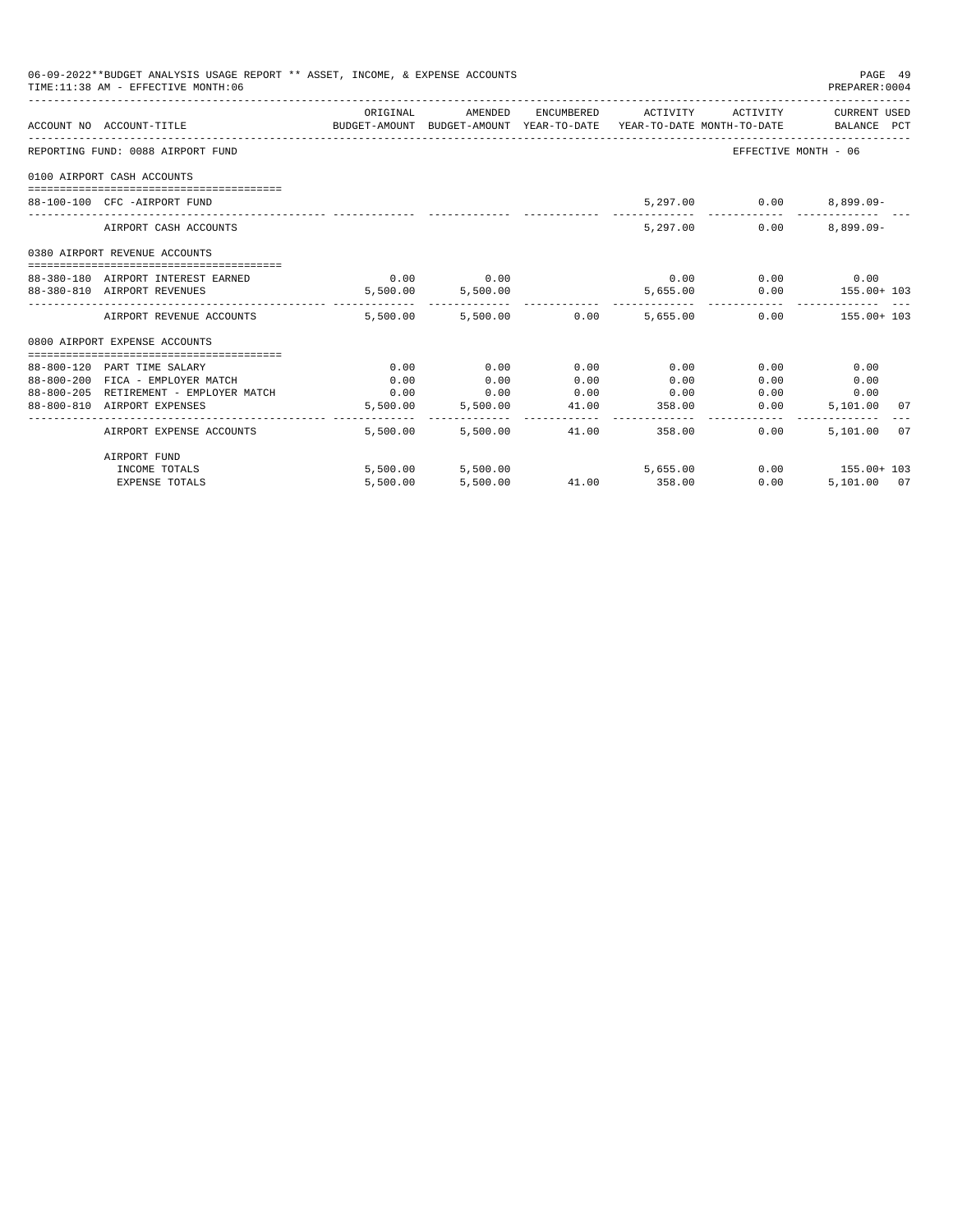06-09-2022**BUDGET ANALYSIS USAGE REPORT ** ASSET, INCOME, & EXPENSE ACCOUNTS

TIME:11:38 AM - EFFECTIVE MONTH:06

PREPARER:0004

| ACCOUNT NO | ACCOUNT-TITLE | ORIGINAL BUDGET-AMOUNT | AMENDED BUDGET-AMOUNT | ENCUMBERED YEAR-TO-DATE | ACTIVITY YEAR-TO-DATE | ACTIVITY MONTH-TO-DATE | CURRENT USED BALANCE | PCT |
|---|---|---|---|---|---|---|---|---|
| REPORTING FUND: 0088 AIRPORT FUND | | | | | | | EFFECTIVE MONTH - 06 | |
| 0100 AIRPORT CASH ACCOUNTS | | | | | | | | |
| 88-100-100 | CFC -AIRPORT FUND | | | | 5,297.00 | 0.00 | 8,899.09- | |
| | AIRPORT CASH ACCOUNTS | | | | 5,297.00 | 0.00 | 8,899.09- | |
| 0380 AIRPORT REVENUE ACCOUNTS | | | | | | | | |
| 88-380-180 | AIRPORT INTEREST EARNED | 0.00 | 0.00 | | 0.00 | 0.00 | 0.00 | |
| 88-380-810 | AIRPORT REVENUES | 5,500.00 | 5,500.00 | | 5,655.00 | 0.00 | 155.00+ | 103 |
| | AIRPORT REVENUE ACCOUNTS | 5,500.00 | 5,500.00 | 0.00 | 5,655.00 | 0.00 | 155.00+ | 103 |
| 0800 AIRPORT EXPENSE ACCOUNTS | | | | | | | | |
| 88-800-120 | PART TIME SALARY | 0.00 | 0.00 | 0.00 | 0.00 | 0.00 | 0.00 | |
| 88-800-200 | FICA - EMPLOYER MATCH | 0.00 | 0.00 | 0.00 | 0.00 | 0.00 | 0.00 | |
| 88-800-205 | RETIREMENT - EMPLOYER MATCH | 0.00 | 0.00 | 0.00 | 0.00 | 0.00 | 0.00 | |
| 88-800-810 | AIRPORT EXPENSES | 5,500.00 | 5,500.00 | 41.00 | 358.00 | 0.00 | 5,101.00 | 07 |
| | AIRPORT EXPENSE ACCOUNTS | 5,500.00 | 5,500.00 | 41.00 | 358.00 | 0.00 | 5,101.00 | 07 |
| | AIRPORT FUND | | | | | | | |
| | INCOME TOTALS | 5,500.00 | 5,500.00 | | 5,655.00 | 0.00 | 155.00+ | 103 |
| | EXPENSE TOTALS | 5,500.00 | 5,500.00 | 41.00 | 358.00 | 0.00 | 5,101.00 | 07 |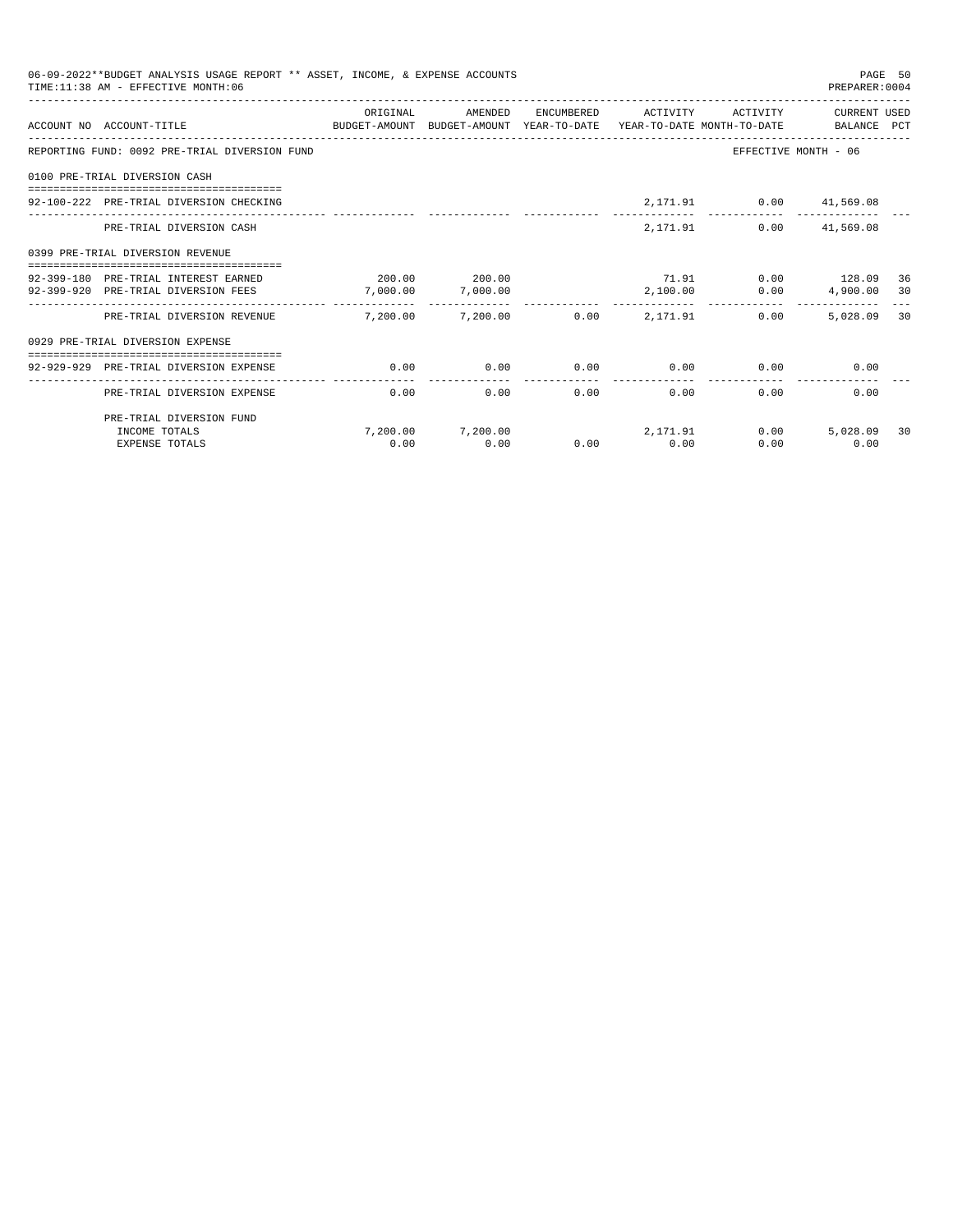06-09-2022**BUDGET ANALYSIS USAGE REPORT ** ASSET, INCOME, & EXPENSE ACCOUNTS
TIME:11:38 AM - EFFECTIVE MONTH:06

PREPARER:0004

| ACCOUNT NO | ACCOUNT-TITLE | ORIGINAL BUDGET-AMOUNT | AMENDED BUDGET-AMOUNT | ENCUMBERED YEAR-TO-DATE | ACTIVITY YEAR-TO-DATE | ACTIVITY MONTH-TO-DATE | CURRENT BALANCE | USED PCT |
|---|---|---|---|---|---|---|---|---|
| REPORTING FUND: 0092 PRE-TRIAL DIVERSION FUND | | | | | | | EFFECTIVE MONTH - 06 | |
| 0100 PRE-TRIAL DIVERSION CASH | | | | | | | | |
| 92-100-222 | PRE-TRIAL DIVERSION CHECKING | | | | 2,171.91 | 0.00 | 41,569.08 | |
| | PRE-TRIAL DIVERSION CASH | | | | 2,171.91 | 0.00 | 41,569.08 | |
| 0399 PRE-TRIAL DIVERSION REVENUE | | | | | | | | |
| 92-399-180 | PRE-TRIAL INTEREST EARNED | 200.00 | 200.00 | | 71.91 | 0.00 | 128.09 | 36 |
| 92-399-920 | PRE-TRIAL DIVERSION FEES | 7,000.00 | 7,000.00 | | 2,100.00 | 0.00 | 4,900.00 | 30 |
| | PRE-TRIAL DIVERSION REVENUE | 7,200.00 | 7,200.00 | 0.00 | 2,171.91 | 0.00 | 5,028.09 | 30 |
| 0929 PRE-TRIAL DIVERSION EXPENSE | | | | | | | | |
| 92-929-929 | PRE-TRIAL DIVERSION EXPENSE | 0.00 | 0.00 | 0.00 | 0.00 | 0.00 | 0.00 | |
| | PRE-TRIAL DIVERSION EXPENSE | 0.00 | 0.00 | 0.00 | 0.00 | 0.00 | 0.00 | |
| | PRE-TRIAL DIVERSION FUND | | | | | | | |
| | INCOME TOTALS | 7,200.00 | 7,200.00 | | 2,171.91 | 0.00 | 5,028.09 | 30 |
| | EXPENSE TOTALS | 0.00 | 0.00 | 0.00 | 0.00 | 0.00 | 0.00 | |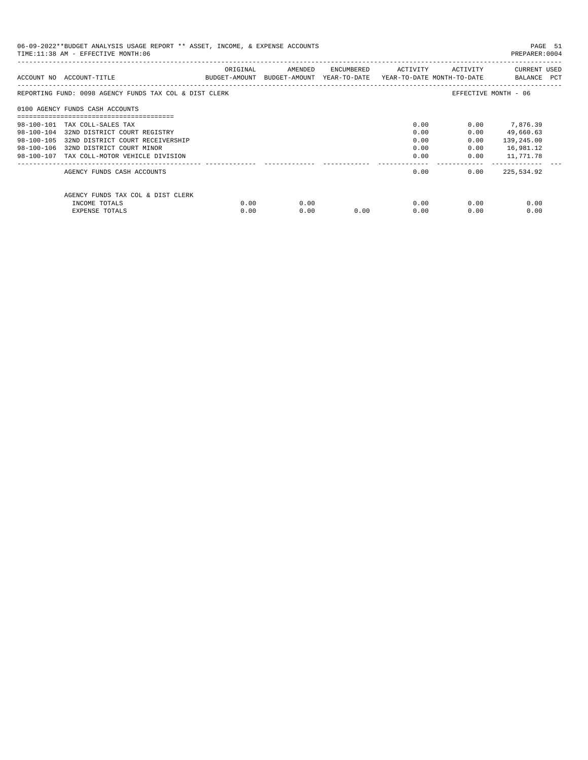06-09-2022**BUDGET ANALYSIS USAGE REPORT ** ASSET, INCOME, & EXPENSE ACCOUNTS
TIME:11:38 AM - EFFECTIVE MONTH:06

PREPARER:0004

| ACCOUNT NO | ACCOUNT-TITLE | ORIGINAL BUDGET-AMOUNT | AMENDED BUDGET-AMOUNT | ENCUMBERED YEAR-TO-DATE | ACTIVITY YEAR-TO-DATE | ACTIVITY MONTH-TO-DATE | CURRENT BALANCE | USED PCT |
|---|---|---|---|---|---|---|---|---|
| REPORTING FUND: 0098 AGENCY FUNDS TAX COL & DIST CLERK | | | | | | EFFECTIVE MONTH - 06 | | |
| 0100 AGENCY FUNDS CASH ACCOUNTS | | | | | | | | |
| 98-100-101 | TAX COLL-SALES TAX | | | | 0.00 | 0.00 | 7,876.39 | |
| 98-100-104 | 32ND DISTRICT COURT REGISTRY | | | | 0.00 | 0.00 | 49,660.63 | |
| 98-100-105 | 32ND DISTRICT COURT RECEIVERSHIP | | | | 0.00 | 0.00 | 139,245.00 | |
| 98-100-106 | 32ND DISTRICT COURT MINOR | | | | 0.00 | 0.00 | 16,981.12 | |
| 98-100-107 | TAX COLL-MOTOR VEHICLE DIVISION | | | | 0.00 | 0.00 | 11,771.78 | |
| | AGENCY FUNDS CASH ACCOUNTS | | | | 0.00 | 0.00 | 225,534.92 | |
| | AGENCY FUNDS TAX COL & DIST CLERK | | | | | | | |
| | INCOME TOTALS | 0.00 | 0.00 | | 0.00 | 0.00 | 0.00 | |
| | EXPENSE TOTALS | 0.00 | 0.00 | 0.00 | 0.00 | 0.00 | 0.00 | |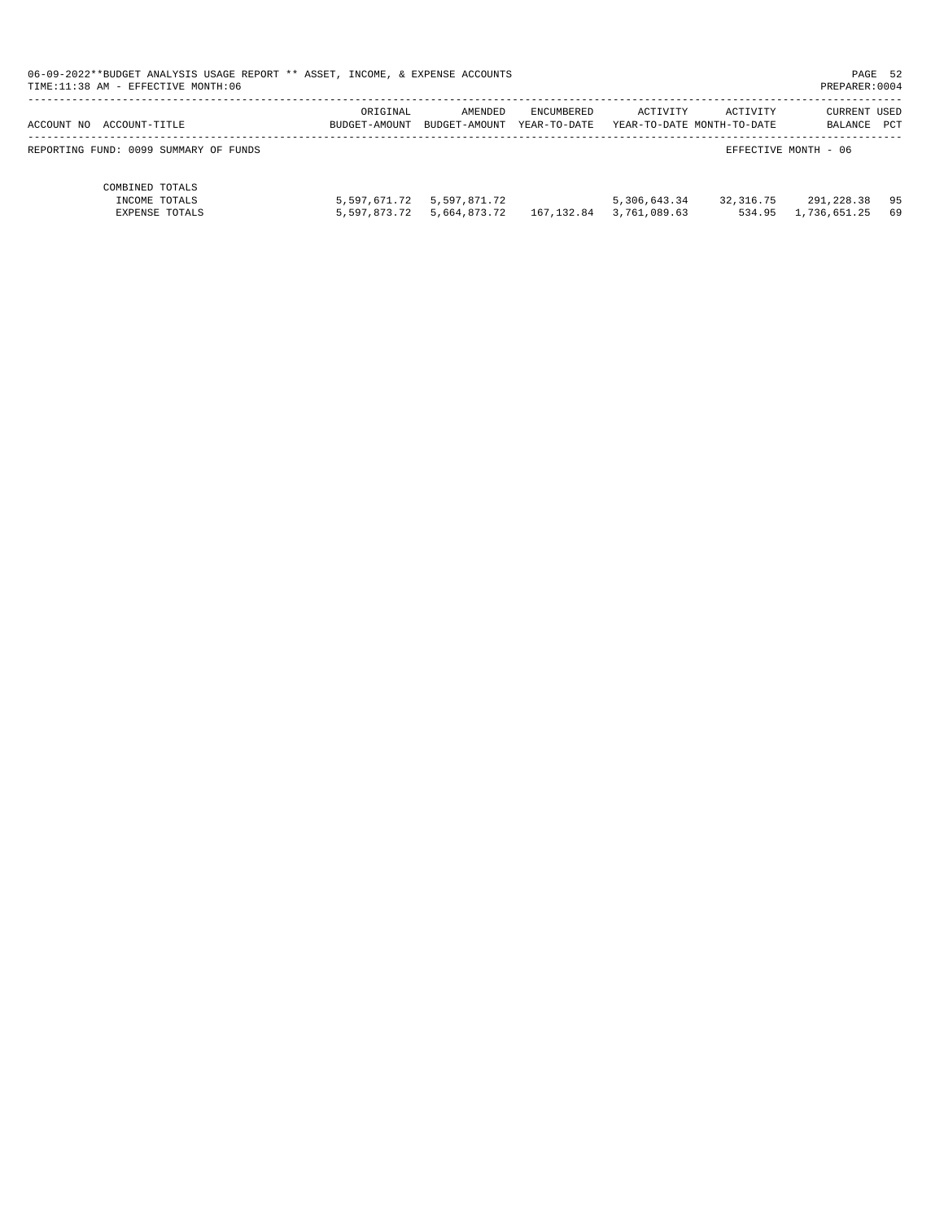| ACCOUNT NO ACCOUNT-TITLE | ORIGINAL BUDGET-AMOUNT | AMENDED BUDGET-AMOUNT | ENCUMBERED YEAR-TO-DATE | ACTIVITY YEAR-TO-DATE | ACTIVITY MONTH-TO-DATE | CURRENT BALANCE | USED PCT |
|---|---|---|---|---|---|---|---|
| REPORTING FUND: 0099 SUMMARY OF FUNDS | | | | | EFFECTIVE MONTH - 06 | | |
| COMBINED TOTALS | | | | | | | |
| INCOME TOTALS | 5,597,671.72 | 5,597,871.72 | | 5,306,643.34 | 32,316.75 | 291,228.38 | 95 |
| EXPENSE TOTALS | 5,597,873.72 | 5,664,873.72 | 167,132.84 | 3,761,089.63 | 534.95 | 1,736,651.25 | 69 |